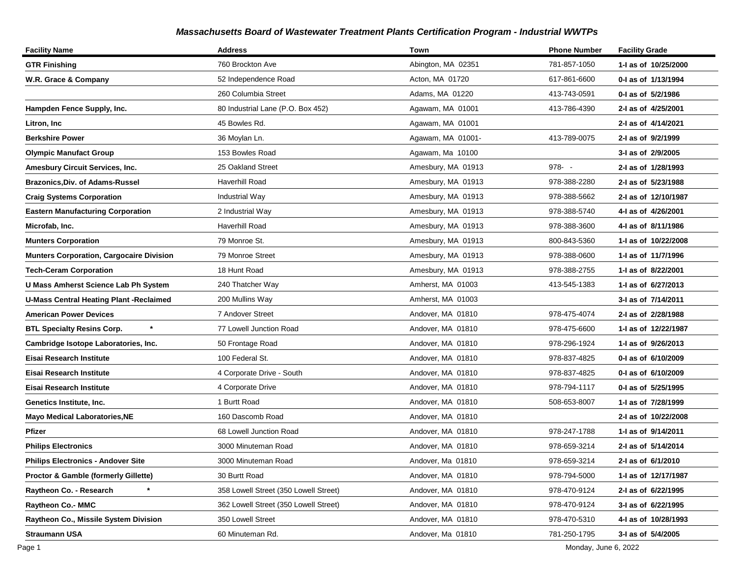# *Massachusetts Board of Wastewater Treatment Plants Certification Program - Industrial WWTPs*

| Facility Name | Address | Town | Phone Number | Facility Grade |
|---|---|---|---|---|
| **GTR Finishing** | 760 Brockton Ave | Abington, MA 02351 | 781-857-1050 | **1-I as of 10/25/2000** |
| **W.R. Grace & Company** | 52 Independence Road | Acton, MA 01720 | 617-861-6600 | **0-I as of 1/13/1994** |
| | 260 Columbia Street | Adams, MA 01220 | 413-743-0591 | **0-I as of 5/2/1986** |
| **Hampden Fence Supply, Inc.** | 80 Industrial Lane (P.O. Box 452) | Agawam, MA 01001 | 413-786-4390 | **2-I as of 4/25/2001** |
| **Litron, Inc** | 45 Bowles Rd. | Agawam, MA 01001 | | **2-I as of 4/14/2021** |
| **Berkshire Power** | 36 Moylan Ln. | Agawam, MA 01001- | 413-789-0075 | **2-I as of 9/2/1999** |
| **Olympic Manufact Group** | 153 Bowles Road | Agawam, Ma 10100 | | **3-I as of 2/9/2005** |
| **Amesbury Circuit Services, Inc.** | 25 Oakland Street | Amesbury, MA 01913 | 978- - | **2-I as of 1/28/1993** |
| **Brazonics,Div. of Adams-Russel** | Haverhill Road | Amesbury, MA 01913 | 978-388-2280 | **2-I as of 5/23/1988** |
| **Craig Systems Corporation** | Industrial Way | Amesbury, MA 01913 | 978-388-5662 | **2-I as of 12/10/1987** |
| **Eastern Manufacturing Corporation** | 2 Industrial Way | Amesbury, MA 01913 | 978-388-5740 | **4-I as of 4/26/2001** |
| **Microfab, Inc.** | Haverhill Road | Amesbury, MA 01913 | 978-388-3600 | **4-I as of 8/11/1986** |
| **Munters Corporation** | 79 Monroe St. | Amesbury, MA 01913 | 800-843-5360 | **1-I as of 10/22/2008** |
| **Munters Corporation, Cargocaire Division** | 79 Monroe Street | Amesbury, MA 01913 | 978-388-0600 | **1-I as of 11/7/1996** |
| **Tech-Ceram Corporation** | 18 Hunt Road | Amesbury, MA 01913 | 978-388-2755 | **1-I as of 8/22/2001** |
| **U Mass Amherst Science Lab Ph System** | 240 Thatcher Way | Amherst, MA 01003 | 413-545-1383 | **1-I as of 6/27/2013** |
| **U-Mass Central Heating Plant -Reclaimed** | 200 Mullins Way | Amherst, MA 01003 | | **3-I as of 7/14/2011** |
| **American Power Devices** | 7 Andover Street | Andover, MA 01810 | 978-475-4074 | **2-I as of 2/28/1988** |
| **BTL Specialty Resins Corp. \*** | 77 Lowell Junction Road | Andover, MA 01810 | 978-475-6600 | **1-I as of 12/22/1987** |
| **Cambridge Isotope Laboratories, Inc.** | 50 Frontage Road | Andover, MA 01810 | 978-296-1924 | **1-I as of 9/26/2013** |
| **Eisai Research Institute** | 100 Federal St. | Andover, MA 01810 | 978-837-4825 | **0-I as of 6/10/2009** |
| **Eisai Research Institute** | 4 Corporate Drive - South | Andover, MA 01810 | 978-837-4825 | **0-I as of 6/10/2009** |
| **Eisai Research Institute** | 4 Corporate Drive | Andover, MA 01810 | 978-794-1117 | **0-I as of 5/25/1995** |
| **Genetics Institute, Inc.** | 1 Burtt Road | Andover, MA 01810 | 508-653-8007 | **1-I as of 7/28/1999** |
| **Mayo Medical Laboratories,NE** | 160 Dascomb Road | Andover, MA 01810 | | **2-I as of 10/22/2008** |
| **Pfizer** | 68 Lowell Junction Road | Andover, MA 01810 | 978-247-1788 | **1-I as of 9/14/2011** |
| **Philips Electronics** | 3000 Minuteman Road | Andover, MA 01810 | 978-659-3214 | **2-I as of 5/14/2014** |
| **Philips Electronics - Andover Site** | 3000 Minuteman Road | Andover, Ma 01810 | 978-659-3214 | **2-I as of 6/1/2010** |
| **Proctor & Gamble (formerly Gillette)** | 30 Burtt Road | Andover, MA 01810 | 978-794-5000 | **1-I as of 12/17/1987** |
| **Raytheon Co. - Research \*** | 358 Lowell Street (350 Lowell Street) | Andover, MA 01810 | 978-470-9124 | **2-I as of 6/22/1995** |
| **Raytheon Co.- MMC** | 362 Lowell Street (350 Lowell Street) | Andover, MA 01810 | 978-470-9124 | **3-I as of 6/22/1995** |
| **Raytheon Co., Missile System Division** | 350 Lowell Street | Andover, MA 01810 | 978-470-5310 | **4-I as of 10/28/1993** |
| **Straumann USA** | 60 Minuteman Rd. | Andover, Ma 01810 | 781-250-1795 | **3-I as of 5/4/2005** |

Monday, June 6, 2022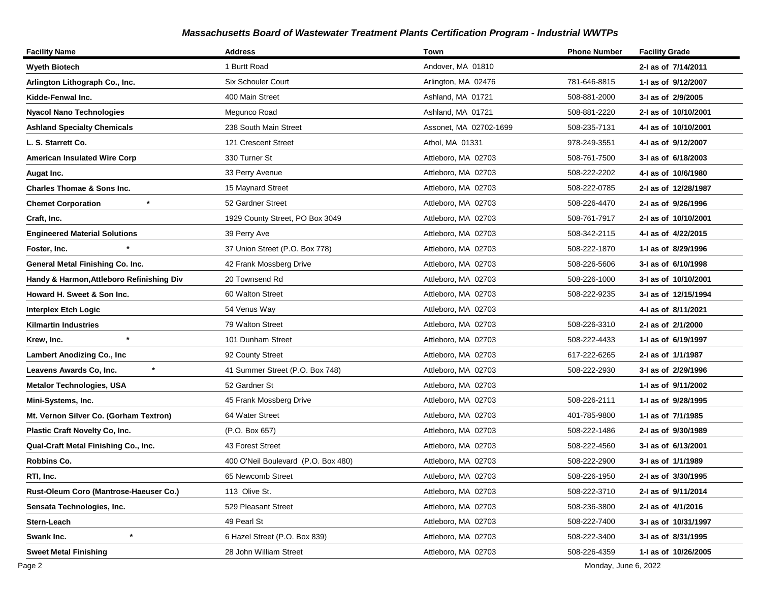*Massachusetts Board of Wastewater Treatment Plants Certification Program - Industrial WWTPs*

| Facility Name | Address | Town | Phone Number | Facility Grade |
|---|---|---|---|---|
| **Wyeth Biotech** | 1 Burtt Road | Andover, MA 01810 | | **2-I as of 7/14/2011** |
| **Arlington Lithograph Co., Inc.** | Six Schouler Court | Arlington, MA 02476 | 781-646-8815 | **1-I as of 9/12/2007** |
| **Kidde-Fenwal Inc.** | 400 Main Street | Ashland, MA 01721 | 508-881-2000 | **3-I as of 2/9/2005** |
| **Nyacol Nano Technologies** | Megunco Road | Ashland, MA 01721 | 508-881-2220 | **2-I as of 10/10/2001** |
| **Ashland Specialty Chemicals** | 238 South Main Street | Assonet, MA 02702-1699 | 508-235-7131 | **4-I as of 10/10/2001** |
| **L. S. Starrett Co.** | 121 Crescent Street | Athol, MA 01331 | 978-249-3551 | **4-I as of 9/12/2007** |
| **American Insulated Wire Corp** | 330 Turner St | Attleboro, MA 02703 | 508-761-7500 | **3-I as of 6/18/2003** |
| **Augat Inc.** | 33 Perry Avenue | Attleboro, MA 02703 | 508-222-2202 | **4-I as of 10/6/1980** |
| **Charles Thomae & Sons Inc.** | 15 Maynard Street | Attleboro, MA 02703 | 508-222-0785 | **2-I as of 12/28/1987** |
| **Chemet Corporation** * | 52 Gardner Street | Attleboro, MA 02703 | 508-226-4470 | **2-I as of 9/26/1996** |
| **Craft, Inc.** | 1929 County Street, PO Box 3049 | Attleboro, MA 02703 | 508-761-7917 | **2-I as of 10/10/2001** |
| **Engineered Material Solutions** | 39 Perry Ave | Attleboro, MA 02703 | 508-342-2115 | **4-I as of 4/22/2015** |
| **Foster, Inc.** * | 37 Union Street (P.O. Box 778) | Attleboro, MA 02703 | 508-222-1870 | **1-I as of 8/29/1996** |
| **General Metal Finishing Co. Inc.** | 42 Frank Mossberg Drive | Attleboro, MA 02703 | 508-226-5606 | **3-I as of 6/10/1998** |
| **Handy & Harmon,Attleboro Refinishing Div** | 20 Townsend Rd | Attleboro, MA 02703 | 508-226-1000 | **3-I as of 10/10/2001** |
| **Howard H. Sweet & Son Inc.** | 60 Walton Street | Attleboro, MA 02703 | 508-222-9235 | **3-I as of 12/15/1994** |
| **Interplex Etch Logic** | 54 Venus Way | Attleboro, MA 02703 | | **4-I as of 8/11/2021** |
| **Kilmartin Industries** | 79 Walton Street | Attleboro, MA 02703 | 508-226-3310 | **2-I as of 2/1/2000** |
| **Krew, Inc.** * | 101 Dunham Street | Attleboro, MA 02703 | 508-222-4433 | **1-I as of 6/19/1997** |
| **Lambert Anodizing Co., Inc** | 92 County Street | Attleboro, MA 02703 | 617-222-6265 | **2-I as of 1/1/1987** |
| **Leavens Awards Co, Inc.** * | 41 Summer Street (P.O. Box 748) | Attleboro, MA 02703 | 508-222-2930 | **3-I as of 2/29/1996** |
| **Metalor Technologies, USA** | 52 Gardner St | Attleboro, MA 02703 | | **1-I as of 9/11/2002** |
| **Mini-Systems, Inc.** | 45 Frank Mossberg Drive | Attleboro, MA 02703 | 508-226-2111 | **1-I as of 9/28/1995** |
| **Mt. Vernon Silver Co. (Gorham Textron)** | 64 Water Street | Attleboro, MA 02703 | 401-785-9800 | **1-I as of 7/1/1985** |
| **Plastic Craft Novelty Co, Inc.** | (P.O. Box 657) | Attleboro, MA 02703 | 508-222-1486 | **2-I as of 9/30/1989** |
| **Qual-Craft Metal Finishing Co., Inc.** | 43 Forest Street | Attleboro, MA 02703 | 508-222-4560 | **3-I as of 6/13/2001** |
| **Robbins Co.** | 400 O'Neil Boulevard (P.O. Box 480) | Attleboro, MA 02703 | 508-222-2900 | **3-I as of 1/1/1989** |
| **RTI, Inc.** | 65 Newcomb Street | Attleboro, MA 02703 | 508-226-1950 | **2-I as of 3/30/1995** |
| **Rust-Oleum Coro (Mantrose-Haeuser Co.)** | 113 Olive St. | Attleboro, MA 02703 | 508-222-3710 | **2-I as of 9/11/2014** |
| **Sensata Technologies, Inc.** | 529 Pleasant Street | Attleboro, MA 02703 | 508-236-3800 | **2-I as of 4/1/2016** |
| **Stern-Leach** | 49 Pearl St | Attleboro, MA 02703 | 508-222-7400 | **3-I as of 10/31/1997** |
| **Swank Inc.** * | 6 Hazel Street (P.O. Box 839) | Attleboro, MA 02703 | 508-222-3400 | **3-I as of 8/31/1995** |
| **Sweet Metal Finishing** | 28 John William Street | Attleboro, MA 02703 | 508-226-4359 | **1-I as of 10/26/2005** |

Monday, June 6, 2022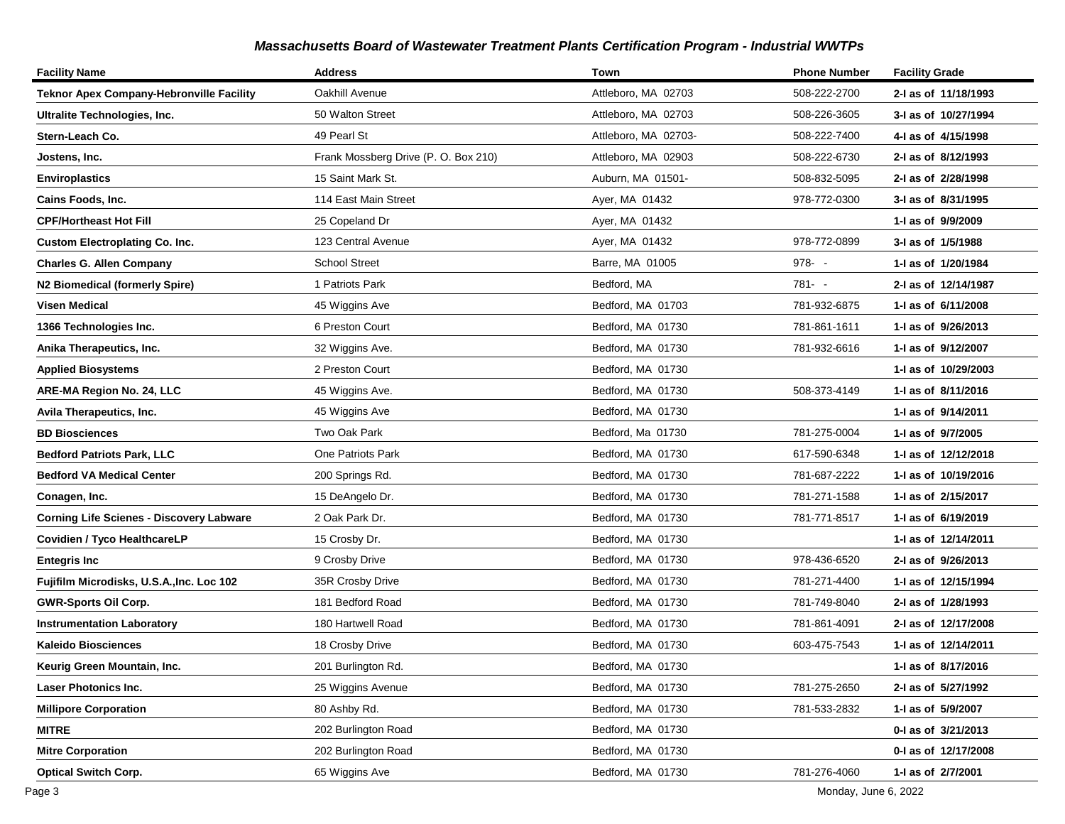## *Massachusetts Board of Wastewater Treatment Plants Certification Program - Industrial WWTPs*

| Facility Name | Address | Town | Phone Number | Facility Grade |
|---|---|---|---|---|
| **Teknor Apex Company-Hebronville Facility** | Oakhill Avenue | Attleboro, MA 02703 | 508-222-2700 | **2-I as of 11/18/1993** |
| **Ultralite Technologies, Inc.** | 50 Walton Street | Attleboro, MA 02703 | 508-226-3605 | **3-I as of 10/27/1994** |
| **Stern-Leach Co.** | 49 Pearl St | Attleboro, MA 02703- | 508-222-7400 | **4-I as of 4/15/1998** |
| **Jostens, Inc.** | Frank Mossberg Drive (P. O. Box 210) | Attleboro, MA 02903 | 508-222-6730 | **2-I as of 8/12/1993** |
| **Enviroplastics** | 15 Saint Mark St. | Auburn, MA 01501- | 508-832-5095 | **2-I as of 2/28/1998** |
| **Cains Foods, Inc.** | 114 East Main Street | Ayer, MA 01432 | 978-772-0300 | **3-I as of 8/31/1995** |
| **CPF/Hortheast Hot Fill** | 25 Copeland Dr | Ayer, MA 01432 | | **1-I as of 9/9/2009** |
| **Custom Electroplating Co. Inc.** | 123 Central Avenue | Ayer, MA 01432 | 978-772-0899 | **3-I as of 1/5/1988** |
| **Charles G. Allen Company** | School Street | Barre, MA 01005 | 978- - | **1-I as of 1/20/1984** |
| **N2 Biomedical (formerly Spire)** | 1 Patriots Park | Bedford, MA | 781- - | **2-I as of 12/14/1987** |
| **Visen Medical** | 45 Wiggins Ave | Bedford, MA 01703 | 781-932-6875 | **1-I as of 6/11/2008** |
| **1366 Technologies Inc.** | 6 Preston Court | Bedford, MA 01730 | 781-861-1611 | **1-I as of 9/26/2013** |
| **Anika Therapeutics, Inc.** | 32 Wiggins Ave. | Bedford, MA 01730 | 781-932-6616 | **1-I as of 9/12/2007** |
| **Applied Biosystems** | 2 Preston Court | Bedford, MA 01730 | | **1-I as of 10/29/2003** |
| **ARE-MA Region No. 24, LLC** | 45 Wiggins Ave. | Bedford, MA 01730 | 508-373-4149 | **1-I as of 8/11/2016** |
| **Avila Therapeutics, Inc.** | 45 Wiggins Ave | Bedford, MA 01730 | | **1-I as of 9/14/2011** |
| **BD Biosciences** | Two Oak Park | Bedford, Ma 01730 | 781-275-0004 | **1-I as of 9/7/2005** |
| **Bedford Patriots Park, LLC** | One Patriots Park | Bedford, MA 01730 | 617-590-6348 | **1-I as of 12/12/2018** |
| **Bedford VA Medical Center** | 200 Springs Rd. | Bedford, MA 01730 | 781-687-2222 | **1-I as of 10/19/2016** |
| **Conagen, Inc.** | 15 DeAngelo Dr. | Bedford, MA 01730 | 781-271-1588 | **1-I as of 2/15/2017** |
| **Corning Life Scienes - Discovery Labware** | 2 Oak Park Dr. | Bedford, MA 01730 | 781-771-8517 | **1-I as of 6/19/2019** |
| **Covidien / Tyco HealthcareLP** | 15 Crosby Dr. | Bedford, MA 01730 | | **1-I as of 12/14/2011** |
| **Entegris Inc** | 9 Crosby Drive | Bedford, MA 01730 | 978-436-6520 | **2-I as of 9/26/2013** |
| **Fujifilm Microdisks, U.S.A.,Inc. Loc 102** | 35R Crosby Drive | Bedford, MA 01730 | 781-271-4400 | **1-I as of 12/15/1994** |
| **GWR-Sports Oil Corp.** | 181 Bedford Road | Bedford, MA 01730 | 781-749-8040 | **2-I as of 1/28/1993** |
| **Instrumentation Laboratory** | 180 Hartwell Road | Bedford, MA 01730 | 781-861-4091 | **2-I as of 12/17/2008** |
| **Kaleido Biosciences** | 18 Crosby Drive | Bedford, MA 01730 | 603-475-7543 | **1-I as of 12/14/2011** |
| **Keurig Green Mountain, Inc.** | 201 Burlington Rd. | Bedford, MA 01730 | | **1-I as of 8/17/2016** |
| **Laser Photonics Inc.** | 25 Wiggins Avenue | Bedford, MA 01730 | 781-275-2650 | **2-I as of 5/27/1992** |
| **Millipore Corporation** | 80 Ashby Rd. | Bedford, MA 01730 | 781-533-2832 | **1-I as of 5/9/2007** |
| **MITRE** | 202 Burlington Road | Bedford, MA 01730 | | **0-I as of 3/21/2013** |
| **Mitre Corporation** | 202 Burlington Road | Bedford, MA 01730 | | **0-I as of 12/17/2008** |
| **Optical Switch Corp.** | 65 Wiggins Ave | Bedford, MA 01730 | 781-276-4060 | **1-I as of 2/7/2001** |

Monday, June 6, 2022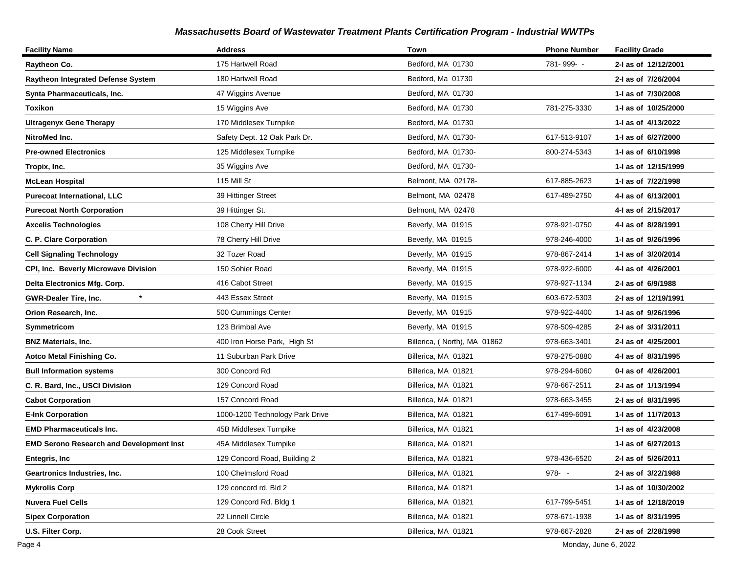### *Massachusetts Board of Wastewater Treatment Plants Certification Program - Industrial WWTPs*

| Facility Name | Address | Town | Phone Number | Facility Grade |
|---|---|---|---|---|
| **Raytheon Co.** | 175 Hartwell Road | Bedford, MA 01730 | 781- 999- - | **2-I as of 12/12/2001** |
| **Raytheon Integrated Defense System** | 180 Hartwell Road | Bedford, Ma 01730 | | **2-I as of 7/26/2004** |
| **Synta Pharmaceuticals, Inc.** | 47 Wiggins Avenue | Bedford, MA 01730 | | **1-I as of 7/30/2008** |
| **Toxikon** | 15 Wiggins Ave | Bedford, MA 01730 | 781-275-3330 | **1-I as of 10/25/2000** |
| **Ultragenyx Gene Therapy** | 170 Middlesex Turnpike | Bedford, MA 01730 | | **1-I as of 4/13/2022** |
| **NitroMed Inc.** | Safety Dept. 12 Oak Park Dr. | Bedford, MA 01730- | 617-513-9107 | **1-I as of 6/27/2000** |
| **Pre-owned Electronics** | 125 Middlesex Turnpike | Bedford, MA 01730- | 800-274-5343 | **1-I as of 6/10/1998** |
| **Tropix, Inc.** | 35 Wiggins Ave | Bedford, MA 01730- | | **1-I as of 12/15/1999** |
| **McLean Hospital** | 115 Mill St | Belmont, MA 02178- | 617-885-2623 | **1-I as of 7/22/1998** |
| **Purecoat International, LLC** | 39 Hittinger Street | Belmont, MA 02478 | 617-489-2750 | **4-I as of 6/13/2001** |
| **Purecoat North Corporation** | 39 Hittinger St. | Belmont, MA 02478 | | **4-I as of 2/15/2017** |
| **Axcelis Technologies** | 108 Cherry Hill Drive | Beverly, MA 01915 | 978-921-0750 | **4-I as of 8/28/1991** |
| **C. P. Clare Corporation** | 78 Cherry Hill Drive | Beverly, MA 01915 | 978-246-4000 | **1-I as of 9/26/1996** |
| **Cell Signaling Technology** | 32 Tozer Road | Beverly, MA 01915 | 978-867-2414 | **1-I as of 3/20/2014** |
| **CPI, Inc. Beverly Microwave Division** | 150 Sohier Road | Beverly, MA 01915 | 978-922-6000 | **4-I as of 4/26/2001** |
| **Delta Electronics Mfg. Corp.** | 416 Cabot Street | Beverly, MA 01915 | 978-927-1134 | **2-I as of 6/9/1988** |
| **GWR-Dealer Tire, Inc. \*** | 443 Essex Street | Beverly, MA 01915 | 603-672-5303 | **2-I as of 12/19/1991** |
| **Orion Research, Inc.** | 500 Cummings Center | Beverly, MA 01915 | 978-922-4400 | **1-I as of 9/26/1996** |
| **Symmetricom** | 123 Brimbal Ave | Beverly, MA 01915 | 978-509-4285 | **2-I as of 3/31/2011** |
| **BNZ Materials, Inc.** | 400 Iron Horse Park, High St | Billerica, ( North), MA 01862 | 978-663-3401 | **2-I as of 4/25/2001** |
| **Aotco Metal Finishing Co.** | 11 Suburban Park Drive | Billerica, MA 01821 | 978-275-0880 | **4-I as of 8/31/1995** |
| **Bull Information systems** | 300 Concord Rd | Billerica, MA 01821 | 978-294-6060 | **0-I as of 4/26/2001** |
| **C. R. Bard, Inc., USCI Division** | 129 Concord Road | Billerica, MA 01821 | 978-667-2511 | **2-I as of 1/13/1994** |
| **Cabot Corporation** | 157 Concord Road | Billerica, MA 01821 | 978-663-3455 | **2-I as of 8/31/1995** |
| **E-Ink Corporation** | 1000-1200 Technology Park Drive | Billerica, MA 01821 | 617-499-6091 | **1-I as of 11/7/2013** |
| **EMD Pharmaceuticals Inc.** | 45B Middlesex Turnpike | Billerica, MA 01821 | | **1-I as of 4/23/2008** |
| **EMD Serono Research and Development Inst** | 45A Middlesex Turnpike | Billerica, MA 01821 | | **1-I as of 6/27/2013** |
| **Entegris, Inc** | 129 Concord Road, Building 2 | Billerica, MA 01821 | 978-436-6520 | **2-I as of 5/26/2011** |
| **Geartronics Industries, Inc.** | 100 Chelmsford Road | Billerica, MA 01821 | 978- - | **2-I as of 3/22/1988** |
| **Mykrolis Corp** | 129 concord rd. Bld 2 | Billerica, MA 01821 | | **1-I as of 10/30/2002** |
| **Nuvera Fuel Cells** | 129 Concord Rd. Bldg 1 | Billerica, MA 01821 | 617-799-5451 | **1-I as of 12/18/2019** |
| **Sipex Corporation** | 22 Linnell Circle | Billerica, MA 01821 | 978-671-1938 | **1-I as of 8/31/1995** |
| **U.S. Filter Corp.** | 28 Cook Street | Billerica, MA 01821 | 978-667-2828 | **2-I as of 2/28/1998** |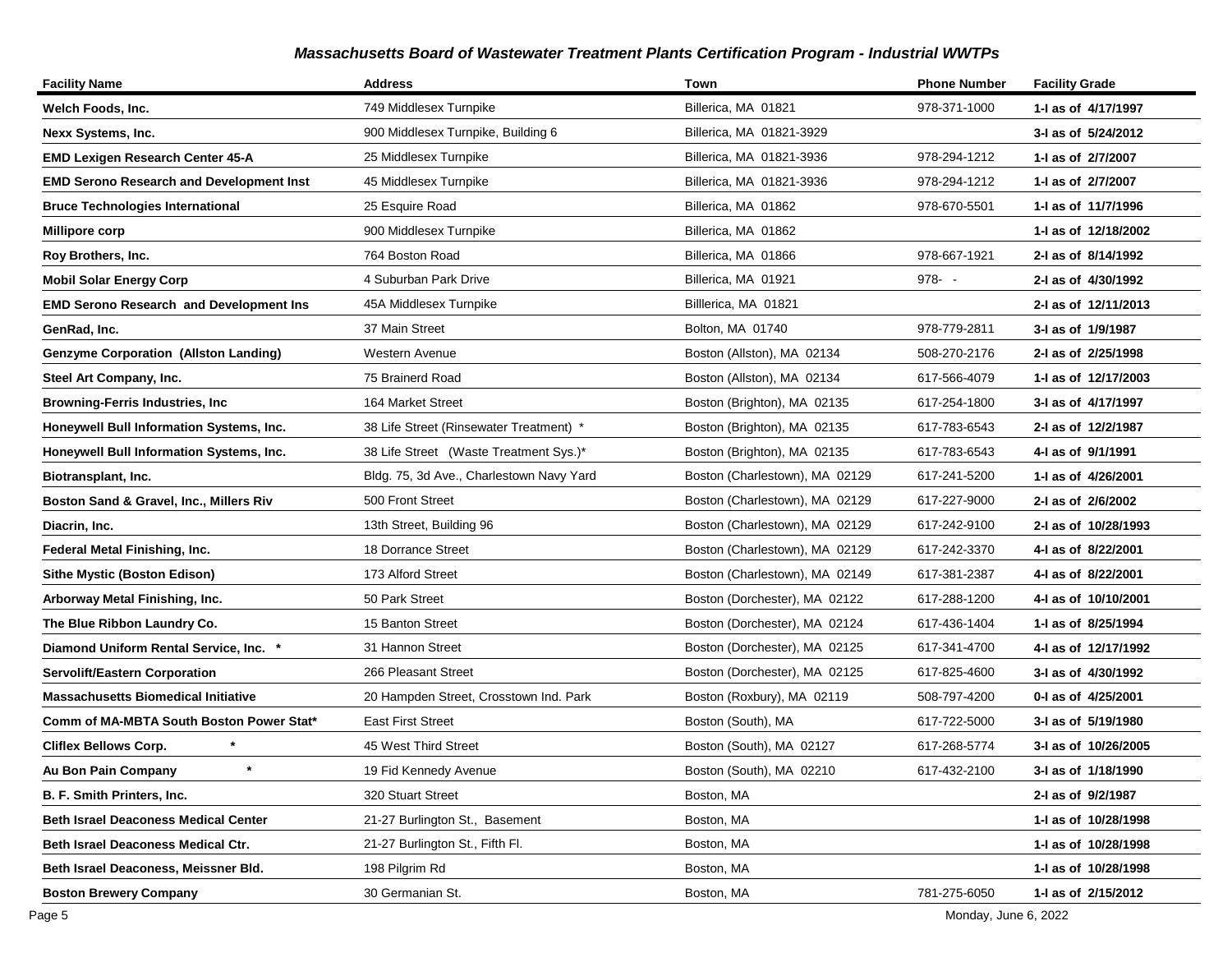### *Massachusetts Board of Wastewater Treatment Plants Certification Program - Industrial WWTPs*

| Facility Name | Address | Town | Phone Number | Facility Grade |
|---|---|---|---|---|
| **Welch Foods, Inc.** | 749 Middlesex Turnpike | Billerica, MA 01821 | 978-371-1000 | **1-I as of 4/17/1997** |
| **Nexx Systems, Inc.** | 900 Middlesex Turnpike, Building 6 | Billerica, MA 01821-3929 | | **3-I as of 5/24/2012** |
| **EMD Lexigen Research Center 45-A** | 25 Middlesex Turnpike | Billerica, MA 01821-3936 | 978-294-1212 | **1-I as of 2/7/2007** |
| **EMD Serono Research and Development Inst** | 45 Middlesex Turnpike | Billerica, MA 01821-3936 | 978-294-1212 | **1-I as of 2/7/2007** |
| **Bruce Technologies International** | 25 Esquire Road | Billerica, MA 01862 | 978-670-5501 | **1-I as of 11/7/1996** |
| **Millipore corp** | 900 Middlesex Turnpike | Billerica, MA 01862 | | **1-I as of 12/18/2002** |
| **Roy Brothers, Inc.** | 764 Boston Road | Billerica, MA 01866 | 978-667-1921 | **2-I as of 8/14/1992** |
| **Mobil Solar Energy Corp** | 4 Suburban Park Drive | Billerica, MA 01921 | 978- - | **2-I as of 4/30/1992** |
| **EMD Serono Research and Development Ins** | 45A Middlesex Turnpike | Billlerica, MA 01821 | | **2-I as of 12/11/2013** |
| **GenRad, Inc.** | 37 Main Street | Bolton, MA 01740 | 978-779-2811 | **3-I as of 1/9/1987** |
| **Genzyme Corporation (Allston Landing)** | Western Avenue | Boston (Allston), MA 02134 | 508-270-2176 | **2-I as of 2/25/1998** |
| **Steel Art Company, Inc.** | 75 Brainerd Road | Boston (Allston), MA 02134 | 617-566-4079 | **1-I as of 12/17/2003** |
| **Browning-Ferris Industries, Inc** | 164 Market Street | Boston (Brighton), MA 02135 | 617-254-1800 | **3-I as of 4/17/1997** |
| **Honeywell Bull Information Systems, Inc.** | 38 Life Street (Rinsewater Treatment) * | Boston (Brighton), MA 02135 | 617-783-6543 | **2-I as of 12/2/1987** |
| **Honeywell Bull Information Systems, Inc.** | 38 Life Street (Waste Treatment Sys.)* | Boston (Brighton), MA 02135 | 617-783-6543 | **4-I as of 9/1/1991** |
| **Biotransplant, Inc.** | Bldg. 75, 3d Ave., Charlestown Navy Yard | Boston (Charlestown), MA 02129 | 617-241-5200 | **1-I as of 4/26/2001** |
| **Boston Sand & Gravel, Inc., Millers Riv** | 500 Front Street | Boston (Charlestown), MA 02129 | 617-227-9000 | **2-I as of 2/6/2002** |
| **Diacrin, Inc.** | 13th Street, Building 96 | Boston (Charlestown), MA 02129 | 617-242-9100 | **2-I as of 10/28/1993** |
| **Federal Metal Finishing, Inc.** | 18 Dorrance Street | Boston (Charlestown), MA 02129 | 617-242-3370 | **4-I as of 8/22/2001** |
| **Sithe Mystic (Boston Edison)** | 173 Alford Street | Boston (Charlestown), MA 02149 | 617-381-2387 | **4-I as of 8/22/2001** |
| **Arborway Metal Finishing, Inc.** | 50 Park Street | Boston (Dorchester), MA 02122 | 617-288-1200 | **4-I as of 10/10/2001** |
| **The Blue Ribbon Laundry Co.** | 15 Banton Street | Boston (Dorchester), MA 02124 | 617-436-1404 | **1-I as of 8/25/1994** |
| **Diamond Uniform Rental Service, Inc. \*** | 31 Hannon Street | Boston (Dorchester), MA 02125 | 617-341-4700 | **4-I as of 12/17/1992** |
| **Servolift/Eastern Corporation** | 266 Pleasant Street | Boston (Dorchester), MA 02125 | 617-825-4600 | **3-I as of 4/30/1992** |
| **Massachusetts Biomedical Initiative** | 20 Hampden Street, Crosstown Ind. Park | Boston (Roxbury), MA 02119 | 508-797-4200 | **0-I as of 4/25/2001** |
| **Comm of MA-MBTA South Boston Power Stat\*** | East First Street | Boston (South), MA | 617-722-5000 | **3-I as of 5/19/1980** |
| **Cliflex Bellows Corp. \*** | 45 West Third Street | Boston (South), MA 02127 | 617-268-5774 | **3-I as of 10/26/2005** |
| **Au Bon Pain Company \*** | 19 Fid Kennedy Avenue | Boston (South), MA 02210 | 617-432-2100 | **3-I as of 1/18/1990** |
| **B. F. Smith Printers, Inc.** | 320 Stuart Street | Boston, MA | | **2-I as of 9/2/1987** |
| **Beth Israel Deaconess Medical Center** | 21-27 Burlington St., Basement | Boston, MA | | **1-I as of 10/28/1998** |
| **Beth Israel Deaconess Medical Ctr.** | 21-27 Burlington St., Fifth Fl. | Boston, MA | | **1-I as of 10/28/1998** |
| **Beth Israel Deaconess, Meissner Bld.** | 198 Pilgrim Rd | Boston, MA | | **1-I as of 10/28/1998** |
| **Boston Brewery Company** | 30 Germanian St. | Boston, MA | 781-275-6050 | **1-I as of 2/15/2012** |

Monday, June 6, 2022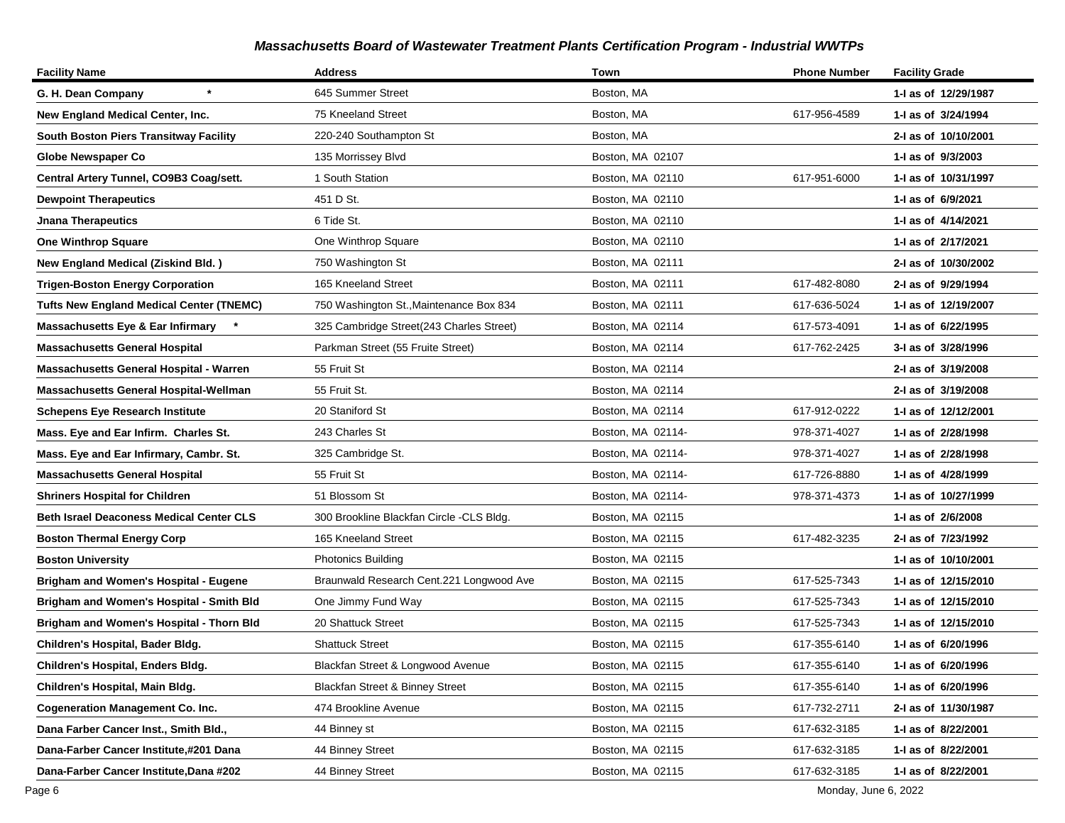## *Massachusetts Board of Wastewater Treatment Plants Certification Program - Industrial WWTPs*

| Facility Name | Address | Town | Phone Number | Facility Grade |
|---|---|---|---|---|
| **G. H. Dean Company** * | 645 Summer Street | Boston, MA | | **1-I as of 12/29/1987** |
| **New England Medical Center, Inc.** | 75 Kneeland Street | Boston, MA | 617-956-4589 | **1-I as of 3/24/1994** |
| **South Boston Piers Transitway Facility** | 220-240 Southampton St | Boston, MA | | **2-I as of 10/10/2001** |
| **Globe Newspaper Co** | 135 Morrissey Blvd | Boston, MA 02107 | | **1-I as of 9/3/2003** |
| **Central Artery Tunnel, CO9B3 Coag/sett.** | 1 South Station | Boston, MA 02110 | 617-951-6000 | **1-I as of 10/31/1997** |
| **Dewpoint Therapeutics** | 451 D St. | Boston, MA 02110 | | **1-I as of 6/9/2021** |
| **Jnana Therapeutics** | 6 Tide St. | Boston, MA 02110 | | **1-I as of 4/14/2021** |
| **One Winthrop Square** | One Winthrop Square | Boston, MA 02110 | | **1-I as of 2/17/2021** |
| **New England Medical (Ziskind Bld. )** | 750 Washington St | Boston, MA 02111 | | **2-I as of 10/30/2002** |
| **Trigen-Boston Energy Corporation** | 165 Kneeland Street | Boston, MA 02111 | 617-482-8080 | **2-I as of 9/29/1994** |
| **Tufts New England Medical Center (TNEMC)** | 750 Washington St.,Maintenance Box 834 | Boston, MA 02111 | 617-636-5024 | **1-I as of 12/19/2007** |
| **Massachusetts Eye & Ear Infirmary** * | 325 Cambridge Street(243 Charles Street) | Boston, MA 02114 | 617-573-4091 | **1-I as of 6/22/1995** |
| **Massachusetts General Hospital** | Parkman Street (55 Fruite Street) | Boston, MA 02114 | 617-762-2425 | **3-I as of 3/28/1996** |
| **Massachusetts General Hospital - Warren** | 55 Fruit St | Boston, MA 02114 | | **2-I as of 3/19/2008** |
| **Massachusetts General Hospital-Wellman** | 55 Fruit St. | Boston, MA 02114 | | **2-I as of 3/19/2008** |
| **Schepens Eye Research Institute** | 20 Staniford St | Boston, MA 02114 | 617-912-0222 | **1-I as of 12/12/2001** |
| **Mass. Eye and Ear Infirm. Charles St.** | 243 Charles St | Boston, MA 02114- | 978-371-4027 | **1-I as of 2/28/1998** |
| **Mass. Eye and Ear Infirmary, Cambr. St.** | 325 Cambridge St. | Boston, MA 02114- | 978-371-4027 | **1-I as of 2/28/1998** |
| **Massachusetts General Hospital** | 55 Fruit St | Boston, MA 02114- | 617-726-8880 | **1-I as of 4/28/1999** |
| **Shriners Hospital for Children** | 51 Blossom St | Boston, MA 02114- | 978-371-4373 | **1-I as of 10/27/1999** |
| **Beth Israel Deaconess Medical Center CLS** | 300 Brookline Blackfan Circle -CLS Bldg. | Boston, MA 02115 | | **1-I as of 2/6/2008** |
| **Boston Thermal Energy Corp** | 165 Kneeland Street | Boston, MA 02115 | 617-482-3235 | **2-I as of 7/23/1992** |
| **Boston University** | Photonics Building | Boston, MA 02115 | | **1-I as of 10/10/2001** |
| **Brigham and Women's Hospital - Eugene** | Braunwald Research Cent.221 Longwood Ave | Boston, MA 02115 | 617-525-7343 | **1-I as of 12/15/2010** |
| **Brigham and Women's Hospital - Smith Bld** | One Jimmy Fund Way | Boston, MA 02115 | 617-525-7343 | **1-I as of 12/15/2010** |
| **Brigham and Women's Hospital - Thorn Bld** | 20 Shattuck Street | Boston, MA 02115 | 617-525-7343 | **1-I as of 12/15/2010** |
| **Children's Hospital, Bader Bldg.** | Shattuck Street | Boston, MA 02115 | 617-355-6140 | **1-I as of 6/20/1996** |
| **Children's Hospital, Enders Bldg.** | Blackfan Street & Longwood Avenue | Boston, MA 02115 | 617-355-6140 | **1-I as of 6/20/1996** |
| **Children's Hospital, Main Bldg.** | Blackfan Street & Binney Street | Boston, MA 02115 | 617-355-6140 | **1-I as of 6/20/1996** |
| **Cogeneration Management Co. Inc.** | 474 Brookline Avenue | Boston, MA 02115 | 617-732-2711 | **2-I as of 11/30/1987** |
| **Dana Farber Cancer Inst., Smith Bld.,** | 44 Binney st | Boston, MA 02115 | 617-632-3185 | **1-I as of 8/22/2001** |
| **Dana-Farber Cancer Institute,#201 Dana** | 44 Binney Street | Boston, MA 02115 | 617-632-3185 | **1-I as of 8/22/2001** |
| **Dana-Farber Cancer Institute,Dana #202** | 44 Binney Street | Boston, MA 02115 | 617-632-3185 | **1-I as of 8/22/2001** |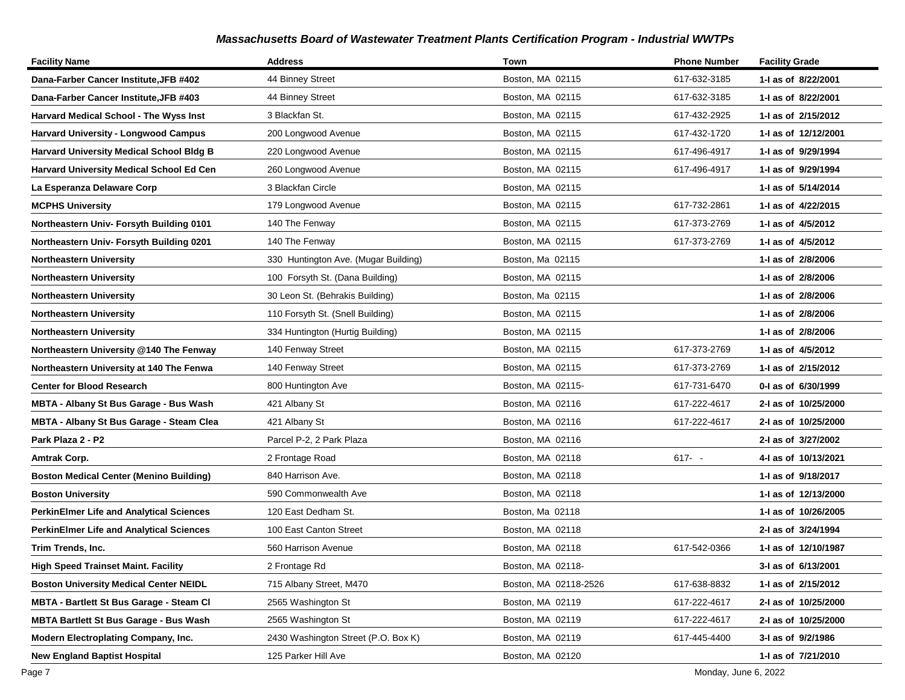### *Massachusetts Board of Wastewater Treatment Plants Certification Program - Industrial WWTPs*

| Facility Name | Address | Town | Phone Number | Facility Grade |
|---|---|---|---|---|
| **Dana-Farber Cancer Institute,JFB #402** | 44 Binney Street | Boston, MA 02115 | 617-632-3185 | **1-I as of 8/22/2001** |
| **Dana-Farber Cancer Institute,JFB #403** | 44 Binney Street | Boston, MA 02115 | 617-632-3185 | **1-I as of 8/22/2001** |
| **Harvard Medical School - The Wyss Inst** | 3 Blackfan St. | Boston, MA 02115 | 617-432-2925 | **1-I as of 2/15/2012** |
| **Harvard University - Longwood Campus** | 200 Longwood Avenue | Boston, MA 02115 | 617-432-1720 | **1-I as of 12/12/2001** |
| **Harvard University Medical School Bldg B** | 220 Longwood Avenue | Boston, MA 02115 | 617-496-4917 | **1-I as of 9/29/1994** |
| **Harvard University Medical School Ed Cen** | 260 Longwood Avenue | Boston, MA 02115 | 617-496-4917 | **1-I as of 9/29/1994** |
| **La Esperanza Delaware Corp** | 3 Blackfan Circle | Boston, MA 02115 | | **1-I as of 5/14/2014** |
| **MCPHS University** | 179 Longwood Avenue | Boston, MA 02115 | 617-732-2861 | **1-I as of 4/22/2015** |
| **Northeastern Univ- Forsyth Building 0101** | 140 The Fenway | Boston, MA 02115 | 617-373-2769 | **1-I as of 4/5/2012** |
| **Northeastern Univ- Forsyth Building 0201** | 140 The Fenway | Boston, MA 02115 | 617-373-2769 | **1-I as of 4/5/2012** |
| **Northeastern University** | 330 Huntington Ave. (Mugar Building) | Boston, Ma 02115 | | **1-I as of 2/8/2006** |
| **Northeastern University** | 100 Forsyth St. (Dana Building) | Boston, MA 02115 | | **1-I as of 2/8/2006** |
| **Northeastern University** | 30 Leon St. (Behrakis Building) | Boston, Ma 02115 | | **1-I as of 2/8/2006** |
| **Northeastern University** | 110 Forsyth St. (Snell Building) | Boston, MA 02115 | | **1-I as of 2/8/2006** |
| **Northeastern University** | 334 Huntington (Hurtig Building) | Boston, MA 02115 | | **1-I as of 2/8/2006** |
| **Northeastern University @140 The Fenway** | 140 Fenway Street | Boston, MA 02115 | 617-373-2769 | **1-I as of 4/5/2012** |
| **Northeastern University at 140 The Fenwa** | 140 Fenway Street | Boston, MA 02115 | 617-373-2769 | **1-I as of 2/15/2012** |
| **Center for Blood Research** | 800 Huntington Ave | Boston, MA 02115- | 617-731-6470 | **0-I as of 6/30/1999** |
| **MBTA - Albany St Bus Garage - Bus Wash** | 421 Albany St | Boston, MA 02116 | 617-222-4617 | **2-I as of 10/25/2000** |
| **MBTA - Albany St Bus Garage - Steam Clea** | 421 Albany St | Boston, MA 02116 | 617-222-4617 | **2-I as of 10/25/2000** |
| **Park Plaza 2 - P2** | Parcel P-2, 2 Park Plaza | Boston, MA 02116 | | **2-I as of 3/27/2002** |
| **Amtrak Corp.** | 2 Frontage Road | Boston, MA 02118 | 617- - | **4-I as of 10/13/2021** |
| **Boston Medical Center (Menino Building)** | 840 Harrison Ave. | Boston, MA 02118 | | **1-I as of 9/18/2017** |
| **Boston University** | 590 Commonwealth Ave | Boston, MA 02118 | | **1-I as of 12/13/2000** |
| **PerkinElmer Life and Analytical Sciences** | 120 East Dedham St. | Boston, Ma 02118 | | **1-I as of 10/26/2005** |
| **PerkinElmer Life and Analytical Sciences** | 100 East Canton Street | Boston, MA 02118 | | **2-I as of 3/24/1994** |
| **Trim Trends, Inc.** | 560 Harrison Avenue | Boston, MA 02118 | 617-542-0366 | **1-I as of 12/10/1987** |
| **High Speed Trainset Maint. Facility** | 2 Frontage Rd | Boston, MA 02118- | | **3-I as of 6/13/2001** |
| **Boston University Medical Center NEIDL** | 715 Albany Street, M470 | Boston, MA 02118-2526 | 617-638-8832 | **1-I as of 2/15/2012** |
| **MBTA - Bartlett St Bus Garage - Steam Cl** | 2565 Washington St | Boston, MA 02119 | 617-222-4617 | **2-I as of 10/25/2000** |
| **MBTA Bartlett St Bus Garage - Bus Wash** | 2565 Washington St | Boston, MA 02119 | 617-222-4617 | **2-I as of 10/25/2000** |
| **Modern Electroplating Company, Inc.** | 2430 Washington Street (P.O. Box K) | Boston, MA 02119 | 617-445-4400 | **3-I as of 9/2/1986** |
| **New England Baptist Hospital** | 125 Parker Hill Ave | Boston, MA 02120 | | **1-I as of 7/21/2010** |

Monday, June 6, 2022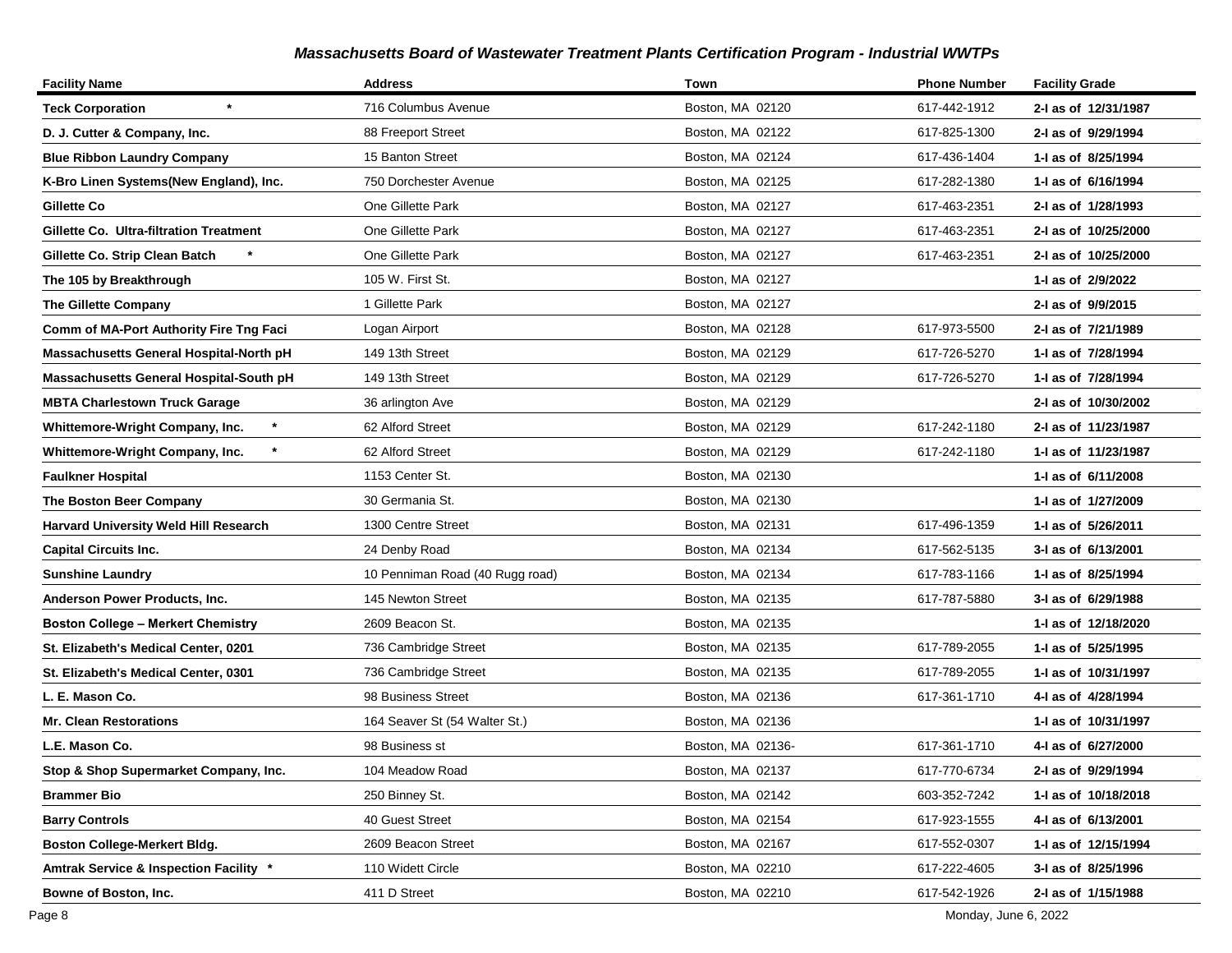### Massachusetts Board of Wastewater Treatment Plants Certification Program - Industrial WWTPs

| Facility Name | Address | Town | Phone Number | Facility Grade |
|---|---|---|---|---|
| **Teck Corporation \*** | 716 Columbus Avenue | Boston, MA 02120 | 617-442-1912 | **2-I as of 12/31/1987** |
| **D. J. Cutter & Company, Inc.** | 88 Freeport Street | Boston, MA 02122 | 617-825-1300 | **2-I as of 9/29/1994** |
| **Blue Ribbon Laundry Company** | 15 Banton Street | Boston, MA 02124 | 617-436-1404 | **1-I as of 8/25/1994** |
| **K-Bro Linen Systems(New England), Inc.** | 750 Dorchester Avenue | Boston, MA 02125 | 617-282-1380 | **1-I as of 6/16/1994** |
| **Gillette Co** | One Gillette Park | Boston, MA 02127 | 617-463-2351 | **2-I as of 1/28/1993** |
| **Gillette Co. Ultra-filtration Treatment** | One Gillette Park | Boston, MA 02127 | 617-463-2351 | **2-I as of 10/25/2000** |
| **Gillette Co. Strip Clean Batch \*** | One Gillette Park | Boston, MA 02127 | 617-463-2351 | **2-I as of 10/25/2000** |
| **The 105 by Breakthrough** | 105 W. First St. | Boston, MA 02127 | | **1-I as of 2/9/2022** |
| **The Gillette Company** | 1 Gillette Park | Boston, MA 02127 | | **2-I as of 9/9/2015** |
| **Comm of MA-Port Authority Fire Tng Faci** | Logan Airport | Boston, MA 02128 | 617-973-5500 | **2-I as of 7/21/1989** |
| **Massachusetts General Hospital-North pH** | 149 13th Street | Boston, MA 02129 | 617-726-5270 | **1-I as of 7/28/1994** |
| **Massachusetts General Hospital-South pH** | 149 13th Street | Boston, MA 02129 | 617-726-5270 | **1-I as of 7/28/1994** |
| **MBTA Charlestown Truck Garage** | 36 arlington Ave | Boston, MA 02129 | | **2-I as of 10/30/2002** |
| **Whittemore-Wright Company, Inc. \*** | 62 Alford Street | Boston, MA 02129 | 617-242-1180 | **2-I as of 11/23/1987** |
| **Whittemore-Wright Company, Inc. \*** | 62 Alford Street | Boston, MA 02129 | 617-242-1180 | **1-I as of 11/23/1987** |
| **Faulkner Hospital** | 1153 Center St. | Boston, MA 02130 | | **1-I as of 6/11/2008** |
| **The Boston Beer Company** | 30 Germania St. | Boston, MA 02130 | | **1-I as of 1/27/2009** |
| **Harvard University Weld Hill Research** | 1300 Centre Street | Boston, MA 02131 | 617-496-1359 | **1-I as of 5/26/2011** |
| **Capital Circuits Inc.** | 24 Denby Road | Boston, MA 02134 | 617-562-5135 | **3-I as of 6/13/2001** |
| **Sunshine Laundry** | 10 Penniman Road (40 Rugg road) | Boston, MA 02134 | 617-783-1166 | **1-I as of 8/25/1994** |
| **Anderson Power Products, Inc.** | 145 Newton Street | Boston, MA 02135 | 617-787-5880 | **3-I as of 6/29/1988** |
| **Boston College – Merkert Chemistry** | 2609 Beacon St. | Boston, MA 02135 | | **1-I as of 12/18/2020** |
| **St. Elizabeth's Medical Center, 0201** | 736 Cambridge Street | Boston, MA 02135 | 617-789-2055 | **1-I as of 5/25/1995** |
| **St. Elizabeth's Medical Center, 0301** | 736 Cambridge Street | Boston, MA 02135 | 617-789-2055 | **1-I as of 10/31/1997** |
| **L. E. Mason Co.** | 98 Business Street | Boston, MA 02136 | 617-361-1710 | **4-I as of 4/28/1994** |
| **Mr. Clean Restorations** | 164 Seaver St (54 Walter St.) | Boston, MA 02136 | | **1-I as of 10/31/1997** |
| **L.E. Mason Co.** | 98 Business st | Boston, MA 02136- | 617-361-1710 | **4-I as of 6/27/2000** |
| **Stop & Shop Supermarket Company, Inc.** | 104 Meadow Road | Boston, MA 02137 | 617-770-6734 | **2-I as of 9/29/1994** |
| **Brammer Bio** | 250 Binney St. | Boston, MA 02142 | 603-352-7242 | **1-I as of 10/18/2018** |
| **Barry Controls** | 40 Guest Street | Boston, MA 02154 | 617-923-1555 | **4-I as of 6/13/2001** |
| **Boston College-Merkert Bldg.** | 2609 Beacon Street | Boston, MA 02167 | 617-552-0307 | **1-I as of 12/15/1994** |
| **Amtrak Service & Inspection Facility \*** | 110 Widett Circle | Boston, MA 02210 | 617-222-4605 | **3-I as of 8/25/1996** |
| **Bowne of Boston, Inc.** | 411 D Street | Boston, MA 02210 | 617-542-1926 | **2-I as of 1/15/1988** |

Monday, June 6, 2022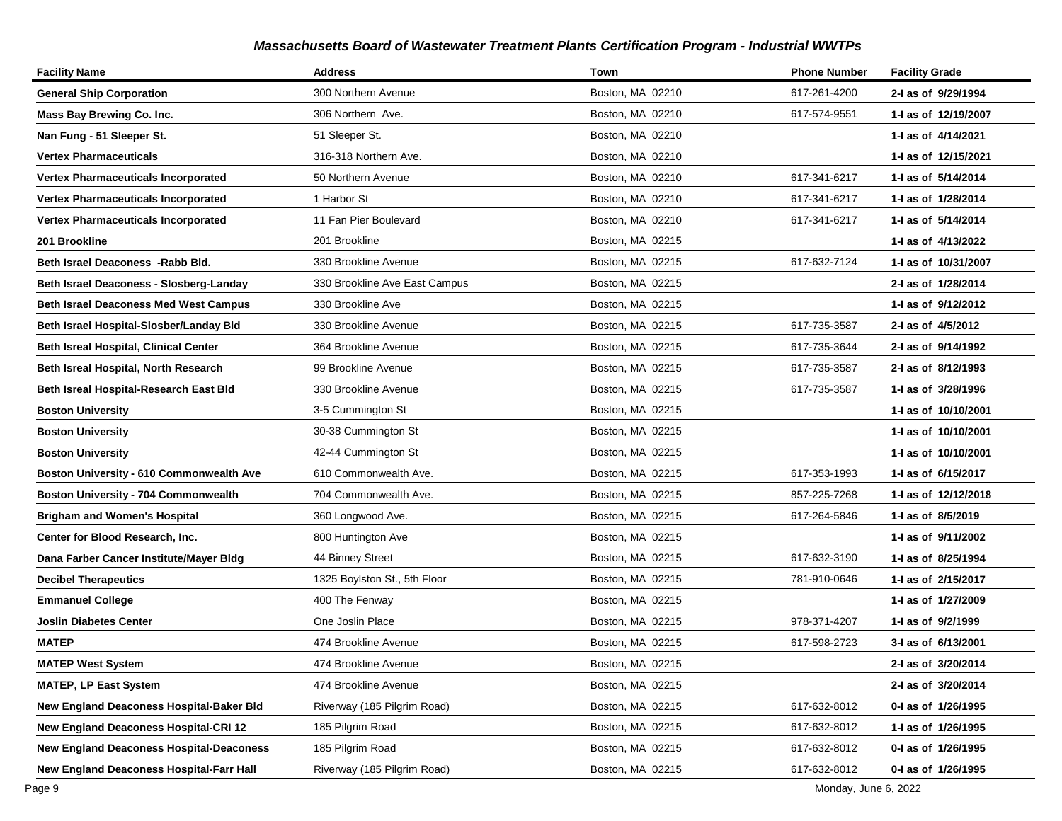### Massachusetts Board of Wastewater Treatment Plants Certification Program - Industrial WWTPs

| Facility Name | Address | Town | Phone Number | Facility Grade |
|---|---|---|---|---|
| **General Ship Corporation** | 300 Northern Avenue | Boston, MA 02210 | 617-261-4200 | **2-I as of 9/29/1994** |
| **Mass Bay Brewing Co. Inc.** | 306 Northern Ave. | Boston, MA 02210 | 617-574-9551 | **1-I as of 12/19/2007** |
| **Nan Fung - 51 Sleeper St.** | 51 Sleeper St. | Boston, MA 02210 | | **1-I as of 4/14/2021** |
| **Vertex Pharmaceuticals** | 316-318 Northern Ave. | Boston, MA 02210 | | **1-I as of 12/15/2021** |
| **Vertex Pharmaceuticals Incorporated** | 50 Northern Avenue | Boston, MA 02210 | 617-341-6217 | **1-I as of 5/14/2014** |
| **Vertex Pharmaceuticals Incorporated** | 1 Harbor St | Boston, MA 02210 | 617-341-6217 | **1-I as of 1/28/2014** |
| **Vertex Pharmaceuticals Incorporated** | 11 Fan Pier Boulevard | Boston, MA 02210 | 617-341-6217 | **1-I as of 5/14/2014** |
| **201 Brookline** | 201 Brookline | Boston, MA 02215 | | **1-I as of 4/13/2022** |
| **Beth Israel Deaconess -Rabb Bld.** | 330 Brookline Avenue | Boston, MA 02215 | 617-632-7124 | **1-I as of 10/31/2007** |
| **Beth Israel Deaconess - Slosberg-Landay** | 330 Brookline Ave East Campus | Boston, MA 02215 | | **2-I as of 1/28/2014** |
| **Beth Israel Deaconess Med West Campus** | 330 Brookline Ave | Boston, MA 02215 | | **1-I as of 9/12/2012** |
| **Beth Israel Hospital-Slosber/Landay Bld** | 330 Brookline Avenue | Boston, MA 02215 | 617-735-3587 | **2-I as of 4/5/2012** |
| **Beth Isreal Hospital, Clinical Center** | 364 Brookline Avenue | Boston, MA 02215 | 617-735-3644 | **2-I as of 9/14/1992** |
| **Beth Isreal Hospital, North Research** | 99 Brookline Avenue | Boston, MA 02215 | 617-735-3587 | **2-I as of 8/12/1993** |
| **Beth Isreal Hospital-Research East Bld** | 330 Brookline Avenue | Boston, MA 02215 | 617-735-3587 | **1-I as of 3/28/1996** |
| **Boston University** | 3-5 Cummington St | Boston, MA 02215 | | **1-I as of 10/10/2001** |
| **Boston University** | 30-38 Cummington St | Boston, MA 02215 | | **1-I as of 10/10/2001** |
| **Boston University** | 42-44 Cummington St | Boston, MA 02215 | | **1-I as of 10/10/2001** |
| **Boston University - 610 Commonwealth Ave** | 610 Commonwealth Ave. | Boston, MA 02215 | 617-353-1993 | **1-I as of 6/15/2017** |
| **Boston University - 704 Commonwealth** | 704 Commonwealth Ave. | Boston, MA 02215 | 857-225-7268 | **1-I as of 12/12/2018** |
| **Brigham and Women's Hospital** | 360 Longwood Ave. | Boston, MA 02215 | 617-264-5846 | **1-I as of 8/5/2019** |
| **Center for Blood Research, Inc.** | 800 Huntington Ave | Boston, MA 02215 | | **1-I as of 9/11/2002** |
| **Dana Farber Cancer Institute/Mayer Bldg** | 44 Binney Street | Boston, MA 02215 | 617-632-3190 | **1-I as of 8/25/1994** |
| **Decibel Therapeutics** | 1325 Boylston St., 5th Floor | Boston, MA 02215 | 781-910-0646 | **1-I as of 2/15/2017** |
| **Emmanuel College** | 400 The Fenway | Boston, MA 02215 | | **1-I as of 1/27/2009** |
| **Joslin Diabetes Center** | One Joslin Place | Boston, MA 02215 | 978-371-4207 | **1-I as of 9/2/1999** |
| **MATEP** | 474 Brookline Avenue | Boston, MA 02215 | 617-598-2723 | **3-I as of 6/13/2001** |
| **MATEP West System** | 474 Brookline Avenue | Boston, MA 02215 | | **2-I as of 3/20/2014** |
| **MATEP, LP East System** | 474 Brookline Avenue | Boston, MA 02215 | | **2-I as of 3/20/2014** |
| **New England Deaconess Hospital-Baker Bld** | Riverway (185 Pilgrim Road) | Boston, MA 02215 | 617-632-8012 | **0-I as of 1/26/1995** |
| **New England Deaconess Hospital-CRI 12** | 185 Pilgrim Road | Boston, MA 02215 | 617-632-8012 | **1-I as of 1/26/1995** |
| **New England Deaconess Hospital-Deaconess** | 185 Pilgrim Road | Boston, MA 02215 | 617-632-8012 | **0-I as of 1/26/1995** |
| **New England Deaconess Hospital-Farr Hall** | Riverway (185 Pilgrim Road) | Boston, MA 02215 | 617-632-8012 | **0-I as of 1/26/1995** |

Monday, June 6, 2022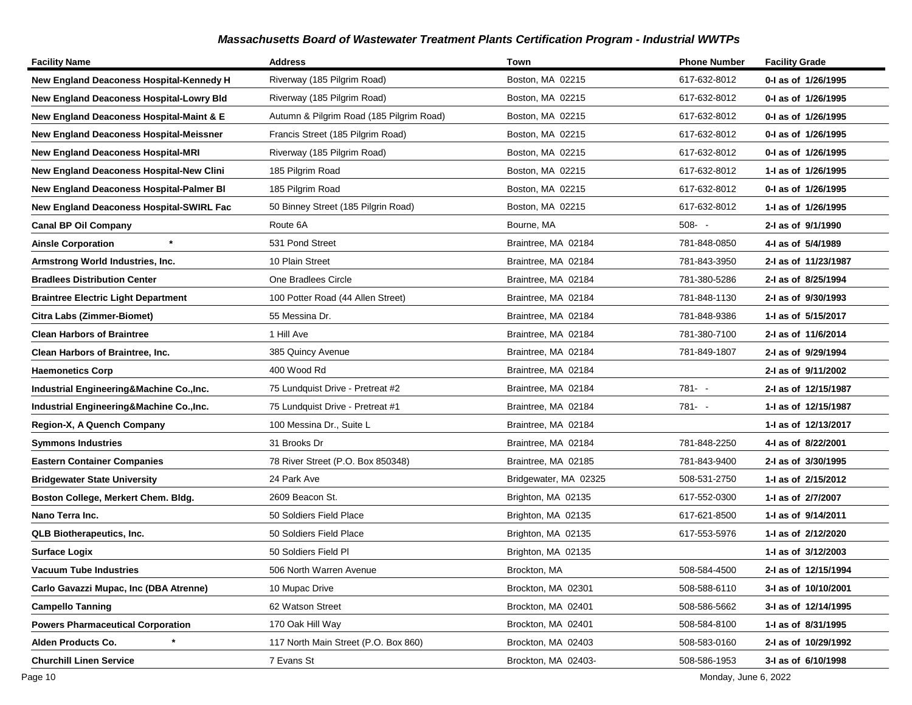## Massachusetts Board of Wastewater Treatment Plants Certification Program - Industrial WWTPs

| Facility Name | Address | Town | Phone Number | Facility Grade |
|---|---|---|---|---|
| **New England Deaconess Hospital-Kennedy H** | Riverway (185 Pilgrim Road) | Boston, MA 02215 | 617-632-8012 | **0-I as of 1/26/1995** |
| **New England Deaconess Hospital-Lowry Bld** | Riverway (185 Pilgrim Road) | Boston, MA 02215 | 617-632-8012 | **0-I as of 1/26/1995** |
| **New England Deaconess Hospital-Maint & E** | Autumn & Pilgrim Road (185 Pilgrim Road) | Boston, MA 02215 | 617-632-8012 | **0-I as of 1/26/1995** |
| **New England Deaconess Hospital-Meissner** | Francis Street (185 Pilgrim Road) | Boston, MA 02215 | 617-632-8012 | **0-I as of 1/26/1995** |
| **New England Deaconess Hospital-MRI** | Riverway (185 Pilgrim Road) | Boston, MA 02215 | 617-632-8012 | **0-I as of 1/26/1995** |
| **New England Deaconess Hospital-New Clini** | 185 Pilgrim Road | Boston, MA 02215 | 617-632-8012 | **1-I as of 1/26/1995** |
| **New England Deaconess Hospital-Palmer Bl** | 185 Pilgrim Road | Boston, MA 02215 | 617-632-8012 | **0-I as of 1/26/1995** |
| **New England Deaconess Hospital-SWIRL Fac** | 50 Binney Street (185 Pilgrin Road) | Boston, MA 02215 | 617-632-8012 | **1-I as of 1/26/1995** |
| **Canal BP Oil Company** | Route 6A | Bourne, MA | 508- - | **2-I as of 9/1/1990** |
| **Ainsle Corporation** * | 531 Pond Street | Braintree, MA 02184 | 781-848-0850 | **4-I as of 5/4/1989** |
| **Armstrong World Industries, Inc.** | 10 Plain Street | Braintree, MA 02184 | 781-843-3950 | **2-I as of 11/23/1987** |
| **Bradlees Distribution Center** | One Bradlees Circle | Braintree, MA 02184 | 781-380-5286 | **2-I as of 8/25/1994** |
| **Braintree Electric Light Department** | 100 Potter Road (44 Allen Street) | Braintree, MA 02184 | 781-848-1130 | **2-I as of 9/30/1993** |
| **Citra Labs (Zimmer-Biomet)** | 55 Messina Dr. | Braintree, MA 02184 | 781-848-9386 | **1-I as of 5/15/2017** |
| **Clean Harbors of Braintree** | 1 Hill Ave | Braintree, MA 02184 | 781-380-7100 | **2-I as of 11/6/2014** |
| **Clean Harbors of Braintree, Inc.** | 385 Quincy Avenue | Braintree, MA 02184 | 781-849-1807 | **2-I as of 9/29/1994** |
| **Haemonetics Corp** | 400 Wood Rd | Braintree, MA 02184 | | **2-I as of 9/11/2002** |
| **Industrial Engineering&Machine Co.,Inc.** | 75 Lundquist Drive - Pretreat #2 | Braintree, MA 02184 | 781- - | **2-I as of 12/15/1987** |
| **Industrial Engineering&Machine Co.,Inc.** | 75 Lundquist Drive - Pretreat #1 | Braintree, MA 02184 | 781- - | **1-I as of 12/15/1987** |
| **Region-X, A Quench Company** | 100 Messina Dr., Suite L | Braintree, MA 02184 | | **1-I as of 12/13/2017** |
| **Symmons Industries** | 31 Brooks Dr | Braintree, MA 02184 | 781-848-2250 | **4-I as of 8/22/2001** |
| **Eastern Container Companies** | 78 River Street (P.O. Box 850348) | Braintree, MA 02185 | 781-843-9400 | **2-I as of 3/30/1995** |
| **Bridgewater State University** | 24 Park Ave | Bridgewater, MA 02325 | 508-531-2750 | **1-I as of 2/15/2012** |
| **Boston College, Merkert Chem. Bldg.** | 2609 Beacon St. | Brighton, MA 02135 | 617-552-0300 | **1-I as of 2/7/2007** |
| **Nano Terra Inc.** | 50 Soldiers Field Place | Brighton, MA 02135 | 617-621-8500 | **1-I as of 9/14/2011** |
| **QLB Biotherapeutics, Inc.** | 50 Soldiers Field Place | Brighton, MA 02135 | 617-553-5976 | **1-I as of 2/12/2020** |
| **Surface Logix** | 50 Soldiers Field Pl | Brighton, MA 02135 | | **1-I as of 3/12/2003** |
| **Vacuum Tube Industries** | 506 North Warren Avenue | Brockton, MA | 508-584-4500 | **2-I as of 12/15/1994** |
| **Carlo Gavazzi Mupac, Inc (DBA Atrenne)** | 10 Mupac Drive | Brockton, MA 02301 | 508-588-6110 | **3-I as of 10/10/2001** |
| **Campello Tanning** | 62 Watson Street | Brockton, MA 02401 | 508-586-5662 | **3-I as of 12/14/1995** |
| **Powers Pharmaceutical Corporation** | 170 Oak Hill Way | Brockton, MA 02401 | 508-584-8100 | **1-I as of 8/31/1995** |
| **Alden Products Co.** * | 117 North Main Street (P.O. Box 860) | Brockton, MA 02403 | 508-583-0160 | **2-I as of 10/29/1992** |
| **Churchill Linen Service** | 7 Evans St | Brockton, MA 02403- | 508-586-1953 | **3-I as of 6/10/1998** |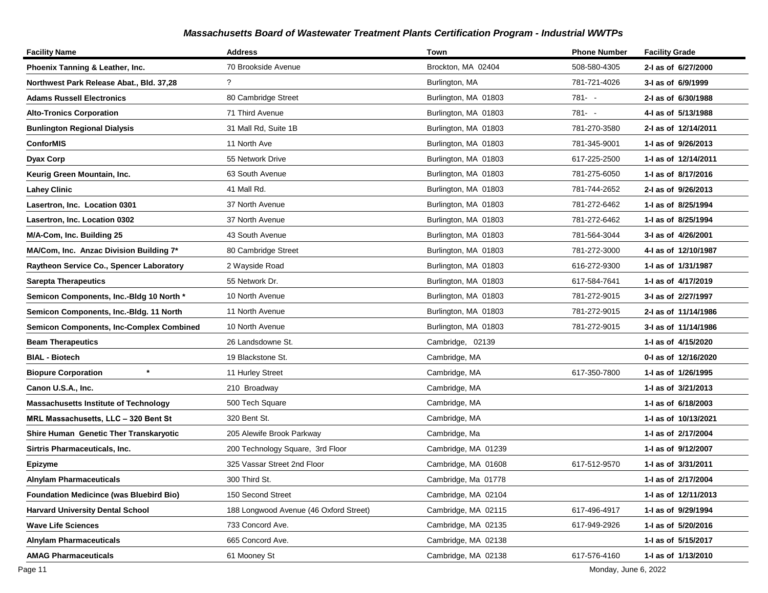## Massachusetts Board of Wastewater Treatment Plants Certification Program - Industrial WWTPs

| Facility Name | Address | Town | Phone Number | Facility Grade |
|---|---|---|---|---|
| **Phoenix Tanning & Leather, Inc.** | 70 Brookside Avenue | Brockton, MA 02404 | 508-580-4305 | **2-I as of 6/27/2000** |
| **Northwest Park Release Abat., Bld. 37,28** | ? | Burlington, MA | 781-721-4026 | **3-I as of 6/9/1999** |
| **Adams Russell Electronics** | 80 Cambridge Street | Burlington, MA 01803 | 781- - | **2-I as of 6/30/1988** |
| **Alto-Tronics Corporation** | 71 Third Avenue | Burlington, MA 01803 | 781- - | **4-I as of 5/13/1988** |
| **Bunlington Regional Dialysis** | 31 Mall Rd, Suite 1B | Burlington, MA 01803 | 781-270-3580 | **2-I as of 12/14/2011** |
| **ConforMIS** | 11 North Ave | Burlington, MA 01803 | 781-345-9001 | **1-I as of 9/26/2013** |
| **Dyax Corp** | 55 Network Drive | Burlington, MA 01803 | 617-225-2500 | **1-I as of 12/14/2011** |
| **Keurig Green Mountain, Inc.** | 63 South Avenue | Burlington, MA 01803 | 781-275-6050 | **1-I as of 8/17/2016** |
| **Lahey Clinic** | 41 Mall Rd. | Burlington, MA 01803 | 781-744-2652 | **2-I as of 9/26/2013** |
| **Lasertron, Inc. Location 0301** | 37 North Avenue | Burlington, MA 01803 | 781-272-6462 | **1-I as of 8/25/1994** |
| **Lasertron, Inc. Location 0302** | 37 North Avenue | Burlington, MA 01803 | 781-272-6462 | **1-I as of 8/25/1994** |
| **M/A-Com, Inc. Building 25** | 43 South Avenue | Burlington, MA 01803 | 781-564-3044 | **3-I as of 4/26/2001** |
| **MA/Com, Inc. Anzac Division Building 7*** | 80 Cambridge Street | Burlington, MA 01803 | 781-272-3000 | **4-I as of 12/10/1987** |
| **Raytheon Service Co., Spencer Laboratory** | 2 Wayside Road | Burlington, MA 01803 | 616-272-9300 | **1-I as of 1/31/1987** |
| **Sarepta Therapeutics** | 55 Network Dr. | Burlington, MA 01803 | 617-584-7641 | **1-I as of 4/17/2019** |
| **Semicon Components, Inc.-Bldg 10 North *** | 10 North Avenue | Burlington, MA 01803 | 781-272-9015 | **3-I as of 2/27/1997** |
| **Semicon Components, Inc.-Bldg. 11 North** | 11 North Avenue | Burlington, MA 01803 | 781-272-9015 | **2-I as of 11/14/1986** |
| **Semicon Components, Inc-Complex Combined** | 10 North Avenue | Burlington, MA 01803 | 781-272-9015 | **3-I as of 11/14/1986** |
| **Beam Therapeutics** | 26 Landsdowne St. | Cambridge, 02139 | | **1-I as of 4/15/2020** |
| **BIAL - Biotech** | 19 Blackstone St. | Cambridge, MA | | **0-I as of 12/16/2020** |
| **Biopure Corporation \*** | 11 Hurley Street | Cambridge, MA | 617-350-7800 | **1-I as of 1/26/1995** |
| **Canon U.S.A., Inc.** | 210 Broadway | Cambridge, MA | | **1-I as of 3/21/2013** |
| **Massachusetts Institute of Technology** | 500 Tech Square | Cambridge, MA | | **1-I as of 6/18/2003** |
| **MRL Massachusetts, LLC – 320 Bent St** | 320 Bent St. | Cambridge, MA | | **1-I as of 10/13/2021** |
| **Shire Human Genetic Ther Transkaryotic** | 205 Alewife Brook Parkway | Cambridge, Ma | | **1-I as of 2/17/2004** |
| **Sirtris Pharmaceuticals, Inc.** | 200 Technology Square, 3rd Floor | Cambridge, MA 01239 | | **1-I as of 9/12/2007** |
| **Epizyme** | 325 Vassar Street 2nd Floor | Cambridge, MA 01608 | 617-512-9570 | **1-I as of 3/31/2011** |
| **Alnylam Pharmaceuticals** | 300 Third St. | Cambridge, Ma 01778 | | **1-I as of 2/17/2004** |
| **Foundation Medicince (was Bluebird Bio)** | 150 Second Street | Cambridge, MA 02104 | | **1-I as of 12/11/2013** |
| **Harvard University Dental School** | 188 Longwood Avenue (46 Oxford Street) | Cambridge, MA 02115 | 617-496-4917 | **1-I as of 9/29/1994** |
| **Wave Life Sciences** | 733 Concord Ave. | Cambridge, MA 02135 | 617-949-2926 | **1-I as of 5/20/2016** |
| **Alnylam Pharmaceuticals** | 665 Concord Ave. | Cambridge, MA 02138 | | **1-I as of 5/15/2017** |
| **AMAG Pharmaceuticals** | 61 Mooney St | Cambridge, MA 02138 | 617-576-4160 | **1-I as of 1/13/2010** |

Monday, June 6, 2022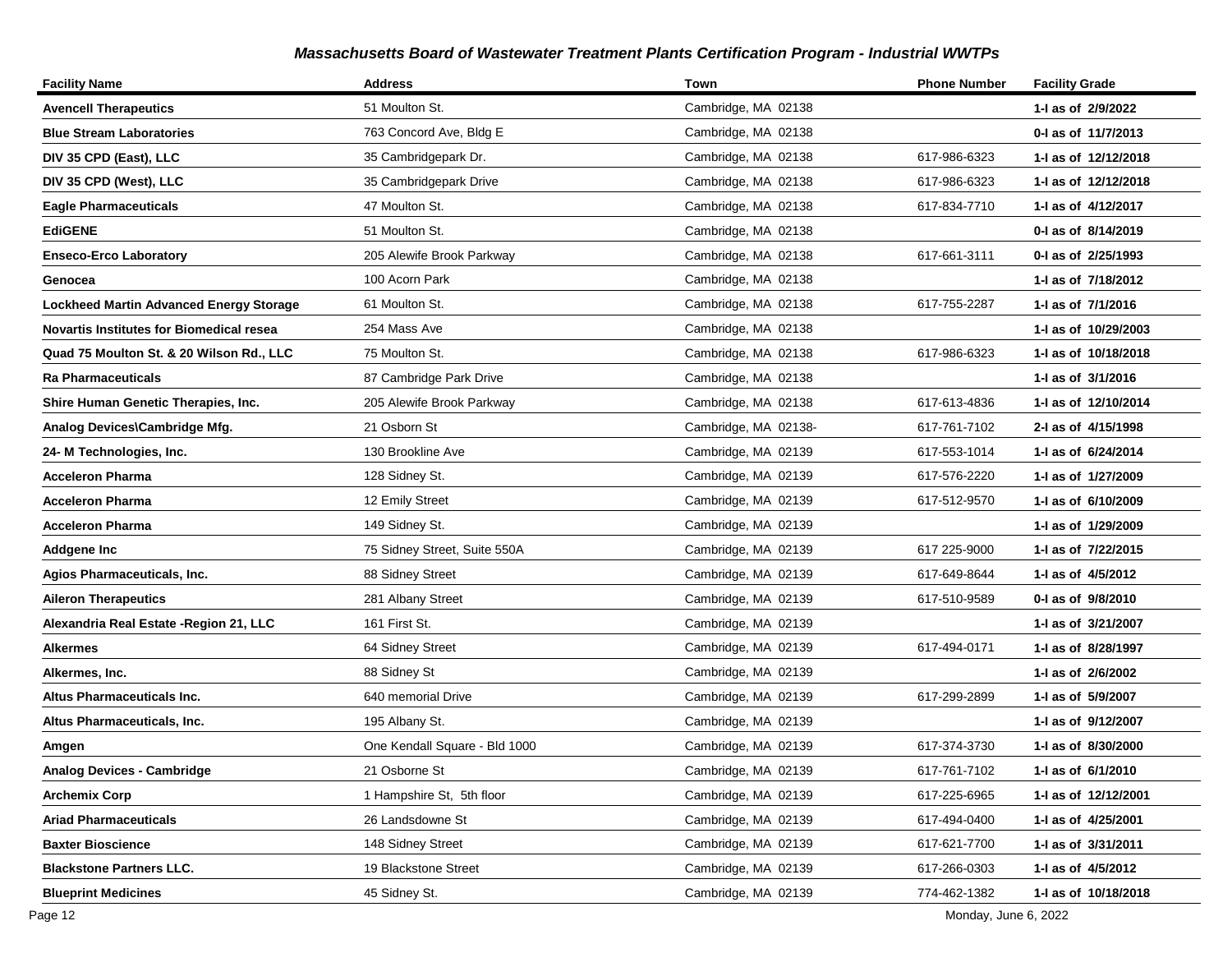### *Massachusetts Board of Wastewater Treatment Plants Certification Program - Industrial WWTPs*

| Facility Name | Address | Town | Phone Number | Facility Grade |
|---|---|---|---|---|
| **Avencell Therapeutics** | 51 Moulton St. | Cambridge, MA 02138 | | **1-I as of 2/9/2022** |
| **Blue Stream Laboratories** | 763 Concord Ave, Bldg E | Cambridge, MA 02138 | | **0-I as of 11/7/2013** |
| **DIV 35 CPD (East), LLC** | 35 Cambridgepark Dr. | Cambridge, MA 02138 | 617-986-6323 | **1-I as of 12/12/2018** |
| **DIV 35 CPD (West), LLC** | 35 Cambridgepark Drive | Cambridge, MA 02138 | 617-986-6323 | **1-I as of 12/12/2018** |
| **Eagle Pharmaceuticals** | 47 Moulton St. | Cambridge, MA 02138 | 617-834-7710 | **1-I as of 4/12/2017** |
| **EdiGENE** | 51 Moulton St. | Cambridge, MA 02138 | | **0-I as of 8/14/2019** |
| **Enseco-Erco Laboratory** | 205 Alewife Brook Parkway | Cambridge, MA 02138 | 617-661-3111 | **0-I as of 2/25/1993** |
| **Genocea** | 100 Acorn Park | Cambridge, MA 02138 | | **1-I as of 7/18/2012** |
| **Lockheed Martin Advanced Energy Storage** | 61 Moulton St. | Cambridge, MA 02138 | 617-755-2287 | **1-I as of 7/1/2016** |
| **Novartis Institutes for Biomedical resea** | 254 Mass Ave | Cambridge, MA 02138 | | **1-I as of 10/29/2003** |
| **Quad 75 Moulton St. & 20 Wilson Rd., LLC** | 75 Moulton St. | Cambridge, MA 02138 | 617-986-6323 | **1-I as of 10/18/2018** |
| **Ra Pharmaceuticals** | 87 Cambridge Park Drive | Cambridge, MA 02138 | | **1-I as of 3/1/2016** |
| **Shire Human Genetic Therapies, Inc.** | 205 Alewife Brook Parkway | Cambridge, MA 02138 | 617-613-4836 | **1-I as of 12/10/2014** |
| **Analog Devices\Cambridge Mfg.** | 21 Osborn St | Cambridge, MA 02138- | 617-761-7102 | **2-I as of 4/15/1998** |
| **24- M Technologies, Inc.** | 130 Brookline Ave | Cambridge, MA 02139 | 617-553-1014 | **1-I as of 6/24/2014** |
| **Acceleron Pharma** | 128 Sidney St. | Cambridge, MA 02139 | 617-576-2220 | **1-I as of 1/27/2009** |
| **Acceleron Pharma** | 12 Emily Street | Cambridge, MA 02139 | 617-512-9570 | **1-I as of 6/10/2009** |
| **Acceleron Pharma** | 149 Sidney St. | Cambridge, MA 02139 | | **1-I as of 1/29/2009** |
| **Addgene Inc** | 75 Sidney Street, Suite 550A | Cambridge, MA 02139 | 617 225-9000 | **1-I as of 7/22/2015** |
| **Agios Pharmaceuticals, Inc.** | 88 Sidney Street | Cambridge, MA 02139 | 617-649-8644 | **1-I as of 4/5/2012** |
| **Aileron Therapeutics** | 281 Albany Street | Cambridge, MA 02139 | 617-510-9589 | **0-I as of 9/8/2010** |
| **Alexandria Real Estate -Region 21, LLC** | 161 First St. | Cambridge, MA 02139 | | **1-I as of 3/21/2007** |
| **Alkermes** | 64 Sidney Street | Cambridge, MA 02139 | 617-494-0171 | **1-I as of 8/28/1997** |
| **Alkermes, Inc.** | 88 Sidney St | Cambridge, MA 02139 | | **1-I as of 2/6/2002** |
| **Altus Pharmaceuticals Inc.** | 640 memorial Drive | Cambridge, MA 02139 | 617-299-2899 | **1-I as of 5/9/2007** |
| **Altus Pharmaceuticals, Inc.** | 195 Albany St. | Cambridge, MA 02139 | | **1-I as of 9/12/2007** |
| **Amgen** | One Kendall Square - Bld 1000 | Cambridge, MA 02139 | 617-374-3730 | **1-I as of 8/30/2000** |
| **Analog Devices - Cambridge** | 21 Osborne St | Cambridge, MA 02139 | 617-761-7102 | **1-I as of 6/1/2010** |
| **Archemix Corp** | 1 Hampshire St, 5th floor | Cambridge, MA 02139 | 617-225-6965 | **1-I as of 12/12/2001** |
| **Ariad Pharmaceuticals** | 26 Landsdowne St | Cambridge, MA 02139 | 617-494-0400 | **1-I as of 4/25/2001** |
| **Baxter Bioscience** | 148 Sidney Street | Cambridge, MA 02139 | 617-621-7700 | **1-I as of 3/31/2011** |
| **Blackstone Partners LLC.** | 19 Blackstone Street | Cambridge, MA 02139 | 617-266-0303 | **1-I as of 4/5/2012** |
| **Blueprint Medicines** | 45 Sidney St. | Cambridge, MA 02139 | 774-462-1382 | **1-I as of 10/18/2018** |

Monday, June 6, 2022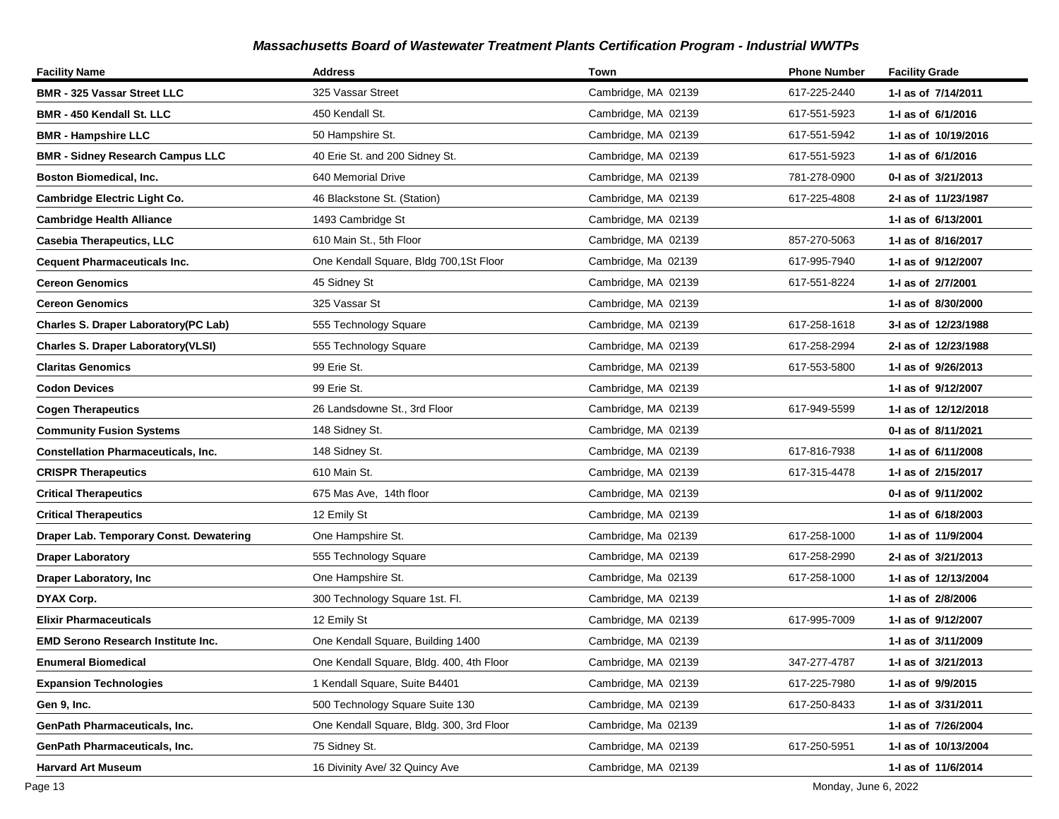## Massachusetts Board of Wastewater Treatment Plants Certification Program - Industrial WWTPs

| Facility Name | Address | Town | Phone Number | Facility Grade |
|---|---|---|---|---|
| **BMR - 325 Vassar Street LLC** | 325 Vassar Street | Cambridge, MA 02139 | 617-225-2440 | **1-I as of 7/14/2011** |
| **BMR - 450 Kendall St. LLC** | 450 Kendall St. | Cambridge, MA 02139 | 617-551-5923 | **1-I as of 6/1/2016** |
| **BMR - Hampshire LLC** | 50 Hampshire St. | Cambridge, MA 02139 | 617-551-5942 | **1-I as of 10/19/2016** |
| **BMR - Sidney Research Campus LLC** | 40 Erie St. and 200 Sidney St. | Cambridge, MA 02139 | 617-551-5923 | **1-I as of 6/1/2016** |
| **Boston Biomedical, Inc.** | 640 Memorial Drive | Cambridge, MA 02139 | 781-278-0900 | **0-I as of 3/21/2013** |
| **Cambridge Electric Light Co.** | 46 Blackstone St. (Station) | Cambridge, MA 02139 | 617-225-4808 | **2-I as of 11/23/1987** |
| **Cambridge Health Alliance** | 1493 Cambridge St | Cambridge, MA 02139 | | **1-I as of 6/13/2001** |
| **Casebia Therapeutics, LLC** | 610 Main St., 5th Floor | Cambridge, MA 02139 | 857-270-5063 | **1-I as of 8/16/2017** |
| **Cequent Pharmaceuticals Inc.** | One Kendall Square, Bldg 700,1St Floor | Cambridge, Ma 02139 | 617-995-7940 | **1-I as of 9/12/2007** |
| **Cereon Genomics** | 45 Sidney St | Cambridge, MA 02139 | 617-551-8224 | **1-I as of 2/7/2001** |
| **Cereon Genomics** | 325 Vassar St | Cambridge, MA 02139 | | **1-I as of 8/30/2000** |
| **Charles S. Draper Laboratory(PC Lab)** | 555 Technology Square | Cambridge, MA 02139 | 617-258-1618 | **3-I as of 12/23/1988** |
| **Charles S. Draper Laboratory(VLSI)** | 555 Technology Square | Cambridge, MA 02139 | 617-258-2994 | **2-I as of 12/23/1988** |
| **Claritas Genomics** | 99 Erie St. | Cambridge, MA 02139 | 617-553-5800 | **1-I as of 9/26/2013** |
| **Codon Devices** | 99 Erie St. | Cambridge, MA 02139 | | **1-I as of 9/12/2007** |
| **Cogen Therapeutics** | 26 Landsdowne St., 3rd Floor | Cambridge, MA 02139 | 617-949-5599 | **1-I as of 12/12/2018** |
| **Community Fusion Systems** | 148 Sidney St. | Cambridge, MA 02139 | | **0-I as of 8/11/2021** |
| **Constellation Pharmaceuticals, Inc.** | 148 Sidney St. | Cambridge, MA 02139 | 617-816-7938 | **1-I as of 6/11/2008** |
| **CRISPR Therapeutics** | 610 Main St. | Cambridge, MA 02139 | 617-315-4478 | **1-I as of 2/15/2017** |
| **Critical Therapeutics** | 675 Mas Ave, 14th floor | Cambridge, MA 02139 | | **0-I as of 9/11/2002** |
| **Critical Therapeutics** | 12 Emily St | Cambridge, MA 02139 | | **1-I as of 6/18/2003** |
| **Draper Lab. Temporary Const. Dewatering** | One Hampshire St. | Cambridge, Ma 02139 | 617-258-1000 | **1-I as of 11/9/2004** |
| **Draper Laboratory** | 555 Technology Square | Cambridge, MA 02139 | 617-258-2990 | **2-I as of 3/21/2013** |
| **Draper Laboratory, Inc** | One Hampshire St. | Cambridge, Ma 02139 | 617-258-1000 | **1-I as of 12/13/2004** |
| **DYAX Corp.** | 300 Technology Square 1st. Fl. | Cambridge, MA 02139 | | **1-I as of 2/8/2006** |
| **Elixir Pharmaceuticals** | 12 Emily St | Cambridge, MA 02139 | 617-995-7009 | **1-I as of 9/12/2007** |
| **EMD Serono Research Institute Inc.** | One Kendall Square, Building 1400 | Cambridge, MA 02139 | | **1-I as of 3/11/2009** |
| **Enumeral Biomedical** | One Kendall Square, Bldg. 400, 4th Floor | Cambridge, MA 02139 | 347-277-4787 | **1-I as of 3/21/2013** |
| **Expansion Technologies** | 1 Kendall Square, Suite B4401 | Cambridge, MA 02139 | 617-225-7980 | **1-I as of 9/9/2015** |
| **Gen 9, Inc.** | 500 Technology Square Suite 130 | Cambridge, MA 02139 | 617-250-8433 | **1-I as of 3/31/2011** |
| **GenPath Pharmaceuticals, Inc.** | One Kendall Square, Bldg. 300, 3rd Floor | Cambridge, Ma 02139 | | **1-I as of 7/26/2004** |
| **GenPath Pharmaceuticals, Inc.** | 75 Sidney St. | Cambridge, MA 02139 | 617-250-5951 | **1-I as of 10/13/2004** |
| **Harvard Art Museum** | 16 Divinity Ave/ 32 Quincy Ave | Cambridge, MA 02139 | | **1-I as of 11/6/2014** |

Monday, June 6, 2022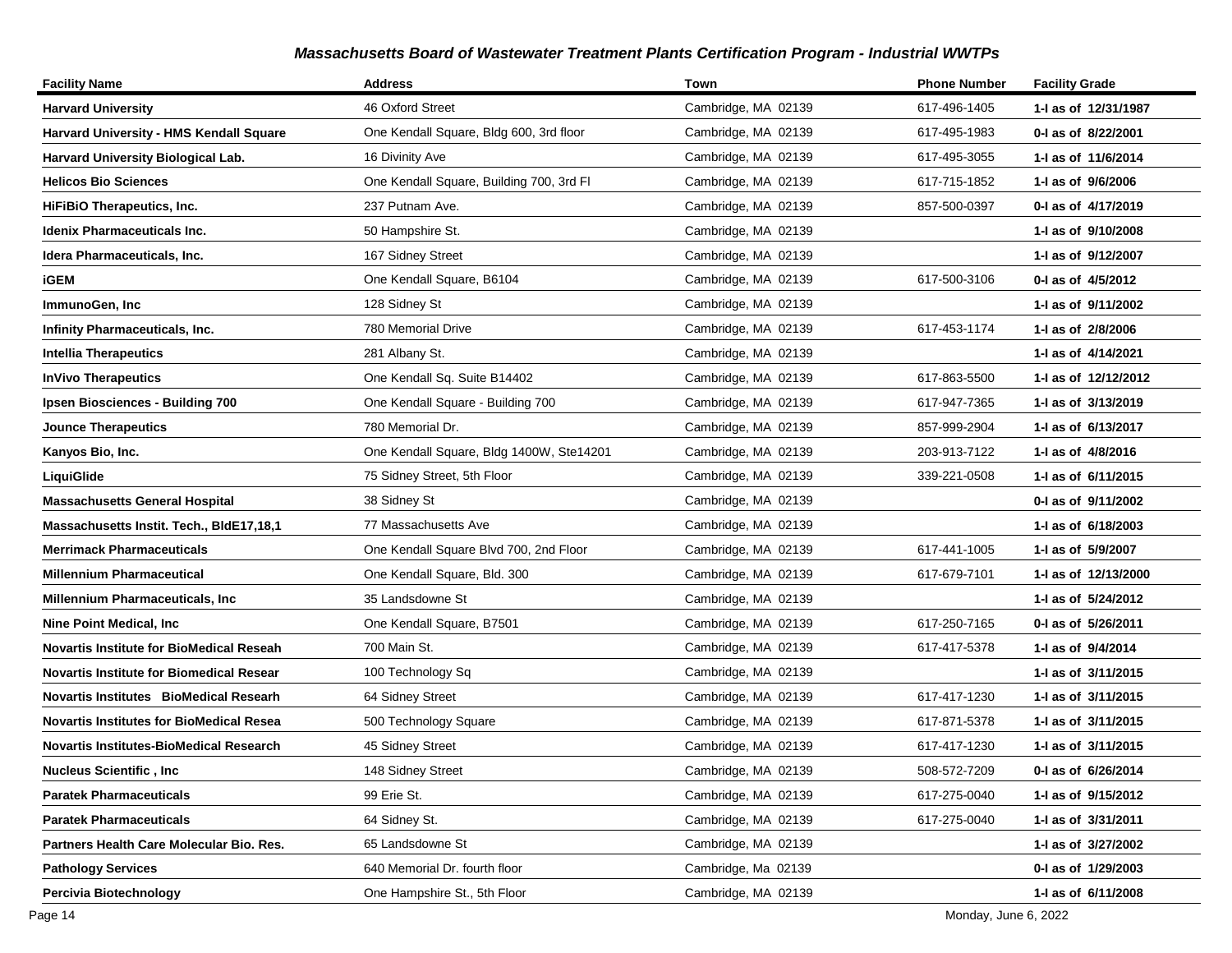## *Massachusetts Board of Wastewater Treatment Plants Certification Program - Industrial WWTPs*

| Facility Name | Address | Town | Phone Number | Facility Grade |
|---|---|---|---|---|
| **Harvard University** | 46 Oxford Street | Cambridge, MA 02139 | 617-496-1405 | **1-I as of 12/31/1987** |
| **Harvard University - HMS Kendall Square** | One Kendall Square, Bldg 600, 3rd floor | Cambridge, MA 02139 | 617-495-1983 | **0-I as of 8/22/2001** |
| **Harvard University Biological Lab.** | 16 Divinity Ave | Cambridge, MA 02139 | 617-495-3055 | **1-I as of 11/6/2014** |
| **Helicos Bio Sciences** | One Kendall Square, Building 700, 3rd Fl | Cambridge, MA 02139 | 617-715-1852 | **1-I as of 9/6/2006** |
| **HiFiBiO Therapeutics, Inc.** | 237 Putnam Ave. | Cambridge, MA 02139 | 857-500-0397 | **0-I as of 4/17/2019** |
| **Idenix Pharmaceuticals Inc.** | 50 Hampshire St. | Cambridge, MA 02139 | | **1-I as of 9/10/2008** |
| **Idera Pharmaceuticals, Inc.** | 167 Sidney Street | Cambridge, MA 02139 | | **1-I as of 9/12/2007** |
| **iGEM** | One Kendall Square, B6104 | Cambridge, MA 02139 | 617-500-3106 | **0-I as of 4/5/2012** |
| **ImmunoGen, Inc** | 128 Sidney St | Cambridge, MA 02139 | | **1-I as of 9/11/2002** |
| **Infinity Pharmaceuticals, Inc.** | 780 Memorial Drive | Cambridge, MA 02139 | 617-453-1174 | **1-I as of 2/8/2006** |
| **Intellia Therapeutics** | 281 Albany St. | Cambridge, MA 02139 | | **1-I as of 4/14/2021** |
| **InVivo Therapeutics** | One Kendall Sq. Suite B14402 | Cambridge, MA 02139 | 617-863-5500 | **1-I as of 12/12/2012** |
| **Ipsen Biosciences - Building 700** | One Kendall Square - Building 700 | Cambridge, MA 02139 | 617-947-7365 | **1-I as of 3/13/2019** |
| **Jounce Therapeutics** | 780 Memorial Dr. | Cambridge, MA 02139 | 857-999-2904 | **1-I as of 6/13/2017** |
| **Kanyos Bio, Inc.** | One Kendall Square, Bldg 1400W, Ste14201 | Cambridge, MA 02139 | 203-913-7122 | **1-I as of 4/8/2016** |
| **LiquiGlide** | 75 Sidney Street, 5th Floor | Cambridge, MA 02139 | 339-221-0508 | **1-I as of 6/11/2015** |
| **Massachusetts General Hospital** | 38 Sidney St | Cambridge, MA 02139 | | **0-I as of 9/11/2002** |
| **Massachusetts Instit. Tech., BldE17,18,1** | 77 Massachusetts Ave | Cambridge, MA 02139 | | **1-I as of 6/18/2003** |
| **Merrimack Pharmaceuticals** | One Kendall Square Blvd 700, 2nd Floor | Cambridge, MA 02139 | 617-441-1005 | **1-I as of 5/9/2007** |
| **Millennium Pharmaceutical** | One Kendall Square, Bld. 300 | Cambridge, MA 02139 | 617-679-7101 | **1-I as of 12/13/2000** |
| **Millennium Pharmaceuticals, Inc** | 35 Landsdowne St | Cambridge, MA 02139 | | **1-I as of 5/24/2012** |
| **Nine Point Medical, Inc** | One Kendall Square, B7501 | Cambridge, MA 02139 | 617-250-7165 | **0-I as of 5/26/2011** |
| **Novartis Institute for BioMedical Reseah** | 700 Main St. | Cambridge, MA 02139 | 617-417-5378 | **1-I as of 9/4/2014** |
| **Novartis Institute for Biomedical Resear** | 100 Technology Sq | Cambridge, MA 02139 | | **1-I as of 3/11/2015** |
| **Novartis Institutes BioMedical Researh** | 64 Sidney Street | Cambridge, MA 02139 | 617-417-1230 | **1-I as of 3/11/2015** |
| **Novartis Institutes for BioMedical Resea** | 500 Technology Square | Cambridge, MA 02139 | 617-871-5378 | **1-I as of 3/11/2015** |
| **Novartis Institutes-BioMedical Research** | 45 Sidney Street | Cambridge, MA 02139 | 617-417-1230 | **1-I as of 3/11/2015** |
| **Nucleus Scientific , Inc** | 148 Sidney Street | Cambridge, MA 02139 | 508-572-7209 | **0-I as of 6/26/2014** |
| **Paratek Pharmaceuticals** | 99 Erie St. | Cambridge, MA 02139 | 617-275-0040 | **1-I as of 9/15/2012** |
| **Paratek Pharmaceuticals** | 64 Sidney St. | Cambridge, MA 02139 | 617-275-0040 | **1-I as of 3/31/2011** |
| **Partners Health Care Molecular Bio. Res.** | 65 Landsdowne St | Cambridge, MA 02139 | | **1-I as of 3/27/2002** |
| **Pathology Services** | 640 Memorial Dr. fourth floor | Cambridge, Ma 02139 | | **0-I as of 1/29/2003** |
| **Percivia Biotechnology** | One Hampshire St., 5th Floor | Cambridge, MA 02139 | | **1-I as of 6/11/2008** |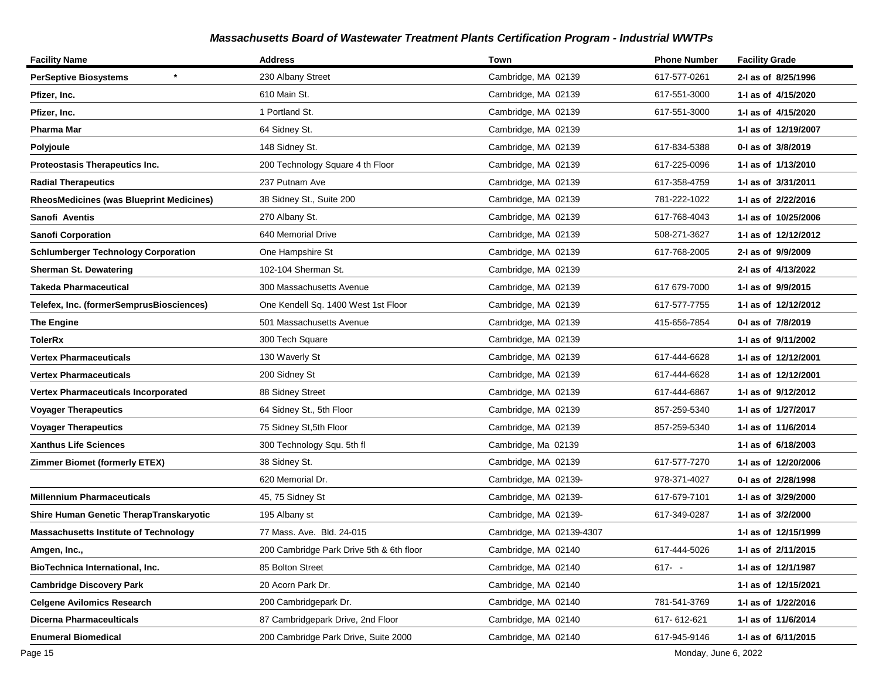## *Massachusetts Board of Wastewater Treatment Plants Certification Program - Industrial WWTPs*

| Facility Name | Address | Town | Phone Number | Facility Grade |
|---|---|---|---|---|
| **PerSeptive Biosystems** * | 230 Albany Street | Cambridge, MA 02139 | 617-577-0261 | **2-I as of 8/25/1996** |
| **Pfizer, Inc.** | 610 Main St. | Cambridge, MA 02139 | 617-551-3000 | **1-I as of 4/15/2020** |
| **Pfizer, Inc.** | 1 Portland St. | Cambridge, MA 02139 | 617-551-3000 | **1-I as of 4/15/2020** |
| **Pharma Mar** | 64 Sidney St. | Cambridge, MA 02139 | | **1-I as of 12/19/2007** |
| **Polyjoule** | 148 Sidney St. | Cambridge, MA 02139 | 617-834-5388 | **0-I as of 3/8/2019** |
| **Proteostasis Therapeutics Inc.** | 200 Technology Square 4 th Floor | Cambridge, MA 02139 | 617-225-0096 | **1-I as of 1/13/2010** |
| **Radial Therapeutics** | 237 Putnam Ave | Cambridge, MA 02139 | 617-358-4759 | **1-I as of 3/31/2011** |
| **RheosMedicines (was Blueprint Medicines)** | 38 Sidney St., Suite 200 | Cambridge, MA 02139 | 781-222-1022 | **1-I as of 2/22/2016** |
| **Sanofi Aventis** | 270 Albany St. | Cambridge, MA 02139 | 617-768-4043 | **1-I as of 10/25/2006** |
| **Sanofi Corporation** | 640 Memorial Drive | Cambridge, MA 02139 | 508-271-3627 | **1-I as of 12/12/2012** |
| **Schlumberger Technology Corporation** | One Hampshire St | Cambridge, MA 02139 | 617-768-2005 | **2-I as of 9/9/2009** |
| **Sherman St. Dewatering** | 102-104 Sherman St. | Cambridge, MA 02139 | | **2-I as of 4/13/2022** |
| **Takeda Pharmaceutical** | 300 Massachusetts Avenue | Cambridge, MA 02139 | 617 679-7000 | **1-I as of 9/9/2015** |
| **Telefex, Inc. (formerSemprusBiosciences)** | One Kendell Sq. 1400 West 1st Floor | Cambridge, MA 02139 | 617-577-7755 | **1-I as of 12/12/2012** |
| **The Engine** | 501 Massachusetts Avenue | Cambridge, MA 02139 | 415-656-7854 | **0-I as of 7/8/2019** |
| **TolerRx** | 300 Tech Square | Cambridge, MA 02139 | | **1-I as of 9/11/2002** |
| **Vertex Pharmaceuticals** | 130 Waverly St | Cambridge, MA 02139 | 617-444-6628 | **1-I as of 12/12/2001** |
| **Vertex Pharmaceuticals** | 200 Sidney St | Cambridge, MA 02139 | 617-444-6628 | **1-I as of 12/12/2001** |
| **Vertex Pharmaceuticals Incorporated** | 88 Sidney Street | Cambridge, MA 02139 | 617-444-6867 | **1-I as of 9/12/2012** |
| **Voyager Therapeutics** | 64 Sidney St., 5th Floor | Cambridge, MA 02139 | 857-259-5340 | **1-I as of 1/27/2017** |
| **Voyager Therapeutics** | 75 Sidney St,5th Floor | Cambridge, MA 02139 | 857-259-5340 | **1-I as of 11/6/2014** |
| **Xanthus Life Sciences** | 300 Technology Squ. 5th fl | Cambridge, Ma 02139 | | **1-I as of 6/18/2003** |
| **Zimmer Biomet (formerly ETEX)** | 38 Sidney St. | Cambridge, MA 02139 | 617-577-7270 | **1-I as of 12/20/2006** |
| | 620 Memorial Dr. | Cambridge, MA 02139- | 978-371-4027 | **0-I as of 2/28/1998** |
| **Millennium Pharmaceuticals** | 45, 75 Sidney St | Cambridge, MA 02139- | 617-679-7101 | **1-I as of 3/29/2000** |
| **Shire Human Genetic TherapTranskaryotic** | 195 Albany st | Cambridge, MA 02139- | 617-349-0287 | **1-I as of 3/2/2000** |
| **Massachusetts Institute of Technology** | 77 Mass. Ave. Bld. 24-015 | Cambridge, MA 02139-4307 | | **1-I as of 12/15/1999** |
| **Amgen, Inc.,** | 200 Cambridge Park Drive 5th & 6th floor | Cambridge, MA 02140 | 617-444-5026 | **1-I as of 2/11/2015** |
| **BioTechnica International, Inc.** | 85 Bolton Street | Cambridge, MA 02140 | 617- - | **1-I as of 12/1/1987** |
| **Cambridge Discovery Park** | 20 Acorn Park Dr. | Cambridge, MA 02140 | | **1-I as of 12/15/2021** |
| **Celgene Avilomics Research** | 200 Cambridgepark Dr. | Cambridge, MA 02140 | 781-541-3769 | **1-I as of 1/22/2016** |
| **Dicerna Pharmaceulticals** | 87 Cambridgepark Drive, 2nd Floor | Cambridge, MA 02140 | 617- 612-621 | **1-I as of 11/6/2014** |
| **Enumeral Biomedical** | 200 Cambridge Park Drive, Suite 2000 | Cambridge, MA 02140 | 617-945-9146 | **1-I as of 6/11/2015** |

Monday, June 6, 2022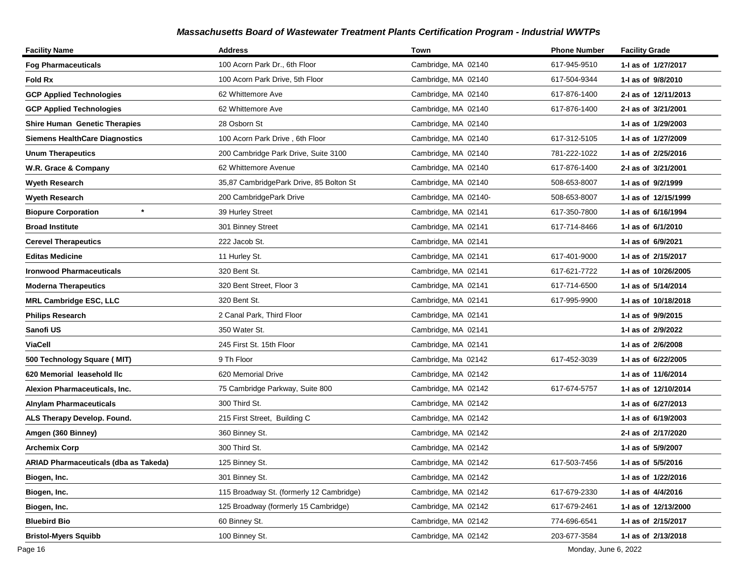### *Massachusetts Board of Wastewater Treatment Plants Certification Program - Industrial WWTPs*

| Facility Name | Address | Town | Phone Number | Facility Grade |
|---|---|---|---|---|
| **Fog Pharmaceuticals** | 100 Acorn Park Dr., 6th Floor | Cambridge, MA 02140 | 617-945-9510 | **1-I as of 1/27/2017** |
| **Fold Rx** | 100 Acorn Park Drive, 5th Floor | Cambridge, MA 02140 | 617-504-9344 | **1-I as of 9/8/2010** |
| **GCP Applied Technologies** | 62 Whittemore Ave | Cambridge, MA 02140 | 617-876-1400 | **2-I as of 12/11/2013** |
| **GCP Applied Technologies** | 62 Whittemore Ave | Cambridge, MA 02140 | 617-876-1400 | **2-I as of 3/21/2001** |
| **Shire Human Genetic Therapies** | 28 Osborn St | Cambridge, MA 02140 | | **1-I as of 1/29/2003** |
| **Siemens HealthCare Diagnostics** | 100 Acorn Park Drive , 6th Floor | Cambridge, MA 02140 | 617-312-5105 | **1-I as of 1/27/2009** |
| **Unum Therapeutics** | 200 Cambridge Park Drive, Suite 3100 | Cambridge, MA 02140 | 781-222-1022 | **1-I as of 2/25/2016** |
| **W.R. Grace & Company** | 62 Whittemore Avenue | Cambridge, MA 02140 | 617-876-1400 | **2-I as of 3/21/2001** |
| **Wyeth Research** | 35,87 CambridgePark Drive, 85 Bolton St | Cambridge, MA 02140 | 508-653-8007 | **1-I as of 9/2/1999** |
| **Wyeth Research** | 200 CambridgePark Drive | Cambridge, MA 02140- | 508-653-8007 | **1-I as of 12/15/1999** |
| **Biopure Corporation** * | 39 Hurley Street | Cambridge, MA 02141 | 617-350-7800 | **1-I as of 6/16/1994** |
| **Broad Institute** | 301 Binney Street | Cambridge, MA 02141 | 617-714-8466 | **1-I as of 6/1/2010** |
| **Cerevel Therapeutics** | 222 Jacob St. | Cambridge, MA 02141 | | **1-I as of 6/9/2021** |
| **Editas Medicine** | 11 Hurley St. | Cambridge, MA 02141 | 617-401-9000 | **1-I as of 2/15/2017** |
| **Ironwood Pharmaceuticals** | 320 Bent St. | Cambridge, MA 02141 | 617-621-7722 | **1-I as of 10/26/2005** |
| **Moderna Therapeutics** | 320 Bent Street, Floor 3 | Cambridge, MA 02141 | 617-714-6500 | **1-I as of 5/14/2014** |
| **MRL Cambridge ESC, LLC** | 320 Bent St. | Cambridge, MA 02141 | 617-995-9900 | **1-I as of 10/18/2018** |
| **Philips Research** | 2 Canal Park, Third Floor | Cambridge, MA 02141 | | **1-I as of 9/9/2015** |
| **Sanofi US** | 350 Water St. | Cambridge, MA 02141 | | **1-I as of 2/9/2022** |
| **ViaCell** | 245 First St. 15th Floor | Cambridge, MA 02141 | | **1-I as of 2/6/2008** |
| **500 Technology Square ( MIT)** | 9 Th Floor | Cambridge, Ma 02142 | 617-452-3039 | **1-I as of 6/22/2005** |
| **620 Memorial leasehold llc** | 620 Memorial Drive | Cambridge, MA 02142 | | **1-I as of 11/6/2014** |
| **Alexion Pharmaceuticals, Inc.** | 75 Cambridge Parkway, Suite 800 | Cambridge, MA 02142 | 617-674-5757 | **1-I as of 12/10/2014** |
| **Alnylam Pharmaceuticals** | 300 Third St. | Cambridge, MA 02142 | | **1-I as of 6/27/2013** |
| **ALS Therapy Develop. Found.** | 215 First Street, Building C | Cambridge, MA 02142 | | **1-I as of 6/19/2003** |
| **Amgen (360 Binney)** | 360 Binney St. | Cambridge, MA 02142 | | **2-I as of 2/17/2020** |
| **Archemix Corp** | 300 Third St. | Cambridge, MA 02142 | | **1-I as of 5/9/2007** |
| **ARIAD Pharmaceuticals (dba as Takeda)** | 125 Binney St. | Cambridge, MA 02142 | 617-503-7456 | **1-I as of 5/5/2016** |
| **Biogen, Inc.** | 301 Binney St. | Cambridge, MA 02142 | | **1-I as of 1/22/2016** |
| **Biogen, Inc.** | 115 Broadway St. (formerly 12 Cambridge) | Cambridge, MA 02142 | 617-679-2330 | **1-I as of 4/4/2016** |
| **Biogen, Inc.** | 125 Broadway (formerly 15 Cambridge) | Cambridge, MA 02142 | 617-679-2461 | **1-I as of 12/13/2000** |
| **Bluebird Bio** | 60 Binney St. | Cambridge, MA 02142 | 774-696-6541 | **1-I as of 2/15/2017** |
| **Bristol-Myers Squibb** | 100 Binney St. | Cambridge, MA 02142 | 203-677-3584 | **1-I as of 2/13/2018** |

Monday, June 6, 2022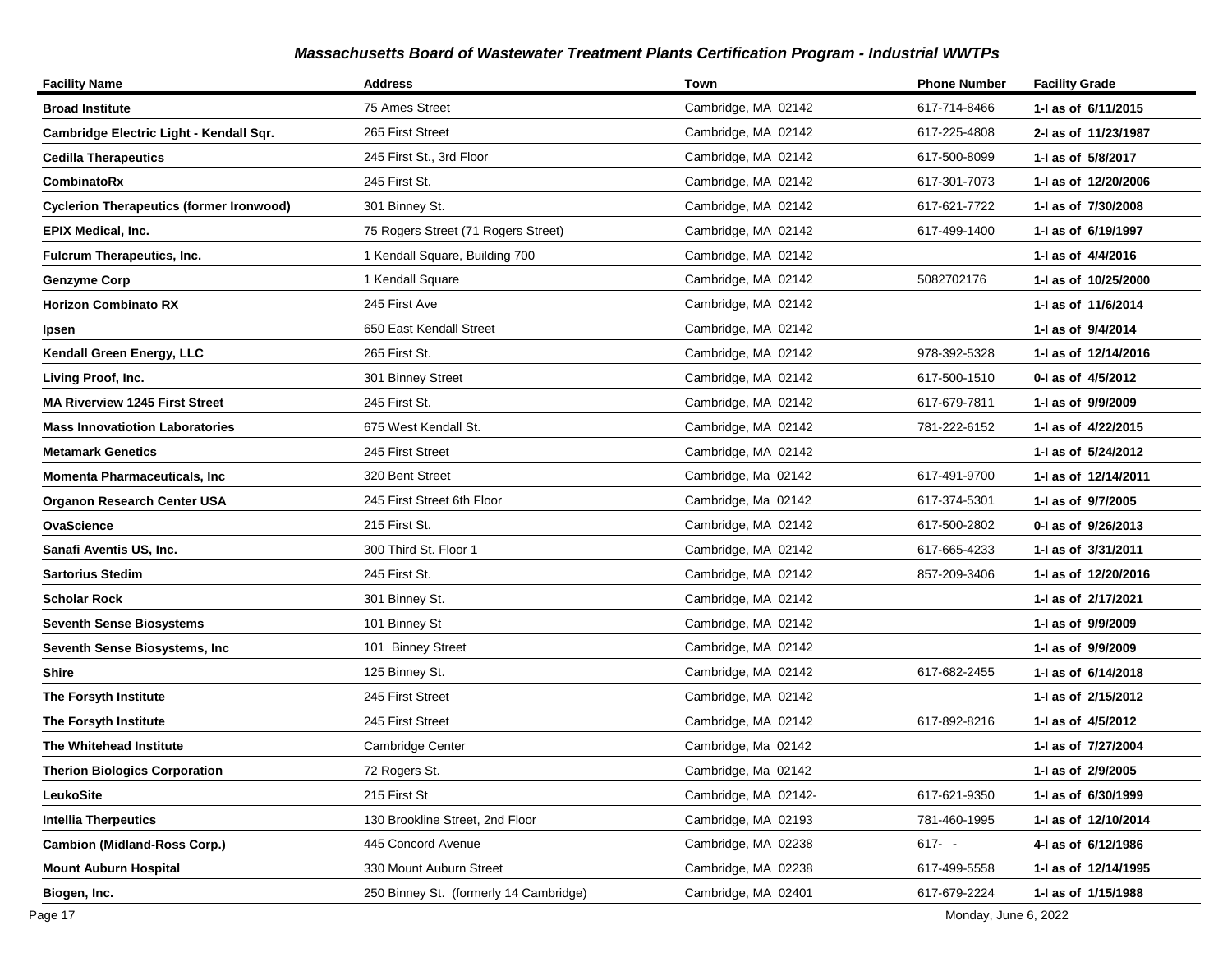### *Massachusetts Board of Wastewater Treatment Plants Certification Program - Industrial WWTPs*

| Facility Name | Address | Town | Phone Number | Facility Grade |
|---|---|---|---|---|
| **Broad Institute** | 75 Ames Street | Cambridge, MA 02142 | 617-714-8466 | **1-I as of 6/11/2015** |
| **Cambridge Electric Light - Kendall Sqr.** | 265 First Street | Cambridge, MA 02142 | 617-225-4808 | **2-I as of 11/23/1987** |
| **Cedilla Therapeutics** | 245 First St., 3rd Floor | Cambridge, MA 02142 | 617-500-8099 | **1-I as of 5/8/2017** |
| **CombinatoRx** | 245 First St. | Cambridge, MA 02142 | 617-301-7073 | **1-I as of 12/20/2006** |
| **Cyclerion Therapeutics (former Ironwood)** | 301 Binney St. | Cambridge, MA 02142 | 617-621-7722 | **1-I as of 7/30/2008** |
| **EPIX Medical, Inc.** | 75 Rogers Street (71 Rogers Street) | Cambridge, MA 02142 | 617-499-1400 | **1-I as of 6/19/1997** |
| **Fulcrum Therapeutics, Inc.** | 1 Kendall Square, Building 700 | Cambridge, MA 02142 | | **1-I as of 4/4/2016** |
| **Genzyme Corp** | 1 Kendall Square | Cambridge, MA 02142 | 5082702176 | **1-I as of 10/25/2000** |
| **Horizon Combinato RX** | 245 First Ave | Cambridge, MA 02142 | | **1-I as of 11/6/2014** |
| **Ipsen** | 650 East Kendall Street | Cambridge, MA 02142 | | **1-I as of 9/4/2014** |
| **Kendall Green Energy, LLC** | 265 First St. | Cambridge, MA 02142 | 978-392-5328 | **1-I as of 12/14/2016** |
| **Living Proof, Inc.** | 301 Binney Street | Cambridge, MA 02142 | 617-500-1510 | **0-I as of 4/5/2012** |
| **MA Riverview 1245 First Street** | 245 First St. | Cambridge, MA 02142 | 617-679-7811 | **1-I as of 9/9/2009** |
| **Mass Innovatiotion Laboratories** | 675 West Kendall St. | Cambridge, MA 02142 | 781-222-6152 | **1-I as of 4/22/2015** |
| **Metamark Genetics** | 245 First Street | Cambridge, MA 02142 | | **1-I as of 5/24/2012** |
| **Momenta Pharmaceuticals, Inc** | 320 Bent Street | Cambridge, Ma 02142 | 617-491-9700 | **1-I as of 12/14/2011** |
| **Organon Research Center USA** | 245 First Street 6th Floor | Cambridge, Ma 02142 | 617-374-5301 | **1-I as of 9/7/2005** |
| **OvaScience** | 215 First St. | Cambridge, MA 02142 | 617-500-2802 | **0-I as of 9/26/2013** |
| **Sanafi Aventis US, Inc.** | 300 Third St. Floor 1 | Cambridge, MA 02142 | 617-665-4233 | **1-I as of 3/31/2011** |
| **Sartorius Stedim** | 245 First St. | Cambridge, MA 02142 | 857-209-3406 | **1-I as of 12/20/2016** |
| **Scholar Rock** | 301 Binney St. | Cambridge, MA 02142 | | **1-I as of 2/17/2021** |
| **Seventh Sense Biosystems** | 101 Binney St | Cambridge, MA 02142 | | **1-I as of 9/9/2009** |
| **Seventh Sense Biosystems, Inc** | 101 Binney Street | Cambridge, MA 02142 | | **1-I as of 9/9/2009** |
| **Shire** | 125 Binney St. | Cambridge, MA 02142 | 617-682-2455 | **1-I as of 6/14/2018** |
| **The Forsyth Institute** | 245 First Street | Cambridge, MA 02142 | | **1-I as of 2/15/2012** |
| **The Forsyth Institute** | 245 First Street | Cambridge, MA 02142 | 617-892-8216 | **1-I as of 4/5/2012** |
| **The Whitehead Institute** | Cambridge Center | Cambridge, Ma 02142 | | **1-I as of 7/27/2004** |
| **Therion Biologics Corporation** | 72 Rogers St. | Cambridge, Ma 02142 | | **1-I as of 2/9/2005** |
| **LeukoSite** | 215 First St | Cambridge, MA 02142- | 617-621-9350 | **1-I as of 6/30/1999** |
| **Intellia Therpeutics** | 130 Brookline Street, 2nd Floor | Cambridge, MA 02193 | 781-460-1995 | **1-I as of 12/10/2014** |
| **Cambion (Midland-Ross Corp.)** | 445 Concord Avenue | Cambridge, MA 02238 | 617- - | **4-I as of 6/12/1986** |
| **Mount Auburn Hospital** | 330 Mount Auburn Street | Cambridge, MA 02238 | 617-499-5558 | **1-I as of 12/14/1995** |
| **Biogen, Inc.** | 250 Binney St. (formerly 14 Cambridge) | Cambridge, MA 02401 | 617-679-2224 | **1-I as of 1/15/1988** |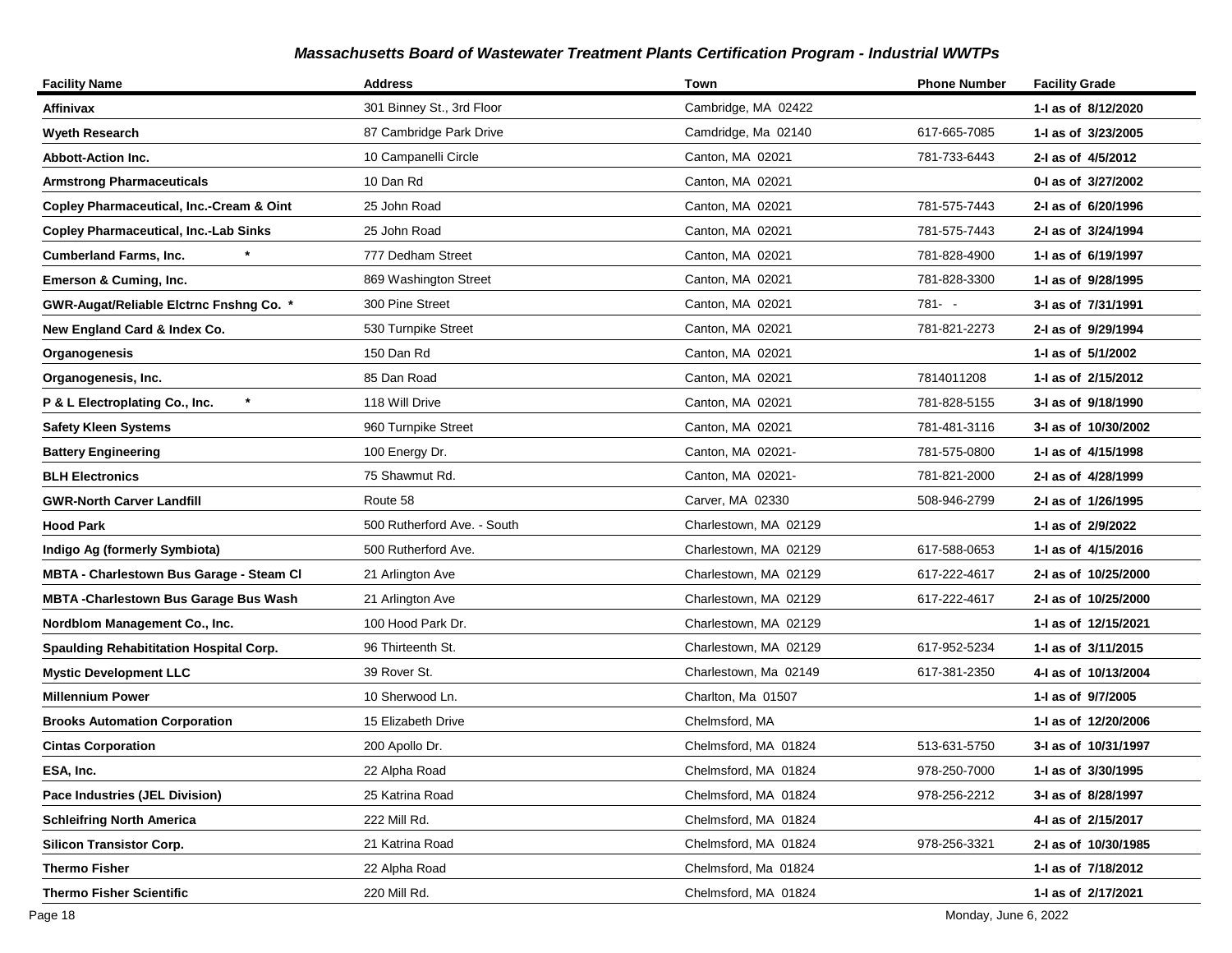## *Massachusetts Board of Wastewater Treatment Plants Certification Program - Industrial WWTPs*

| Facility Name | Address | Town | Phone Number | Facility Grade |
|---|---|---|---|---|
| **Affinivax** | 301 Binney St., 3rd Floor | Cambridge, MA 02422 | | **1-I as of 8/12/2020** |
| **Wyeth Research** | 87 Cambridge Park Drive | Camdridge, Ma 02140 | 617-665-7085 | **1-I as of 3/23/2005** |
| **Abbott-Action Inc.** | 10 Campanelli Circle | Canton, MA 02021 | 781-733-6443 | **2-I as of 4/5/2012** |
| **Armstrong Pharmaceuticals** | 10 Dan Rd | Canton, MA 02021 | | **0-I as of 3/27/2002** |
| **Copley Pharmaceutical, Inc.-Cream & Oint** | 25 John Road | Canton, MA 02021 | 781-575-7443 | **2-I as of 6/20/1996** |
| **Copley Pharmaceutical, Inc.-Lab Sinks** | 25 John Road | Canton, MA 02021 | 781-575-7443 | **2-I as of 3/24/1994** |
| **Cumberland Farms, Inc. \*** | 777 Dedham Street | Canton, MA 02021 | 781-828-4900 | **1-I as of 6/19/1997** |
| **Emerson & Cuming, Inc.** | 869 Washington Street | Canton, MA 02021 | 781-828-3300 | **1-I as of 9/28/1995** |
| **GWR-Augat/Reliable Elctrnc Fnshng Co. \*** | 300 Pine Street | Canton, MA 02021 | 781- - | **3-I as of 7/31/1991** |
| **New England Card & Index Co.** | 530 Turnpike Street | Canton, MA 02021 | 781-821-2273 | **2-I as of 9/29/1994** |
| **Organogenesis** | 150 Dan Rd | Canton, MA 02021 | | **1-I as of 5/1/2002** |
| **Organogenesis, Inc.** | 85 Dan Road | Canton, MA 02021 | 7814011208 | **1-I as of 2/15/2012** |
| **P & L Electroplating Co., Inc. \*** | 118 Will Drive | Canton, MA 02021 | 781-828-5155 | **3-I as of 9/18/1990** |
| **Safety Kleen Systems** | 960 Turnpike Street | Canton, MA 02021 | 781-481-3116 | **3-I as of 10/30/2002** |
| **Battery Engineering** | 100 Energy Dr. | Canton, MA 02021- | 781-575-0800 | **1-I as of 4/15/1998** |
| **BLH Electronics** | 75 Shawmut Rd. | Canton, MA 02021- | 781-821-2000 | **2-I as of 4/28/1999** |
| **GWR-North Carver Landfill** | Route 58 | Carver, MA 02330 | 508-946-2799 | **2-I as of 1/26/1995** |
| **Hood Park** | 500 Rutherford Ave. - South | Charlestown, MA 02129 | | **1-I as of 2/9/2022** |
| **Indigo Ag (formerly Symbiota)** | 500 Rutherford Ave. | Charlestown, MA 02129 | 617-588-0653 | **1-I as of 4/15/2016** |
| **MBTA - Charlestown Bus Garage - Steam Cl** | 21 Arlington Ave | Charlestown, MA 02129 | 617-222-4617 | **2-I as of 10/25/2000** |
| **MBTA -Charlestown Bus Garage Bus Wash** | 21 Arlington Ave | Charlestown, MA 02129 | 617-222-4617 | **2-I as of 10/25/2000** |
| **Nordblom Management Co., Inc.** | 100 Hood Park Dr. | Charlestown, MA 02129 | | **1-I as of 12/15/2021** |
| **Spaulding Rehabititation Hospital Corp.** | 96 Thirteenth St. | Charlestown, MA 02129 | 617-952-5234 | **1-I as of 3/11/2015** |
| **Mystic Development LLC** | 39 Rover St. | Charlestown, Ma 02149 | 617-381-2350 | **4-I as of 10/13/2004** |
| **Millennium Power** | 10 Sherwood Ln. | Charlton, Ma 01507 | | **1-I as of 9/7/2005** |
| **Brooks Automation Corporation** | 15 Elizabeth Drive | Chelmsford, MA | | **1-I as of 12/20/2006** |
| **Cintas Corporation** | 200 Apollo Dr. | Chelmsford, MA 01824 | 513-631-5750 | **3-I as of 10/31/1997** |
| **ESA, Inc.** | 22 Alpha Road | Chelmsford, MA 01824 | 978-250-7000 | **1-I as of 3/30/1995** |
| **Pace Industries (JEL Division)** | 25 Katrina Road | Chelmsford, MA 01824 | 978-256-2212 | **3-I as of 8/28/1997** |
| **Schleifring North America** | 222 Mill Rd. | Chelmsford, MA 01824 | | **4-I as of 2/15/2017** |
| **Silicon Transistor Corp.** | 21 Katrina Road | Chelmsford, MA 01824 | 978-256-3321 | **2-I as of 10/30/1985** |
| **Thermo Fisher** | 22 Alpha Road | Chelmsford, Ma 01824 | | **1-I as of 7/18/2012** |
| **Thermo Fisher Scientific** | 220 Mill Rd. | Chelmsford, MA 01824 | | **1-I as of 2/17/2021** |

Monday, June 6, 2022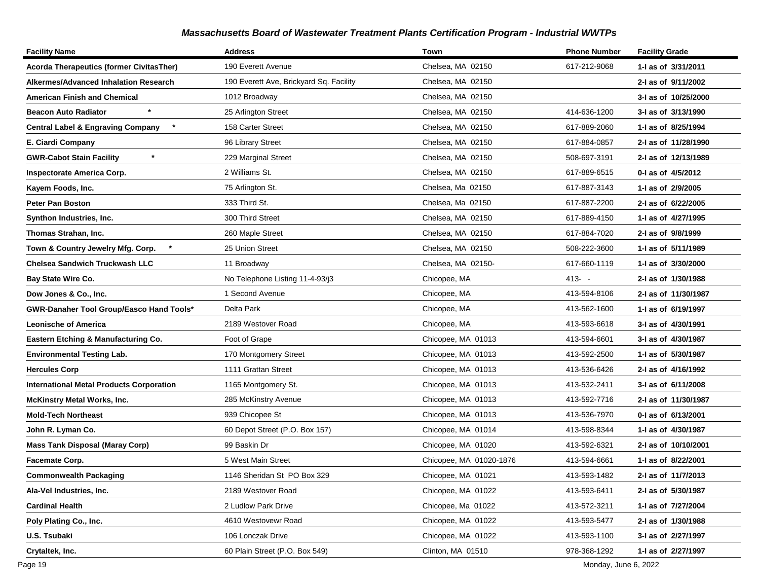# Massachusetts Board of Wastewater Treatment Plants Certification Program - Industrial WWTPs

| Facility Name | Address | Town | Phone Number | Facility Grade |
|---|---|---|---|---|
| **Acorda Therapeutics (former CivitasTher)** | 190 Everett Avenue | Chelsea, MA 02150 | 617-212-9068 | **1-I as of 3/31/2011** |
| **Alkermes/Advanced Inhalation Research** | 190 Everett Ave, Brickyard Sq. Facility | Chelsea, MA 02150 | | **2-I as of 9/11/2002** |
| **American Finish and Chemical** | 1012 Broadway | Chelsea, MA 02150 | | **3-I as of 10/25/2000** |
| **Beacon Auto Radiator \*** | 25 Arlington Street | Chelsea, MA 02150 | 414-636-1200 | **3-I as of 3/13/1990** |
| **Central Label & Engraving Company \*** | 158 Carter Street | Chelsea, MA 02150 | 617-889-2060 | **1-I as of 8/25/1994** |
| **E. Ciardi Company** | 96 Library Street | Chelsea, MA 02150 | 617-884-0857 | **2-I as of 11/28/1990** |
| **GWR-Cabot Stain Facility \*** | 229 Marginal Street | Chelsea, MA 02150 | 508-697-3191 | **2-I as of 12/13/1989** |
| **Inspectorate America Corp.** | 2 Williams St. | Chelsea, MA 02150 | 617-889-6515 | **0-I as of 4/5/2012** |
| **Kayem Foods, Inc.** | 75 Arlington St. | Chelsea, Ma 02150 | 617-887-3143 | **1-I as of 2/9/2005** |
| **Peter Pan Boston** | 333 Third St. | Chelsea, Ma 02150 | 617-887-2200 | **2-I as of 6/22/2005** |
| **Synthon Industries, Inc.** | 300 Third Street | Chelsea, MA 02150 | 617-889-4150 | **1-I as of 4/27/1995** |
| **Thomas Strahan, Inc.** | 260 Maple Street | Chelsea, MA 02150 | 617-884-7020 | **2-I as of 9/8/1999** |
| **Town & Country Jewelry Mfg. Corp. \*** | 25 Union Street | Chelsea, MA 02150 | 508-222-3600 | **1-I as of 5/11/1989** |
| **Chelsea Sandwich Truckwash LLC** | 11 Broadway | Chelsea, MA 02150- | 617-660-1119 | **1-I as of 3/30/2000** |
| **Bay State Wire Co.** | No Telephone Listing 11-4-93/j3 | Chicopee, MA | 413- - | **2-I as of 1/30/1988** |
| **Dow Jones & Co., Inc.** | 1 Second Avenue | Chicopee, MA | 413-594-8106 | **2-I as of 11/30/1987** |
| **GWR-Danaher Tool Group/Easco Hand Tools\*** | Delta Park | Chicopee, MA | 413-562-1600 | **1-I as of 6/19/1997** |
| **Leonische of America** | 2189 Westover Road | Chicopee, MA | 413-593-6618 | **3-I as of 4/30/1991** |
| **Eastern Etching & Manufacturing Co.** | Foot of Grape | Chicopee, MA 01013 | 413-594-6601 | **3-I as of 4/30/1987** |
| **Environmental Testing Lab.** | 170 Montgomery Street | Chicopee, MA 01013 | 413-592-2500 | **1-I as of 5/30/1987** |
| **Hercules Corp** | 1111 Grattan Street | Chicopee, MA 01013 | 413-536-6426 | **2-I as of 4/16/1992** |
| **International Metal Products Corporation** | 1165 Montgomery St. | Chicopee, MA 01013 | 413-532-2411 | **3-I as of 6/11/2008** |
| **McKinstry Metal Works, Inc.** | 285 McKinstry Avenue | Chicopee, MA 01013 | 413-592-7716 | **2-I as of 11/30/1987** |
| **Mold-Tech Northeast** | 939 Chicopee St | Chicopee, MA 01013 | 413-536-7970 | **0-I as of 6/13/2001** |
| **John R. Lyman Co.** | 60 Depot Street (P.O. Box 157) | Chicopee, MA 01014 | 413-598-8344 | **1-I as of 4/30/1987** |
| **Mass Tank Disposal (Maray Corp)** | 99 Baskin Dr | Chicopee, MA 01020 | 413-592-6321 | **2-I as of 10/10/2001** |
| **Facemate Corp.** | 5 West Main Street | Chicopee, MA 01020-1876 | 413-594-6661 | **1-I as of 8/22/2001** |
| **Commonwealth Packaging** | 1146 Sheridan St PO Box 329 | Chicopee, MA 01021 | 413-593-1482 | **2-I as of 11/7/2013** |
| **Ala-Vel Industries, Inc.** | 2189 Westover Road | Chicopee, MA 01022 | 413-593-6411 | **2-I as of 5/30/1987** |
| **Cardinal Health** | 2 Ludlow Park Drive | Chicopee, Ma 01022 | 413-572-3211 | **1-I as of 7/27/2004** |
| **Poly Plating Co., Inc.** | 4610 Westovewr Road | Chicopee, MA 01022 | 413-593-5477 | **2-I as of 1/30/1988** |
| **U.S. Tsubaki** | 106 Lonczak Drive | Chicopee, MA 01022 | 413-593-1100 | **3-I as of 2/27/1997** |
| **Crytaltek, Inc.** | 60 Plain Street (P.O. Box 549) | Clinton, MA 01510 | 978-368-1292 | **1-I as of 2/27/1997** |

Monday, June 6, 2022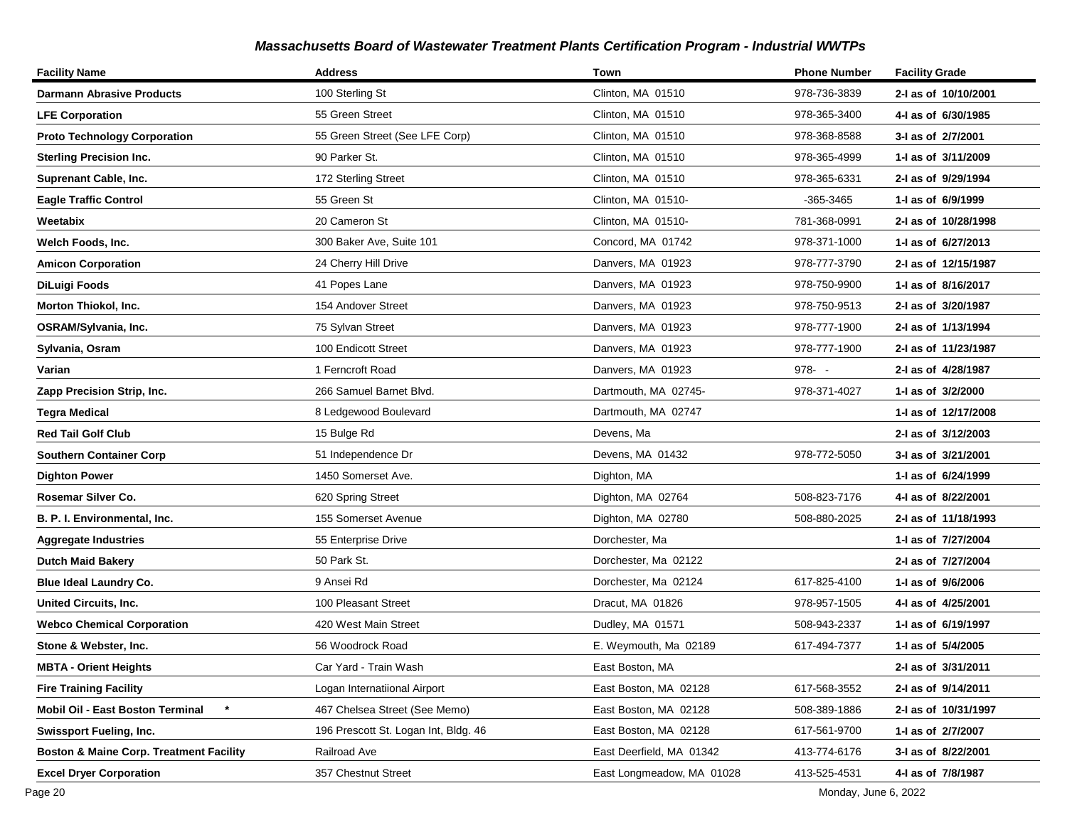## Massachusetts Board of Wastewater Treatment Plants Certification Program - Industrial WWTPs

| Facility Name | Address | Town | Phone Number | Facility Grade |
|---|---|---|---|---|
| **Darmann Abrasive Products** | 100 Sterling St | Clinton, MA 01510 | 978-736-3839 | **2-I as of 10/10/2001** |
| **LFE Corporation** | 55 Green Street | Clinton, MA 01510 | 978-365-3400 | **4-I as of 6/30/1985** |
| **Proto Technology Corporation** | 55 Green Street (See LFE Corp) | Clinton, MA 01510 | 978-368-8588 | **3-I as of 2/7/2001** |
| **Sterling Precision Inc.** | 90 Parker St. | Clinton, MA 01510 | 978-365-4999 | **1-I as of 3/11/2009** |
| **Suprenant Cable, Inc.** | 172 Sterling Street | Clinton, MA 01510 | 978-365-6331 | **2-I as of 9/29/1994** |
| **Eagle Traffic Control** | 55 Green St | Clinton, MA 01510- | -365-3465 | **1-I as of 6/9/1999** |
| **Weetabix** | 20 Cameron St | Clinton, MA 01510- | 781-368-0991 | **2-I as of 10/28/1998** |
| **Welch Foods, Inc.** | 300 Baker Ave, Suite 101 | Concord, MA 01742 | 978-371-1000 | **1-I as of 6/27/2013** |
| **Amicon Corporation** | 24 Cherry Hill Drive | Danvers, MA 01923 | 978-777-3790 | **2-I as of 12/15/1987** |
| **DiLuigi Foods** | 41 Popes Lane | Danvers, MA 01923 | 978-750-9900 | **1-I as of 8/16/2017** |
| **Morton Thiokol, Inc.** | 154 Andover Street | Danvers, MA 01923 | 978-750-9513 | **2-I as of 3/20/1987** |
| **OSRAM/Sylvania, Inc.** | 75 Sylvan Street | Danvers, MA 01923 | 978-777-1900 | **2-I as of 1/13/1994** |
| **Sylvania, Osram** | 100 Endicott Street | Danvers, MA 01923 | 978-777-1900 | **2-I as of 11/23/1987** |
| **Varian** | 1 Ferncroft Road | Danvers, MA 01923 | 978- - | **2-I as of 4/28/1987** |
| **Zapp Precision Strip, Inc.** | 266 Samuel Barnet Blvd. | Dartmouth, MA 02745- | 978-371-4027 | **1-I as of 3/2/2000** |
| **Tegra Medical** | 8 Ledgewood Boulevard | Dartmouth, MA 02747 | | **1-I as of 12/17/2008** |
| **Red Tail Golf Club** | 15 Bulge Rd | Devens, Ma | | **2-I as of 3/12/2003** |
| **Southern Container Corp** | 51 Independence Dr | Devens, MA 01432 | 978-772-5050 | **3-I as of 3/21/2001** |
| **Dighton Power** | 1450 Somerset Ave. | Dighton, MA | | **1-I as of 6/24/1999** |
| **Rosemar Silver Co.** | 620 Spring Street | Dighton, MA 02764 | 508-823-7176 | **4-I as of 8/22/2001** |
| **B. P. I. Environmental, Inc.** | 155 Somerset Avenue | Dighton, MA 02780 | 508-880-2025 | **2-I as of 11/18/1993** |
| **Aggregate Industries** | 55 Enterprise Drive | Dorchester, Ma | | **1-I as of 7/27/2004** |
| **Dutch Maid Bakery** | 50 Park St. | Dorchester, Ma 02122 | | **2-I as of 7/27/2004** |
| **Blue Ideal Laundry Co.** | 9 Ansei Rd | Dorchester, Ma 02124 | 617-825-4100 | **1-I as of 9/6/2006** |
| **United Circuits, Inc.** | 100 Pleasant Street | Dracut, MA 01826 | 978-957-1505 | **4-I as of 4/25/2001** |
| **Webco Chemical Corporation** | 420 West Main Street | Dudley, MA 01571 | 508-943-2337 | **1-I as of 6/19/1997** |
| **Stone & Webster, Inc.** | 56 Woodrock Road | E. Weymouth, Ma 02189 | 617-494-7377 | **1-I as of 5/4/2005** |
| **MBTA - Orient Heights** | Car Yard - Train Wash | East Boston, MA | | **2-I as of 3/31/2011** |
| **Fire Training Facility** | Logan Internatiional Airport | East Boston, MA 02128 | 617-568-3552 | **2-I as of 9/14/2011** |
| **Mobil Oil - East Boston Terminal \*** | 467 Chelsea Street (See Memo) | East Boston, MA 02128 | 508-389-1886 | **2-I as of 10/31/1997** |
| **Swissport Fueling, Inc.** | 196 Prescott St. Logan Int, Bldg. 46 | East Boston, MA 02128 | 617-561-9700 | **1-I as of 2/7/2007** |
| **Boston & Maine Corp. Treatment Facility** | Railroad Ave | East Deerfield, MA 01342 | 413-774-6176 | **3-I as of 8/22/2001** |
| **Excel Dryer Corporation** | 357 Chestnut Street | East Longmeadow, MA 01028 | 413-525-4531 | **4-I as of 7/8/1987** |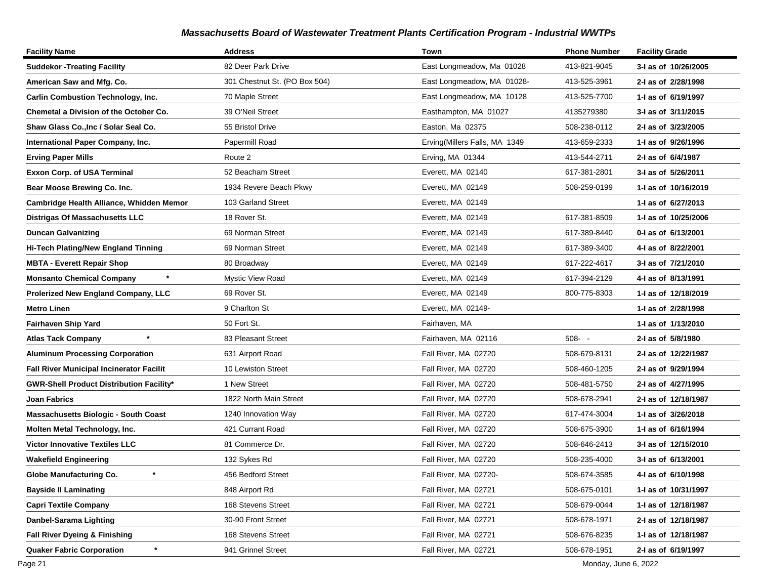## *Massachusetts Board of Wastewater Treatment Plants Certification Program - Industrial WWTPs*

| Facility Name | Address | Town | Phone Number | Facility Grade |
|---|---|---|---|---|
| **Suddekor -Treating Facility** | 82 Deer Park Drive | East Longmeadow, Ma 01028 | 413-821-9045 | **3-I as of 10/26/2005** |
| **American Saw and Mfg. Co.** | 301 Chestnut St. (PO Box 504) | East Longmeadow, MA 01028- | 413-525-3961 | **2-I as of 2/28/1998** |
| **Carlin Combustion Technology, Inc.** | 70 Maple Street | East Longmeadow, MA 10128 | 413-525-7700 | **1-I as of 6/19/1997** |
| **Chemetal a Division of the October Co.** | 39 O'Neil Street | Easthampton, MA 01027 | 4135279380 | **3-I as of 3/11/2015** |
| **Shaw Glass Co.,Inc / Solar Seal Co.** | 55 Bristol Drive | Easton, Ma 02375 | 508-238-0112 | **2-I as of 3/23/2005** |
| **International Paper Company, Inc.** | Papermill Road | Erving(Millers Falls, MA 1349 | 413-659-2333 | **1-I as of 9/26/1996** |
| **Erving Paper Mills** | Route 2 | Erving, MA 01344 | 413-544-2711 | **2-I as of 6/4/1987** |
| **Exxon Corp. of USA Terminal** | 52 Beacham Street | Everett, MA 02140 | 617-381-2801 | **3-I as of 5/26/2011** |
| **Bear Moose Brewing Co. Inc.** | 1934 Revere Beach Pkwy | Everett, MA 02149 | 508-259-0199 | **1-I as of 10/16/2019** |
| **Cambridge Health Alliance, Whidden Memor** | 103 Garland Street | Everett, MA 02149 | | **1-I as of 6/27/2013** |
| **Distrigas Of Massachusetts LLC** | 18 Rover St. | Everett, MA 02149 | 617-381-8509 | **1-I as of 10/25/2006** |
| **Duncan Galvanizing** | 69 Norman Street | Everett, MA 02149 | 617-389-8440 | **0-I as of 6/13/2001** |
| **Hi-Tech Plating/New England Tinning** | 69 Norman Street | Everett, MA 02149 | 617-389-3400 | **4-I as of 8/22/2001** |
| **MBTA - Everett Repair Shop** | 80 Broadway | Everett, MA 02149 | 617-222-4617 | **3-I as of 7/21/2010** |
| **Monsanto Chemical Company** * | Mystic View Road | Everett, MA 02149 | 617-394-2129 | **4-I as of 8/13/1991** |
| **Prolerized New England Company, LLC** | 69 Rover St. | Everett, MA 02149 | 800-775-8303 | **1-I as of 12/18/2019** |
| **Metro Linen** | 9 Charlton St | Everett, MA 02149- | | **1-I as of 2/28/1998** |
| **Fairhaven Ship Yard** | 50 Fort St. | Fairhaven, MA | | **1-I as of 1/13/2010** |
| **Atlas Tack Company** * | 83 Pleasant Street | Fairhaven, MA 02116 | 508- - | **2-I as of 5/8/1980** |
| **Aluminum Processing Corporation** | 631 Airport Road | Fall River, MA 02720 | 508-679-8131 | **2-I as of 12/22/1987** |
| **Fall River Municipal Incinerator Facilit** | 10 Lewiston Street | Fall River, MA 02720 | 508-460-1205 | **2-I as of 9/29/1994** |
| **GWR-Shell Product Distribution Facility*** | 1 New Street | Fall River, MA 02720 | 508-481-5750 | **2-I as of 4/27/1995** |
| **Joan Fabrics** | 1822 North Main Street | Fall River, MA 02720 | 508-678-2941 | **2-I as of 12/18/1987** |
| **Massachusetts Biologic - South Coast** | 1240 Innovation Way | Fall River, MA 02720 | 617-474-3004 | **1-I as of 3/26/2018** |
| **Molten Metal Technology, Inc.** | 421 Currant Road | Fall River, MA 02720 | 508-675-3900 | **1-I as of 6/16/1994** |
| **Victor Innovative Textiles LLC** | 81 Commerce Dr. | Fall River, MA 02720 | 508-646-2413 | **3-I as of 12/15/2010** |
| **Wakefield Engineering** | 132 Sykes Rd | Fall River, MA 02720 | 508-235-4000 | **3-I as of 6/13/2001** |
| **Globe Manufacturing Co.** * | 456 Bedford Street | Fall River, MA 02720- | 508-674-3585 | **4-I as of 6/10/1998** |
| **Bayside II Laminating** | 848 Airport Rd | Fall River, MA 02721 | 508-675-0101 | **1-I as of 10/31/1997** |
| **Capri Textile Company** | 168 Stevens Street | Fall River, MA 02721 | 508-679-0044 | **1-I as of 12/18/1987** |
| **Danbel-Sarama Lighting** | 30-90 Front Street | Fall River, MA 02721 | 508-678-1971 | **2-I as of 12/18/1987** |
| **Fall River Dyeing & Finishing** | 168 Stevens Street | Fall River, MA 02721 | 508-676-8235 | **1-I as of 12/18/1987** |
| **Quaker Fabric Corporation** * | 941 Grinnel Street | Fall River, MA 02721 | 508-678-1951 | **2-I as of 6/19/1997** |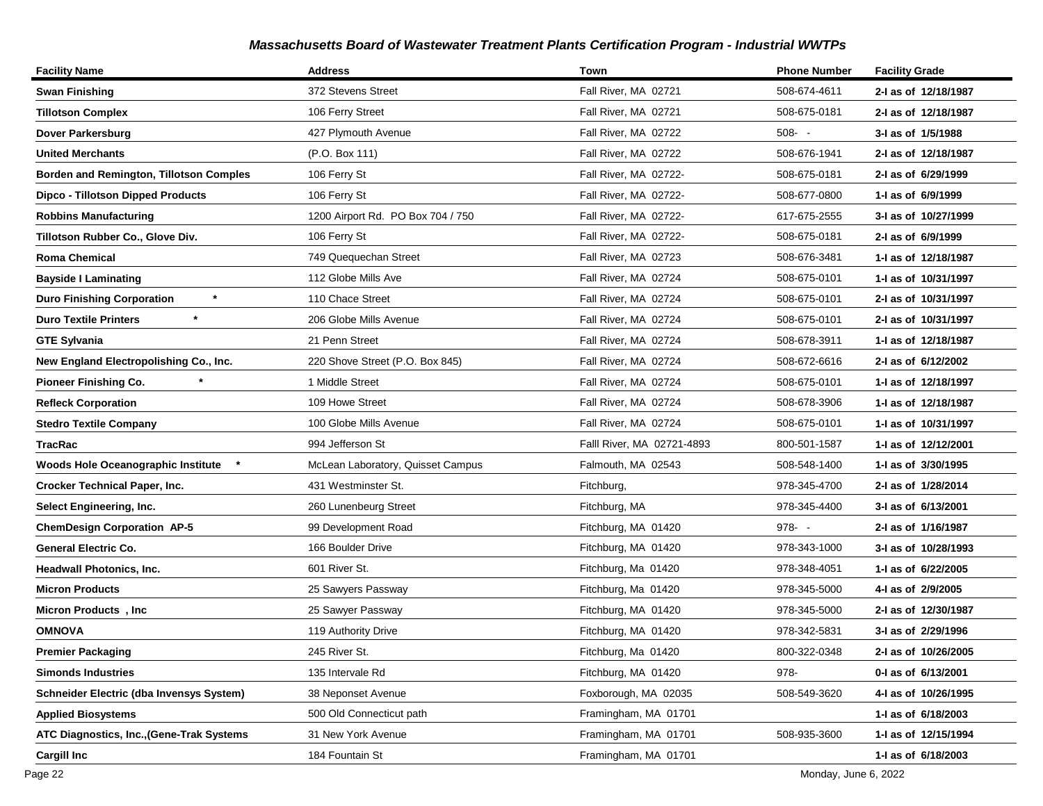# Massachusetts Board of Wastewater Treatment Plants Certification Program - Industrial WWTPs

| Facility Name | Address | Town | Phone Number | Facility Grade |
|---|---|---|---|---|
| **Swan Finishing** | 372 Stevens Street | Fall River, MA 02721 | 508-674-4611 | **2-I as of 12/18/1987** |
| **Tillotson Complex** | 106 Ferry Street | Fall River, MA 02721 | 508-675-0181 | **2-I as of 12/18/1987** |
| **Dover Parkersburg** | 427 Plymouth Avenue | Fall River, MA 02722 | 508- - | **3-I as of 1/5/1988** |
| **United Merchants** | (P.O. Box 111) | Fall River, MA 02722 | 508-676-1941 | **2-I as of 12/18/1987** |
| **Borden and Remington, Tillotson Comples** | 106 Ferry St | Fall River, MA 02722- | 508-675-0181 | **2-I as of 6/29/1999** |
| **Dipco - Tillotson Dipped Products** | 106 Ferry St | Fall River, MA 02722- | 508-677-0800 | **1-I as of 6/9/1999** |
| **Robbins Manufacturing** | 1200 Airport Rd. PO Box 704 / 750 | Fall River, MA 02722- | 617-675-2555 | **3-I as of 10/27/1999** |
| **Tillotson Rubber Co., Glove Div.** | 106 Ferry St | Fall River, MA 02722- | 508-675-0181 | **2-I as of 6/9/1999** |
| **Roma Chemical** | 749 Quequechan Street | Fall River, MA 02723 | 508-676-3481 | **1-I as of 12/18/1987** |
| **Bayside I Laminating** | 112 Globe Mills Ave | Fall River, MA 02724 | 508-675-0101 | **1-I as of 10/31/1997** |
| **Duro Finishing Corporation** * | 110 Chace Street | Fall River, MA 02724 | 508-675-0101 | **2-I as of 10/31/1997** |
| **Duro Textile Printers** * | 206 Globe Mills Avenue | Fall River, MA 02724 | 508-675-0101 | **2-I as of 10/31/1997** |
| **GTE Sylvania** | 21 Penn Street | Fall River, MA 02724 | 508-678-3911 | **1-I as of 12/18/1987** |
| **New England Electropolishing Co., Inc.** | 220 Shove Street (P.O. Box 845) | Fall River, MA 02724 | 508-672-6616 | **2-I as of 6/12/2002** |
| **Pioneer Finishing Co.** * | 1 Middle Street | Fall River, MA 02724 | 508-675-0101 | **1-I as of 12/18/1997** |
| **Refleck Corporation** | 109 Howe Street | Fall River, MA 02724 | 508-678-3906 | **1-I as of 12/18/1987** |
| **Stedro Textile Company** | 100 Globe Mills Avenue | Fall River, MA 02724 | 508-675-0101 | **1-I as of 10/31/1997** |
| **TracRac** | 994 Jefferson St | Falll River, MA 02721-4893 | 800-501-1587 | **1-I as of 12/12/2001** |
| **Woods Hole Oceanographic Institute** * | McLean Laboratory, Quisset Campus | Falmouth, MA 02543 | 508-548-1400 | **1-I as of 3/30/1995** |
| **Crocker Technical Paper, Inc.** | 431 Westminster St. | Fitchburg, | 978-345-4700 | **2-I as of 1/28/2014** |
| **Select Engineering, Inc.** | 260 Lunenbeurg Street | Fitchburg, MA | 978-345-4400 | **3-I as of 6/13/2001** |
| **ChemDesign Corporation AP-5** | 99 Development Road | Fitchburg, MA 01420 | 978- - | **2-I as of 1/16/1987** |
| **General Electric Co.** | 166 Boulder Drive | Fitchburg, MA 01420 | 978-343-1000 | **3-I as of 10/28/1993** |
| **Headwall Photonics, Inc.** | 601 River St. | Fitchburg, Ma 01420 | 978-348-4051 | **1-I as of 6/22/2005** |
| **Micron Products** | 25 Sawyers Passway | Fitchburg, Ma 01420 | 978-345-5000 | **4-I as of 2/9/2005** |
| **Micron Products , Inc** | 25 Sawyer Passway | Fitchburg, MA 01420 | 978-345-5000 | **2-I as of 12/30/1987** |
| **OMNOVA** | 119 Authority Drive | Fitchburg, MA 01420 | 978-342-5831 | **3-I as of 2/29/1996** |
| **Premier Packaging** | 245 River St. | Fitchburg, Ma 01420 | 800-322-0348 | **2-I as of 10/26/2005** |
| **Simonds Industries** | 135 Intervale Rd | Fitchburg, MA 01420 | 978- | **0-I as of 6/13/2001** |
| **Schneider Electric (dba Invensys System)** | 38 Neponset Avenue | Foxborough, MA 02035 | 508-549-3620 | **4-I as of 10/26/1995** |
| **Applied Biosystems** | 500 Old Connecticut path | Framingham, MA 01701 | | **1-I as of 6/18/2003** |
| **ATC Diagnostics, Inc.,(Gene-Trak Systems** | 31 New York Avenue | Framingham, MA 01701 | 508-935-3600 | **1-I as of 12/15/1994** |
| **Cargill Inc** | 184 Fountain St | Framingham, MA 01701 | | **1-I as of 6/18/2003** |

Monday, June 6, 2022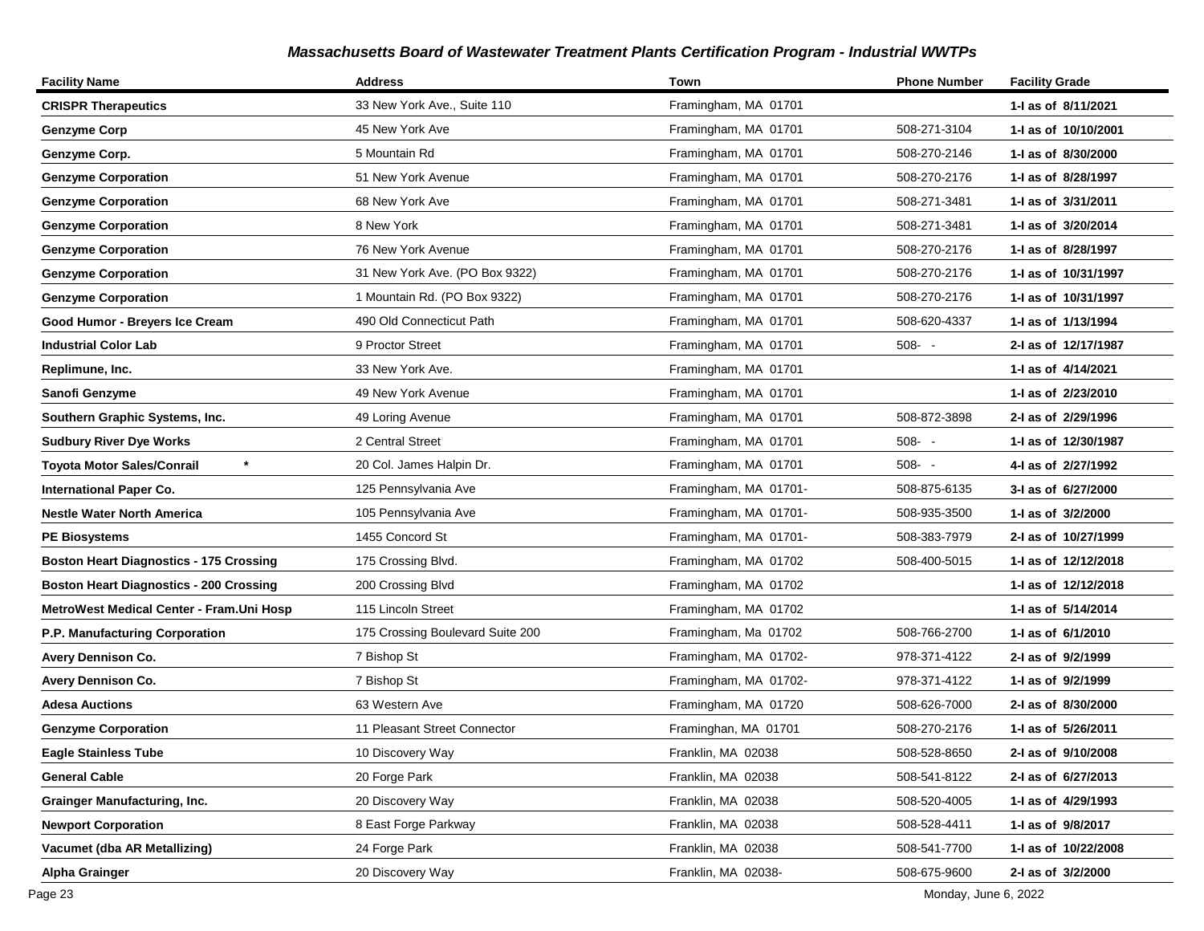## *Massachusetts Board of Wastewater Treatment Plants Certification Program - Industrial WWTPs*

| Facility Name | Address | Town | Phone Number | Facility Grade |
|---|---|---|---|---|
| **CRISPR Therapeutics** | 33 New York Ave., Suite 110 | Framingham, MA 01701 | | **1-I as of 8/11/2021** |
| **Genzyme Corp** | 45 New York Ave | Framingham, MA 01701 | 508-271-3104 | **1-I as of 10/10/2001** |
| **Genzyme Corp.** | 5 Mountain Rd | Framingham, MA 01701 | 508-270-2146 | **1-I as of 8/30/2000** |
| **Genzyme Corporation** | 51 New York Avenue | Framingham, MA 01701 | 508-270-2176 | **1-I as of 8/28/1997** |
| **Genzyme Corporation** | 68 New York Ave | Framingham, MA 01701 | 508-271-3481 | **1-I as of 3/31/2011** |
| **Genzyme Corporation** | 8 New York | Framingham, MA 01701 | 508-271-3481 | **1-I as of 3/20/2014** |
| **Genzyme Corporation** | 76 New York Avenue | Framingham, MA 01701 | 508-270-2176 | **1-I as of 8/28/1997** |
| **Genzyme Corporation** | 31 New York Ave. (PO Box 9322) | Framingham, MA 01701 | 508-270-2176 | **1-I as of 10/31/1997** |
| **Genzyme Corporation** | 1 Mountain Rd. (PO Box 9322) | Framingham, MA 01701 | 508-270-2176 | **1-I as of 10/31/1997** |
| **Good Humor - Breyers Ice Cream** | 490 Old Connecticut Path | Framingham, MA 01701 | 508-620-4337 | **1-I as of 1/13/1994** |
| **Industrial Color Lab** | 9 Proctor Street | Framingham, MA 01701 | 508- - | **2-I as of 12/17/1987** |
| **Replimune, Inc.** | 33 New York Ave. | Framingham, MA 01701 | | **1-I as of 4/14/2021** |
| **Sanofi Genzyme** | 49 New York Avenue | Framingham, MA 01701 | | **1-I as of 2/23/2010** |
| **Southern Graphic Systems, Inc.** | 49 Loring Avenue | Framingham, MA 01701 | 508-872-3898 | **2-I as of 2/29/1996** |
| **Sudbury River Dye Works** | 2 Central Street | Framingham, MA 01701 | 508- - | **1-I as of 12/30/1987** |
| **Toyota Motor Sales/Conrail** * | 20 Col. James Halpin Dr. | Framingham, MA 01701 | 508- - | **4-I as of 2/27/1992** |
| **International Paper Co.** | 125 Pennsylvania Ave | Framingham, MA 01701- | 508-875-6135 | **3-I as of 6/27/2000** |
| **Nestle Water North America** | 105 Pennsylvania Ave | Framingham, MA 01701- | 508-935-3500 | **1-I as of 3/2/2000** |
| **PE Biosystems** | 1455 Concord St | Framingham, MA 01701- | 508-383-7979 | **2-I as of 10/27/1999** |
| **Boston Heart Diagnostics - 175 Crossing** | 175 Crossing Blvd. | Framingham, MA 01702 | 508-400-5015 | **1-I as of 12/12/2018** |
| **Boston Heart Diagnostics - 200 Crossing** | 200 Crossing Blvd | Framingham, MA 01702 | | **1-I as of 12/12/2018** |
| **MetroWest Medical Center - Fram.Uni Hosp** | 115 Lincoln Street | Framingham, MA 01702 | | **1-I as of 5/14/2014** |
| **P.P. Manufacturing Corporation** | 175 Crossing Boulevard Suite 200 | Framingham, Ma 01702 | 508-766-2700 | **1-I as of 6/1/2010** |
| **Avery Dennison Co.** | 7 Bishop St | Framingham, MA 01702- | 978-371-4122 | **2-I as of 9/2/1999** |
| **Avery Dennison Co.** | 7 Bishop St | Framingham, MA 01702- | 978-371-4122 | **1-I as of 9/2/1999** |
| **Adesa Auctions** | 63 Western Ave | Framingham, MA 01720 | 508-626-7000 | **2-I as of 8/30/2000** |
| **Genzyme Corporation** | 11 Pleasant Street Connector | Framinghan, MA 01701 | 508-270-2176 | **1-I as of 5/26/2011** |
| **Eagle Stainless Tube** | 10 Discovery Way | Franklin, MA 02038 | 508-528-8650 | **2-I as of 9/10/2008** |
| **General Cable** | 20 Forge Park | Franklin, MA 02038 | 508-541-8122 | **2-I as of 6/27/2013** |
| **Grainger Manufacturing, Inc.** | 20 Discovery Way | Franklin, MA 02038 | 508-520-4005 | **1-I as of 4/29/1993** |
| **Newport Corporation** | 8 East Forge Parkway | Franklin, MA 02038 | 508-528-4411 | **1-I as of 9/8/2017** |
| **Vacumet (dba AR Metallizing)** | 24 Forge Park | Franklin, MA 02038 | 508-541-7700 | **1-I as of 10/22/2008** |
| **Alpha Grainger** | 20 Discovery Way | Franklin, MA 02038- | 508-675-9600 | **2-I as of 3/2/2000** |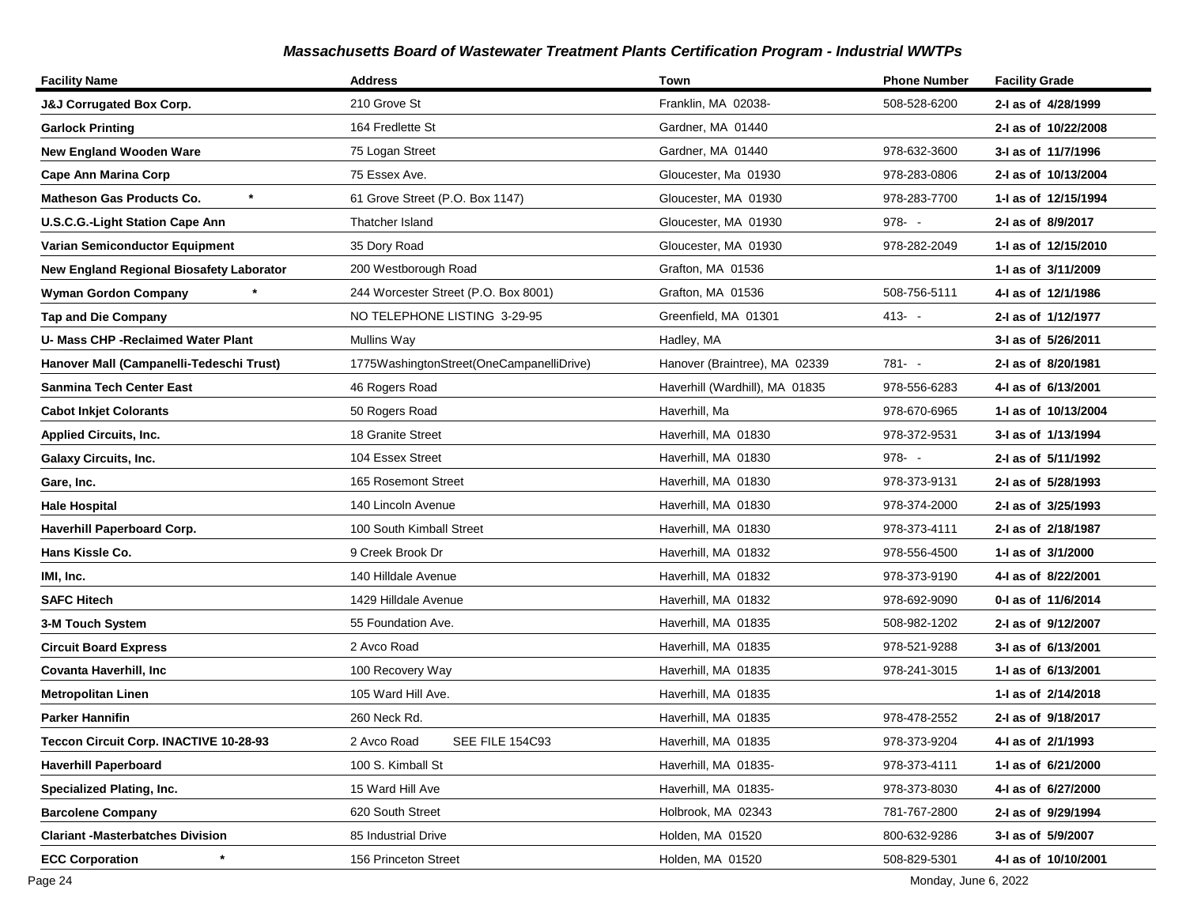### *Massachusetts Board of Wastewater Treatment Plants Certification Program - Industrial WWTPs*

| Facility Name | Address | Town | Phone Number | Facility Grade |
|---|---|---|---|---|
| **J&J Corrugated Box Corp.** | 210 Grove St | Franklin, MA 02038- | 508-528-6200 | **2-I as of 4/28/1999** |
| **Garlock Printing** | 164 Fredlette St | Gardner, MA 01440 | | **2-I as of 10/22/2008** |
| **New England Wooden Ware** | 75 Logan Street | Gardner, MA 01440 | 978-632-3600 | **3-I as of 11/7/1996** |
| **Cape Ann Marina Corp** | 75 Essex Ave. | Gloucester, Ma 01930 | 978-283-0806 | **2-I as of 10/13/2004** |
| **Matheson Gas Products Co. \*** | 61 Grove Street (P.O. Box 1147) | Gloucester, MA 01930 | 978-283-7700 | **1-I as of 12/15/1994** |
| **U.S.C.G.-Light Station Cape Ann** | Thatcher Island | Gloucester, MA 01930 | 978- - | **2-I as of 8/9/2017** |
| **Varian Semiconductor Equipment** | 35 Dory Road | Gloucester, MA 01930 | 978-282-2049 | **1-I as of 12/15/2010** |
| **New England Regional Biosafety Laborator** | 200 Westborough Road | Grafton, MA 01536 | | **1-I as of 3/11/2009** |
| **Wyman Gordon Company \*** | 244 Worcester Street (P.O. Box 8001) | Grafton, MA 01536 | 508-756-5111 | **4-I as of 12/1/1986** |
| **Tap and Die Company** | NO TELEPHONE LISTING 3-29-95 | Greenfield, MA 01301 | 413- - | **2-I as of 1/12/1977** |
| **U- Mass CHP -Reclaimed Water Plant** | Mullins Way | Hadley, MA | | **3-I as of 5/26/2011** |
| **Hanover Mall (Campanelli-Tedeschi Trust)** | 1775WashingtonStreet(OneCampanelliDrive) | Hanover (Braintree), MA 02339 | 781- - | **2-I as of 8/20/1981** |
| **Sanmina Tech Center East** | 46 Rogers Road | Haverhill (Wardhill), MA 01835 | 978-556-6283 | **4-I as of 6/13/2001** |
| **Cabot Inkjet Colorants** | 50 Rogers Road | Haverhill, Ma | 978-670-6965 | **1-I as of 10/13/2004** |
| **Applied Circuits, Inc.** | 18 Granite Street | Haverhill, MA 01830 | 978-372-9531 | **3-I as of 1/13/1994** |
| **Galaxy Circuits, Inc.** | 104 Essex Street | Haverhill, MA 01830 | 978- - | **2-I as of 5/11/1992** |
| **Gare, Inc.** | 165 Rosemont Street | Haverhill, MA 01830 | 978-373-9131 | **2-I as of 5/28/1993** |
| **Hale Hospital** | 140 Lincoln Avenue | Haverhill, MA 01830 | 978-374-2000 | **2-I as of 3/25/1993** |
| **Haverhill Paperboard Corp.** | 100 South Kimball Street | Haverhill, MA 01830 | 978-373-4111 | **2-I as of 2/18/1987** |
| **Hans Kissle Co.** | 9 Creek Brook Dr | Haverhill, MA 01832 | 978-556-4500 | **1-I as of 3/1/2000** |
| **IMI, Inc.** | 140 Hilldale Avenue | Haverhill, MA 01832 | 978-373-9190 | **4-I as of 8/22/2001** |
| **SAFC Hitech** | 1429 Hilldale Avenue | Haverhill, MA 01832 | 978-692-9090 | **0-I as of 11/6/2014** |
| **3-M Touch System** | 55 Foundation Ave. | Haverhill, MA 01835 | 508-982-1202 | **2-I as of 9/12/2007** |
| **Circuit Board Express** | 2 Avco Road | Haverhill, MA 01835 | 978-521-9288 | **3-I as of 6/13/2001** |
| **Covanta Haverhill, Inc** | 100 Recovery Way | Haverhill, MA 01835 | 978-241-3015 | **1-I as of 6/13/2001** |
| **Metropolitan Linen** | 105 Ward Hill Ave. | Haverhill, MA 01835 | | **1-I as of 2/14/2018** |
| **Parker Hannifin** | 260 Neck Rd. | Haverhill, MA 01835 | 978-478-2552 | **2-I as of 9/18/2017** |
| **Teccon Circuit Corp. INACTIVE 10-28-93** | 2 Avco Road SEE FILE 154C93 | Haverhill, MA 01835 | 978-373-9204 | **4-I as of 2/1/1993** |
| **Haverhill Paperboard** | 100 S. Kimball St | Haverhill, MA 01835- | 978-373-4111 | **1-I as of 6/21/2000** |
| **Specialized Plating, Inc.** | 15 Ward Hill Ave | Haverhill, MA 01835- | 978-373-8030 | **4-I as of 6/27/2000** |
| **Barcolene Company** | 620 South Street | Holbrook, MA 02343 | 781-767-2800 | **2-I as of 9/29/1994** |
| **Clariant -Masterbatches Division** | 85 Industrial Drive | Holden, MA 01520 | 800-632-9286 | **3-I as of 5/9/2007** |
| **ECC Corporation \*** | 156 Princeton Street | Holden, MA 01520 | 508-829-5301 | **4-I as of 10/10/2001** |

Monday, June 6, 2022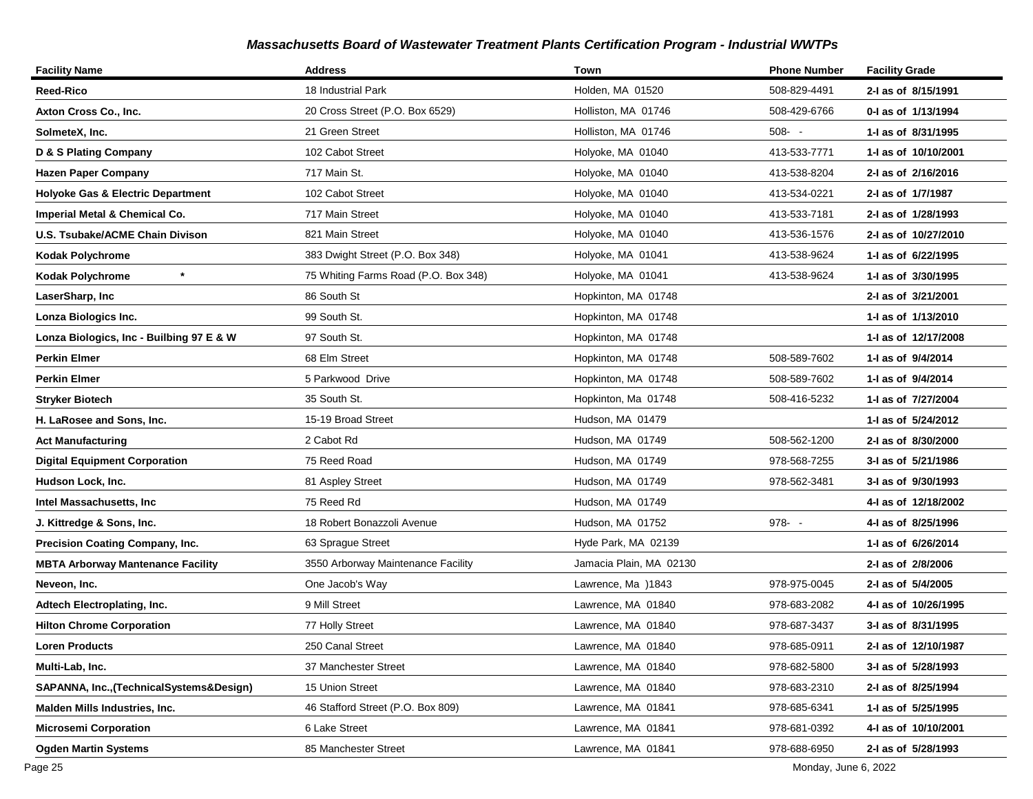## Massachusetts Board of Wastewater Treatment Plants Certification Program - Industrial WWTPs

| Facility Name | Address | Town | Phone Number | Facility Grade |
|---|---|---|---|---|
| **Reed-Rico** | 18 Industrial Park | Holden, MA 01520 | 508-829-4491 | **2-I as of 8/15/1991** |
| **Axton Cross Co., Inc.** | 20 Cross Street (P.O. Box 6529) | Holliston, MA 01746 | 508-429-6766 | **0-I as of 1/13/1994** |
| **SolmeteX, Inc.** | 21 Green Street | Holliston, MA 01746 | 508- - | **1-I as of 8/31/1995** |
| **D & S Plating Company** | 102 Cabot Street | Holyoke, MA 01040 | 413-533-7771 | **1-I as of 10/10/2001** |
| **Hazen Paper Company** | 717 Main St. | Holyoke, MA 01040 | 413-538-8204 | **2-I as of 2/16/2016** |
| **Holyoke Gas & Electric Department** | 102 Cabot Street | Holyoke, MA 01040 | 413-534-0221 | **2-I as of 1/7/1987** |
| **Imperial Metal & Chemical Co.** | 717 Main Street | Holyoke, MA 01040 | 413-533-7181 | **2-I as of 1/28/1993** |
| **U.S. Tsubake/ACME Chain Divison** | 821 Main Street | Holyoke, MA 01040 | 413-536-1576 | **2-I as of 10/27/2010** |
| **Kodak Polychrome** | 383 Dwight Street (P.O. Box 348) | Holyoke, MA 01041 | 413-538-9624 | **1-I as of 6/22/1995** |
| **Kodak Polychrome** * | 75 Whiting Farms Road (P.O. Box 348) | Holyoke, MA 01041 | 413-538-9624 | **1-I as of 3/30/1995** |
| **LaserSharp, Inc** | 86 South St | Hopkinton, MA 01748 | | **2-I as of 3/21/2001** |
| **Lonza Biologics Inc.** | 99 South St. | Hopkinton, MA 01748 | | **1-I as of 1/13/2010** |
| **Lonza Biologics, Inc - Builbing 97 E & W** | 97 South St. | Hopkinton, MA 01748 | | **1-I as of 12/17/2008** |
| **Perkin Elmer** | 68 Elm Street | Hopkinton, MA 01748 | 508-589-7602 | **1-I as of 9/4/2014** |
| **Perkin Elmer** | 5 Parkwood Drive | Hopkinton, MA 01748 | 508-589-7602 | **1-I as of 9/4/2014** |
| **Stryker Biotech** | 35 South St. | Hopkinton, Ma 01748 | 508-416-5232 | **1-I as of 7/27/2004** |
| **H. LaRosee and Sons, Inc.** | 15-19 Broad Street | Hudson, MA 01479 | | **1-I as of 5/24/2012** |
| **Act Manufacturing** | 2 Cabot Rd | Hudson, MA 01749 | 508-562-1200 | **2-I as of 8/30/2000** |
| **Digital Equipment Corporation** | 75 Reed Road | Hudson, MA 01749 | 978-568-7255 | **3-I as of 5/21/1986** |
| **Hudson Lock, Inc.** | 81 Aspley Street | Hudson, MA 01749 | 978-562-3481 | **3-I as of 9/30/1993** |
| **Intel Massachusetts, Inc** | 75 Reed Rd | Hudson, MA 01749 | | **4-I as of 12/18/2002** |
| **J. Kittredge & Sons, Inc.** | 18 Robert Bonazzoli Avenue | Hudson, MA 01752 | 978- - | **4-I as of 8/25/1996** |
| **Precision Coating Company, Inc.** | 63 Sprague Street | Hyde Park, MA 02139 | | **1-I as of 6/26/2014** |
| **MBTA Arborway Mantenance Facility** | 3550 Arborway Maintenance Facility | Jamacia Plain, MA 02130 | | **2-I as of 2/8/2006** |
| **Neveon, Inc.** | One Jacob's Way | Lawrence, Ma )1843 | 978-975-0045 | **2-I as of 5/4/2005** |
| **Adtech Electroplating, Inc.** | 9 Mill Street | Lawrence, MA 01840 | 978-683-2082 | **4-I as of 10/26/1995** |
| **Hilton Chrome Corporation** | 77 Holly Street | Lawrence, MA 01840 | 978-687-3437 | **3-I as of 8/31/1995** |
| **Loren Products** | 250 Canal Street | Lawrence, MA 01840 | 978-685-0911 | **2-I as of 12/10/1987** |
| **Multi-Lab, Inc.** | 37 Manchester Street | Lawrence, MA 01840 | 978-682-5800 | **3-I as of 5/28/1993** |
| **SAPANNA, Inc.,(TechnicalSystems&Design)** | 15 Union Street | Lawrence, MA 01840 | 978-683-2310 | **2-I as of 8/25/1994** |
| **Malden Mills Industries, Inc.** | 46 Stafford Street (P.O. Box 809) | Lawrence, MA 01841 | 978-685-6341 | **1-I as of 5/25/1995** |
| **Microsemi Corporation** | 6 Lake Street | Lawrence, MA 01841 | 978-681-0392 | **4-I as of 10/10/2001** |
| **Ogden Martin Systems** | 85 Manchester Street | Lawrence, MA 01841 | 978-688-6950 | **2-I as of 5/28/1993** |

Monday, June 6, 2022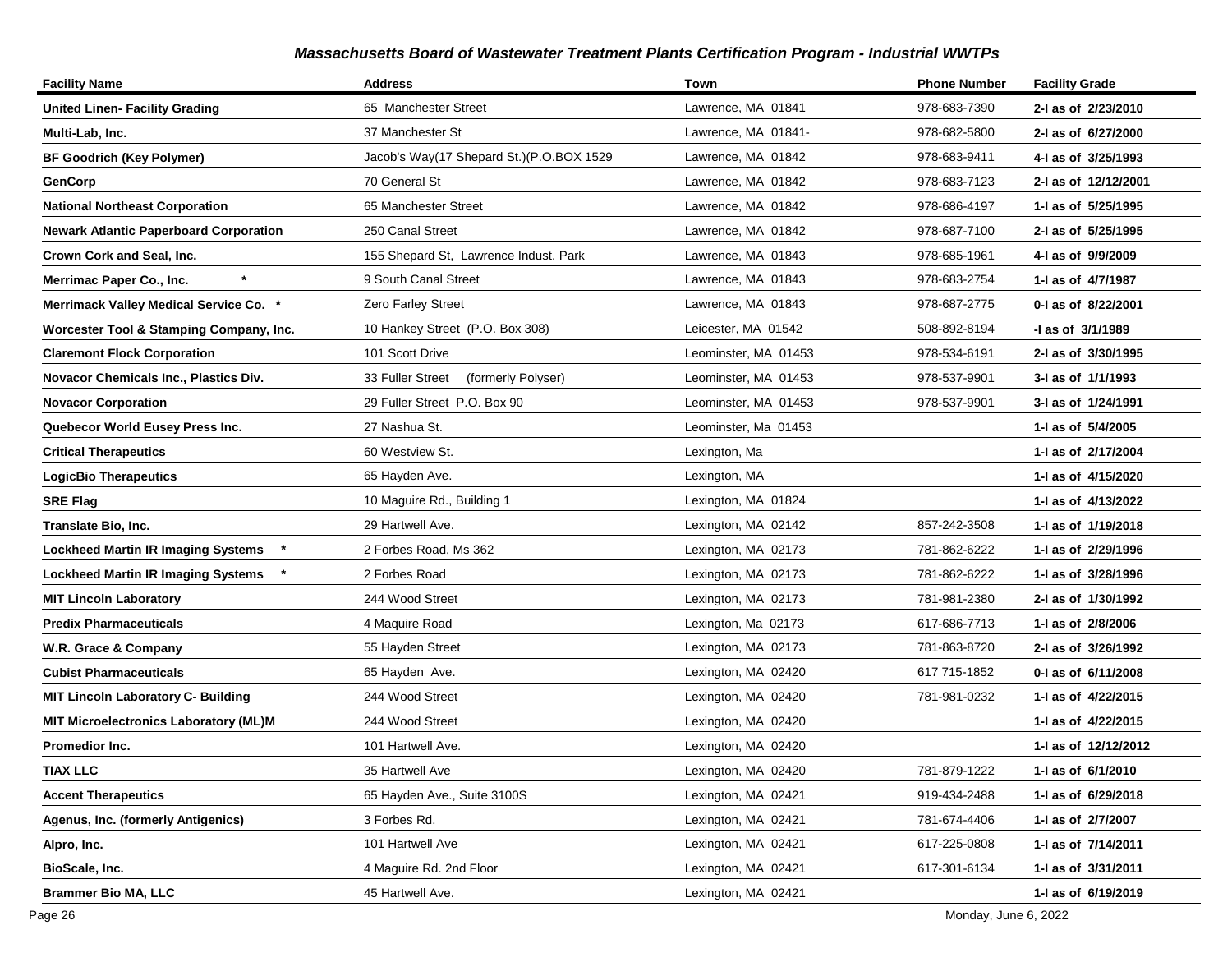### *Massachusetts Board of Wastewater Treatment Plants Certification Program - Industrial WWTPs*

| Facility Name | Address | Town | Phone Number | Facility Grade |
|---|---|---|---|---|
| **United Linen- Facility Grading** | 65 Manchester Street | Lawrence, MA 01841 | 978-683-7390 | **2-I as of 2/23/2010** |
| **Multi-Lab, Inc.** | 37 Manchester St | Lawrence, MA 01841- | 978-682-5800 | **2-I as of 6/27/2000** |
| **BF Goodrich (Key Polymer)** | Jacob's Way(17 Shepard St.)(P.O.BOX 1529 | Lawrence, MA 01842 | 978-683-9411 | **4-I as of 3/25/1993** |
| **GenCorp** | 70 General St | Lawrence, MA 01842 | 978-683-7123 | **2-I as of 12/12/2001** |
| **National Northeast Corporation** | 65 Manchester Street | Lawrence, MA 01842 | 978-686-4197 | **1-I as of 5/25/1995** |
| **Newark Atlantic Paperboard Corporation** | 250 Canal Street | Lawrence, MA 01842 | 978-687-7100 | **2-I as of 5/25/1995** |
| **Crown Cork and Seal, Inc.** | 155 Shepard St, Lawrence Indust. Park | Lawrence, MA 01843 | 978-685-1961 | **4-I as of 9/9/2009** |
| **Merrimac Paper Co., Inc. \*** | 9 South Canal Street | Lawrence, MA 01843 | 978-683-2754 | **1-I as of 4/7/1987** |
| **Merrimack Valley Medical Service Co. \*** | Zero Farley Street | Lawrence, MA 01843 | 978-687-2775 | **0-I as of 8/22/2001** |
| **Worcester Tool & Stamping Company, Inc.** | 10 Hankey Street (P.O. Box 308) | Leicester, MA 01542 | 508-892-8194 | **-I as of 3/1/1989** |
| **Claremont Flock Corporation** | 101 Scott Drive | Leominster, MA 01453 | 978-534-6191 | **2-I as of 3/30/1995** |
| **Novacor Chemicals Inc., Plastics Div.** | 33 Fuller Street (formerly Polyser) | Leominster, MA 01453 | 978-537-9901 | **3-I as of 1/1/1993** |
| **Novacor Corporation** | 29 Fuller Street P.O. Box 90 | Leominster, MA 01453 | 978-537-9901 | **3-I as of 1/24/1991** |
| **Quebecor World Eusey Press Inc.** | 27 Nashua St. | Leominster, Ma 01453 | | **1-I as of 5/4/2005** |
| **Critical Therapeutics** | 60 Westview St. | Lexington, Ma | | **1-I as of 2/17/2004** |
| **LogicBio Therapeutics** | 65 Hayden Ave. | Lexington, MA | | **1-I as of 4/15/2020** |
| **SRE Flag** | 10 Maguire Rd., Building 1 | Lexington, MA 01824 | | **1-I as of 4/13/2022** |
| **Translate Bio, Inc.** | 29 Hartwell Ave. | Lexington, MA 02142 | 857-242-3508 | **1-I as of 1/19/2018** |
| **Lockheed Martin IR Imaging Systems \*** | 2 Forbes Road, Ms 362 | Lexington, MA 02173 | 781-862-6222 | **1-I as of 2/29/1996** |
| **Lockheed Martin IR Imaging Systems \*** | 2 Forbes Road | Lexington, MA 02173 | 781-862-6222 | **1-I as of 3/28/1996** |
| **MIT Lincoln Laboratory** | 244 Wood Street | Lexington, MA 02173 | 781-981-2380 | **2-I as of 1/30/1992** |
| **Predix Pharmaceuticals** | 4 Maquire Road | Lexington, Ma 02173 | 617-686-7713 | **1-I as of 2/8/2006** |
| **W.R. Grace & Company** | 55 Hayden Street | Lexington, MA 02173 | 781-863-8720 | **2-I as of 3/26/1992** |
| **Cubist Pharmaceuticals** | 65 Hayden Ave. | Lexington, MA 02420 | 617 715-1852 | **0-I as of 6/11/2008** |
| **MIT Lincoln Laboratory C- Building** | 244 Wood Street | Lexington, MA 02420 | 781-981-0232 | **1-I as of 4/22/2015** |
| **MIT Microelectronics Laboratory (ML)M** | 244 Wood Street | Lexington, MA 02420 | | **1-I as of 4/22/2015** |
| **Promedior Inc.** | 101 Hartwell Ave. | Lexington, MA 02420 | | **1-I as of 12/12/2012** |
| **TIAX LLC** | 35 Hartwell Ave | Lexington, MA 02420 | 781-879-1222 | **1-I as of 6/1/2010** |
| **Accent Therapeutics** | 65 Hayden Ave., Suite 3100S | Lexington, MA 02421 | 919-434-2488 | **1-I as of 6/29/2018** |
| **Agenus, Inc. (formerly Antigenics)** | 3 Forbes Rd. | Lexington, MA 02421 | 781-674-4406 | **1-I as of 2/7/2007** |
| **Alpro, Inc.** | 101 Hartwell Ave | Lexington, MA 02421 | 617-225-0808 | **1-I as of 7/14/2011** |
| **BioScale, Inc.** | 4 Maguire Rd. 2nd Floor | Lexington, MA 02421 | 617-301-6134 | **1-I as of 3/31/2011** |
| **Brammer Bio MA, LLC** | 45 Hartwell Ave. | Lexington, MA 02421 | | **1-I as of 6/19/2019** |

Monday, June 6, 2022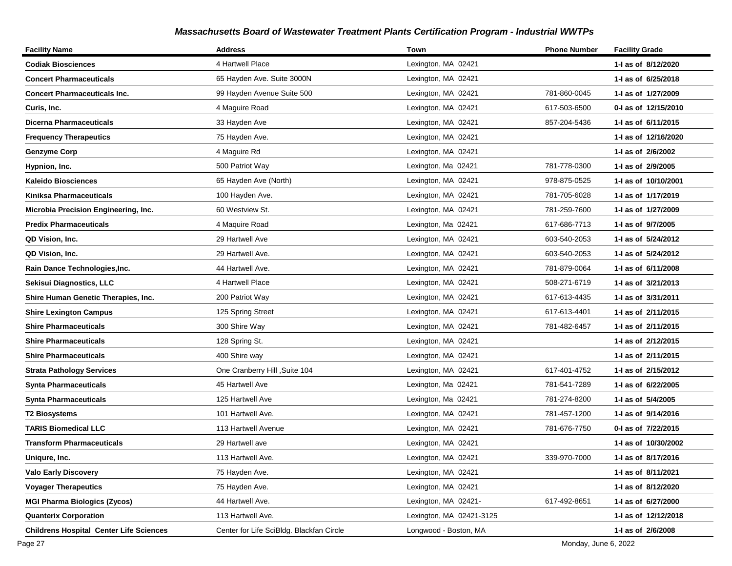## *Massachusetts Board of Wastewater Treatment Plants Certification Program - Industrial WWTPs*

| Facility Name | Address | Town | Phone Number | Facility Grade |
|---|---|---|---|---|
| **Codiak Biosciences** | 4 Hartwell Place | Lexington, MA 02421 | | **1-I as of 8/12/2020** |
| **Concert Pharmaceuticals** | 65 Hayden Ave. Suite 3000N | Lexington, MA 02421 | | **1-I as of 6/25/2018** |
| **Concert Pharmaceuticals Inc.** | 99 Hayden Avenue Suite 500 | Lexington, MA 02421 | 781-860-0045 | **1-I as of 1/27/2009** |
| **Curis, Inc.** | 4 Maguire Road | Lexington, MA 02421 | 617-503-6500 | **0-I as of 12/15/2010** |
| **Dicerna Pharmaceuticals** | 33 Hayden Ave | Lexington, MA 02421 | 857-204-5436 | **1-I as of 6/11/2015** |
| **Frequency Therapeutics** | 75 Hayden Ave. | Lexington, MA 02421 | | **1-I as of 12/16/2020** |
| **Genzyme Corp** | 4 Maguire Rd | Lexington, MA 02421 | | **1-I as of 2/6/2002** |
| **Hypnion, Inc.** | 500 Patriot Way | Lexington, Ma 02421 | 781-778-0300 | **1-I as of 2/9/2005** |
| **Kaleido Biosciences** | 65 Hayden Ave (North) | Lexington, MA 02421 | 978-875-0525 | **1-I as of 10/10/2001** |
| **Kiniksa Pharmaceuticals** | 100 Hayden Ave. | Lexington, MA 02421 | 781-705-6028 | **1-I as of 1/17/2019** |
| **Microbia Precision Engineering, Inc.** | 60 Westview St. | Lexington, MA 02421 | 781-259-7600 | **1-I as of 1/27/2009** |
| **Predix Pharmaceuticals** | 4 Maquire Road | Lexington, Ma 02421 | 617-686-7713 | **1-I as of 9/7/2005** |
| **QD Vision, Inc.** | 29 Hartwell Ave | Lexington, MA 02421 | 603-540-2053 | **1-I as of 5/24/2012** |
| **QD Vision, Inc.** | 29 Hartwell Ave. | Lexington, MA 02421 | 603-540-2053 | **1-I as of 5/24/2012** |
| **Rain Dance Technologies,Inc.** | 44 Hartwell Ave. | Lexington, MA 02421 | 781-879-0064 | **1-I as of 6/11/2008** |
| **Sekisui Diagnostics, LLC** | 4 Hartwell Place | Lexington, MA 02421 | 508-271-6719 | **1-I as of 3/21/2013** |
| **Shire Human Genetic Therapies, Inc.** | 200 Patriot Way | Lexington, MA 02421 | 617-613-4435 | **1-I as of 3/31/2011** |
| **Shire Lexington Campus** | 125 Spring Street | Lexington, MA 02421 | 617-613-4401 | **1-I as of 2/11/2015** |
| **Shire Pharmaceuticals** | 300 Shire Way | Lexington, MA 02421 | 781-482-6457 | **1-I as of 2/11/2015** |
| **Shire Pharmaceuticals** | 128 Spring St. | Lexington, MA 02421 | | **1-I as of 2/12/2015** |
| **Shire Pharmaceuticals** | 400 Shire way | Lexington, MA 02421 | | **1-I as of 2/11/2015** |
| **Strata Pathology Services** | One Cranberry Hill ,Suite 104 | Lexington, MA 02421 | 617-401-4752 | **1-I as of 2/15/2012** |
| **Synta Pharmaceuticals** | 45 Hartwell Ave | Lexington, Ma 02421 | 781-541-7289 | **1-I as of 6/22/2005** |
| **Synta Pharmaceuticals** | 125 Hartwell Ave | Lexington, Ma 02421 | 781-274-8200 | **1-I as of 5/4/2005** |
| **T2 Biosystems** | 101 Hartwell Ave. | Lexington, MA 02421 | 781-457-1200 | **1-I as of 9/14/2016** |
| **TARIS Biomedical LLC** | 113 Hartwell Avenue | Lexington, MA 02421 | 781-676-7750 | **0-I as of 7/22/2015** |
| **Transform Pharmaceuticals** | 29 Hartwell ave | Lexington, MA 02421 | | **1-I as of 10/30/2002** |
| **Uniqure, Inc.** | 113 Hartwell Ave. | Lexington, MA 02421 | 339-970-7000 | **1-I as of 8/17/2016** |
| **Valo Early Discovery** | 75 Hayden Ave. | Lexington, MA 02421 | | **1-I as of 8/11/2021** |
| **Voyager Therapeutics** | 75 Hayden Ave. | Lexington, MA 02421 | | **1-I as of 8/12/2020** |
| **MGI Pharma Biologics (Zycos)** | 44 Hartwell Ave. | Lexington, MA 02421- | 617-492-8651 | **1-I as of 6/27/2000** |
| **Quanterix Corporation** | 113 Hartwell Ave. | Lexington, MA 02421-3125 | | **1-I as of 12/12/2018** |
| **Childrens Hospital Center Life Sciences** | Center for Life SciBldg. Blackfan Circle | Longwood - Boston, MA | | **1-I as of 2/6/2008** |

Monday, June 6, 2022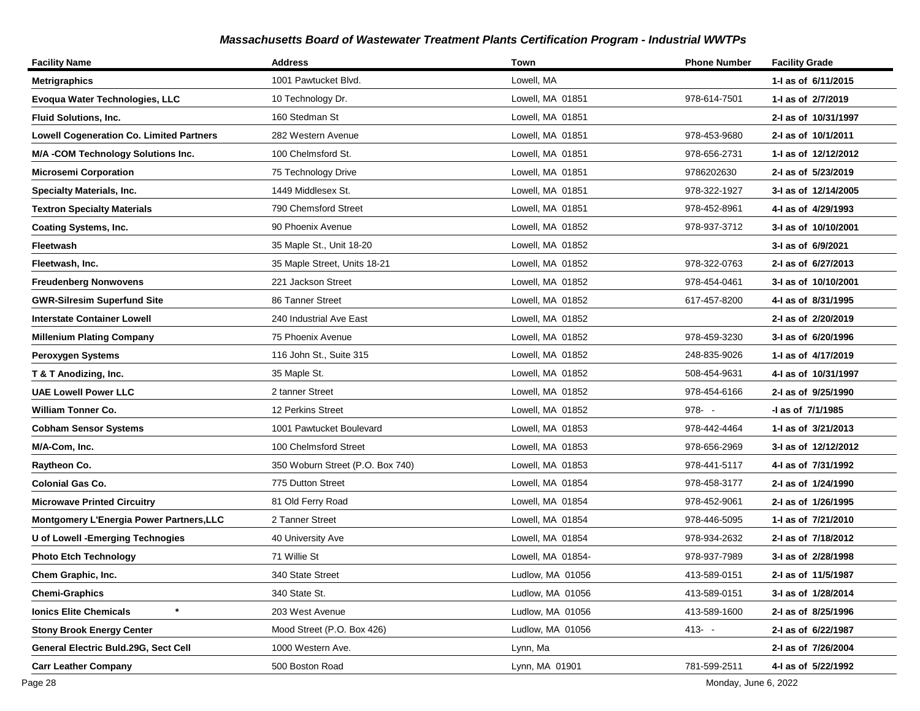*Massachusetts Board of Wastewater Treatment Plants Certification Program - Industrial WWTPs*

| Facility Name | Address | Town | Phone Number | Facility Grade |
|---|---|---|---|---|
| **Metrigraphics** | 1001 Pawtucket Blvd. | Lowell, MA | | **1-I as of 6/11/2015** |
| **Evoqua Water Technologies, LLC** | 10 Technology Dr. | Lowell, MA 01851 | 978-614-7501 | **1-I as of 2/7/2019** |
| **Fluid Solutions, Inc.** | 160 Stedman St | Lowell, MA 01851 | | **2-I as of 10/31/1997** |
| **Lowell Cogeneration Co. Limited Partners** | 282 Western Avenue | Lowell, MA 01851 | 978-453-9680 | **2-I as of 10/1/2011** |
| **M/A -COM Technology Solutions Inc.** | 100 Chelmsford St. | Lowell, MA 01851 | 978-656-2731 | **1-I as of 12/12/2012** |
| **Microsemi Corporation** | 75 Technology Drive | Lowell, MA 01851 | 9786202630 | **2-I as of 5/23/2019** |
| **Specialty Materials, Inc.** | 1449 Middlesex St. | Lowell, MA 01851 | 978-322-1927 | **3-I as of 12/14/2005** |
| **Textron Specialty Materials** | 790 Chemsford Street | Lowell, MA 01851 | 978-452-8961 | **4-I as of 4/29/1993** |
| **Coating Systems, Inc.** | 90 Phoenix Avenue | Lowell, MA 01852 | 978-937-3712 | **3-I as of 10/10/2001** |
| **Fleetwash** | 35 Maple St., Unit 18-20 | Lowell, MA 01852 | | **3-I as of 6/9/2021** |
| **Fleetwash, Inc.** | 35 Maple Street, Units 18-21 | Lowell, MA 01852 | 978-322-0763 | **2-I as of 6/27/2013** |
| **Freudenberg Nonwovens** | 221 Jackson Street | Lowell, MA 01852 | 978-454-0461 | **3-I as of 10/10/2001** |
| **GWR-Silresim Superfund Site** | 86 Tanner Street | Lowell, MA 01852 | 617-457-8200 | **4-I as of 8/31/1995** |
| **Interstate Container Lowell** | 240 Industrial Ave East | Lowell, MA 01852 | | **2-I as of 2/20/2019** |
| **Millenium Plating Company** | 75 Phoenix Avenue | Lowell, MA 01852 | 978-459-3230 | **3-I as of 6/20/1996** |
| **Peroxygen Systems** | 116 John St., Suite 315 | Lowell, MA 01852 | 248-835-9026 | **1-I as of 4/17/2019** |
| **T & T Anodizing, Inc.** | 35 Maple St. | Lowell, MA 01852 | 508-454-9631 | **4-I as of 10/31/1997** |
| **UAE Lowell Power LLC** | 2 tanner Street | Lowell, MA 01852 | 978-454-6166 | **2-I as of 9/25/1990** |
| **William Tonner Co.** | 12 Perkins Street | Lowell, MA 01852 | 978- - | **-I as of 7/1/1985** |
| **Cobham Sensor Systems** | 1001 Pawtucket Boulevard | Lowell, MA 01853 | 978-442-4464 | **1-I as of 3/21/2013** |
| **M/A-Com, Inc.** | 100 Chelmsford Street | Lowell, MA 01853 | 978-656-2969 | **3-I as of 12/12/2012** |
| **Raytheon Co.** | 350 Woburn Street (P.O. Box 740) | Lowell, MA 01853 | 978-441-5117 | **4-I as of 7/31/1992** |
| **Colonial Gas Co.** | 775 Dutton Street | Lowell, MA 01854 | 978-458-3177 | **2-I as of 1/24/1990** |
| **Microwave Printed Circuitry** | 81 Old Ferry Road | Lowell, MA 01854 | 978-452-9061 | **2-I as of 1/26/1995** |
| **Montgomery L'Energia Power Partners,LLC** | 2 Tanner Street | Lowell, MA 01854 | 978-446-5095 | **1-I as of 7/21/2010** |
| **U of Lowell -Emerging Technogies** | 40 University Ave | Lowell, MA 01854 | 978-934-2632 | **2-I as of 7/18/2012** |
| **Photo Etch Technology** | 71 Willie St | Lowell, MA 01854- | 978-937-7989 | **3-I as of 2/28/1998** |
| **Chem Graphic, Inc.** | 340 State Street | Ludlow, MA 01056 | 413-589-0151 | **2-I as of 11/5/1987** |
| **Chemi-Graphics** | 340 State St. | Ludlow, MA 01056 | 413-589-0151 | **3-I as of 1/28/2014** |
| **Ionics Elite Chemicals \*** | 203 West Avenue | Ludlow, MA 01056 | 413-589-1600 | **2-I as of 8/25/1996** |
| **Stony Brook Energy Center** | Mood Street (P.O. Box 426) | Ludlow, MA 01056 | 413- - | **2-I as of 6/22/1987** |
| **General Electric Buld.29G, Sect Cell** | 1000 Western Ave. | Lynn, Ma | | **2-I as of 7/26/2004** |
| **Carr Leather Company** | 500 Boston Road | Lynn, MA 01901 | 781-599-2511 | **4-I as of 5/22/1992** |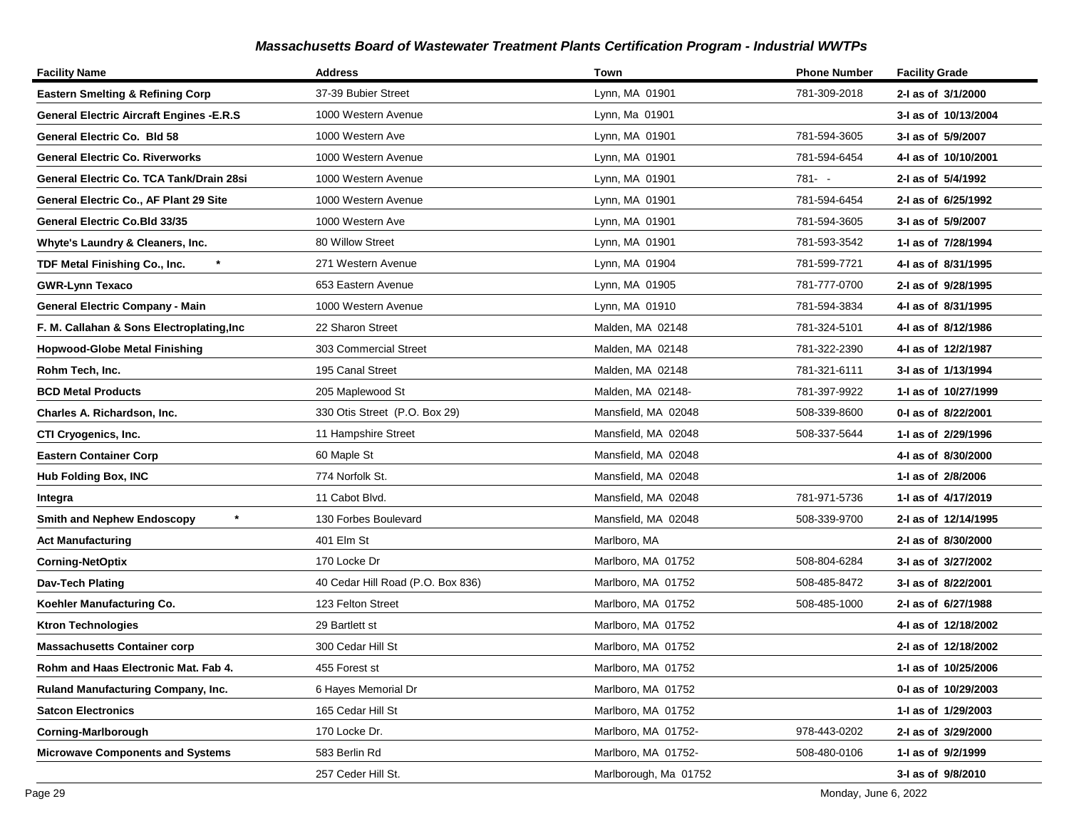### *Massachusetts Board of Wastewater Treatment Plants Certification Program - Industrial WWTPs*

| Facility Name | Address | Town | Phone Number | Facility Grade |
|---|---|---|---|---|
| **Eastern Smelting & Refining Corp** | 37-39 Bubier Street | Lynn, MA 01901 | 781-309-2018 | **2-I as of 3/1/2000** |
| **General Electric Aircraft Engines -E.R.S** | 1000 Western Avenue | Lynn, Ma 01901 | | **3-I as of 10/13/2004** |
| **General Electric Co. Bld 58** | 1000 Western Ave | Lynn, MA 01901 | 781-594-3605 | **3-I as of 5/9/2007** |
| **General Electric Co. Riverworks** | 1000 Western Avenue | Lynn, MA 01901 | 781-594-6454 | **4-I as of 10/10/2001** |
| **General Electric Co. TCA Tank/Drain 28si** | 1000 Western Avenue | Lynn, MA 01901 | 781- - | **2-I as of 5/4/1992** |
| **General Electric Co., AF Plant 29 Site** | 1000 Western Avenue | Lynn, MA 01901 | 781-594-6454 | **2-I as of 6/25/1992** |
| **General Electric Co.Bld 33/35** | 1000 Western Ave | Lynn, MA 01901 | 781-594-3605 | **3-I as of 5/9/2007** |
| **Whyte's Laundry & Cleaners, Inc.** | 80 Willow Street | Lynn, MA 01901 | 781-593-3542 | **1-I as of 7/28/1994** |
| **TDF Metal Finishing Co., Inc. *** | 271 Western Avenue | Lynn, MA 01904 | 781-599-7721 | **4-I as of 8/31/1995** |
| **GWR-Lynn Texaco** | 653 Eastern Avenue | Lynn, MA 01905 | 781-777-0700 | **2-I as of 9/28/1995** |
| **General Electric Company - Main** | 1000 Western Avenue | Lynn, MA 01910 | 781-594-3834 | **4-I as of 8/31/1995** |
| **F. M. Callahan & Sons Electroplating,Inc** | 22 Sharon Street | Malden, MA 02148 | 781-324-5101 | **4-I as of 8/12/1986** |
| **Hopwood-Globe Metal Finishing** | 303 Commercial Street | Malden, MA 02148 | 781-322-2390 | **4-I as of 12/2/1987** |
| **Rohm Tech, Inc.** | 195 Canal Street | Malden, MA 02148 | 781-321-6111 | **3-I as of 1/13/1994** |
| **BCD Metal Products** | 205 Maplewood St | Malden, MA 02148- | 781-397-9922 | **1-I as of 10/27/1999** |
| **Charles A. Richardson, Inc.** | 330 Otis Street (P.O. Box 29) | Mansfield, MA 02048 | 508-339-8600 | **0-I as of 8/22/2001** |
| **CTI Cryogenics, Inc.** | 11 Hampshire Street | Mansfield, MA 02048 | 508-337-5644 | **1-I as of 2/29/1996** |
| **Eastern Container Corp** | 60 Maple St | Mansfield, MA 02048 | | **4-I as of 8/30/2000** |
| **Hub Folding Box, INC** | 774 Norfolk St. | Mansfield, MA 02048 | | **1-I as of 2/8/2006** |
| **Integra** | 11 Cabot Blvd. | Mansfield, MA 02048 | 781-971-5736 | **1-I as of 4/17/2019** |
| **Smith and Nephew Endoscopy *** | 130 Forbes Boulevard | Mansfield, MA 02048 | 508-339-9700 | **2-I as of 12/14/1995** |
| **Act Manufacturing** | 401 Elm St | Marlboro, MA | | **2-I as of 8/30/2000** |
| **Corning-NetOptix** | 170 Locke Dr | Marlboro, MA 01752 | 508-804-6284 | **3-I as of 3/27/2002** |
| **Dav-Tech Plating** | 40 Cedar Hill Road (P.O. Box 836) | Marlboro, MA 01752 | 508-485-8472 | **3-I as of 8/22/2001** |
| **Koehler Manufacturing Co.** | 123 Felton Street | Marlboro, MA 01752 | 508-485-1000 | **2-I as of 6/27/1988** |
| **Ktron Technologies** | 29 Bartlett st | Marlboro, MA 01752 | | **4-I as of 12/18/2002** |
| **Massachusetts Container corp** | 300 Cedar Hill St | Marlboro, MA 01752 | | **2-I as of 12/18/2002** |
| **Rohm and Haas Electronic Mat. Fab 4.** | 455 Forest st | Marlboro, MA 01752 | | **1-I as of 10/25/2006** |
| **Ruland Manufacturing Company, Inc.** | 6 Hayes Memorial Dr | Marlboro, MA 01752 | | **0-I as of 10/29/2003** |
| **Satcon Electronics** | 165 Cedar Hill St | Marlboro, MA 01752 | | **1-I as of 1/29/2003** |
| **Corning-Marlborough** | 170 Locke Dr. | Marlboro, MA 01752- | 978-443-0202 | **2-I as of 3/29/2000** |
| **Microwave Components and Systems** | 583 Berlin Rd | Marlboro, MA 01752- | 508-480-0106 | **1-I as of 9/2/1999** |
| | 257 Ceder Hill St. | Marlborough, Ma 01752 | | **3-I as of 9/8/2010** |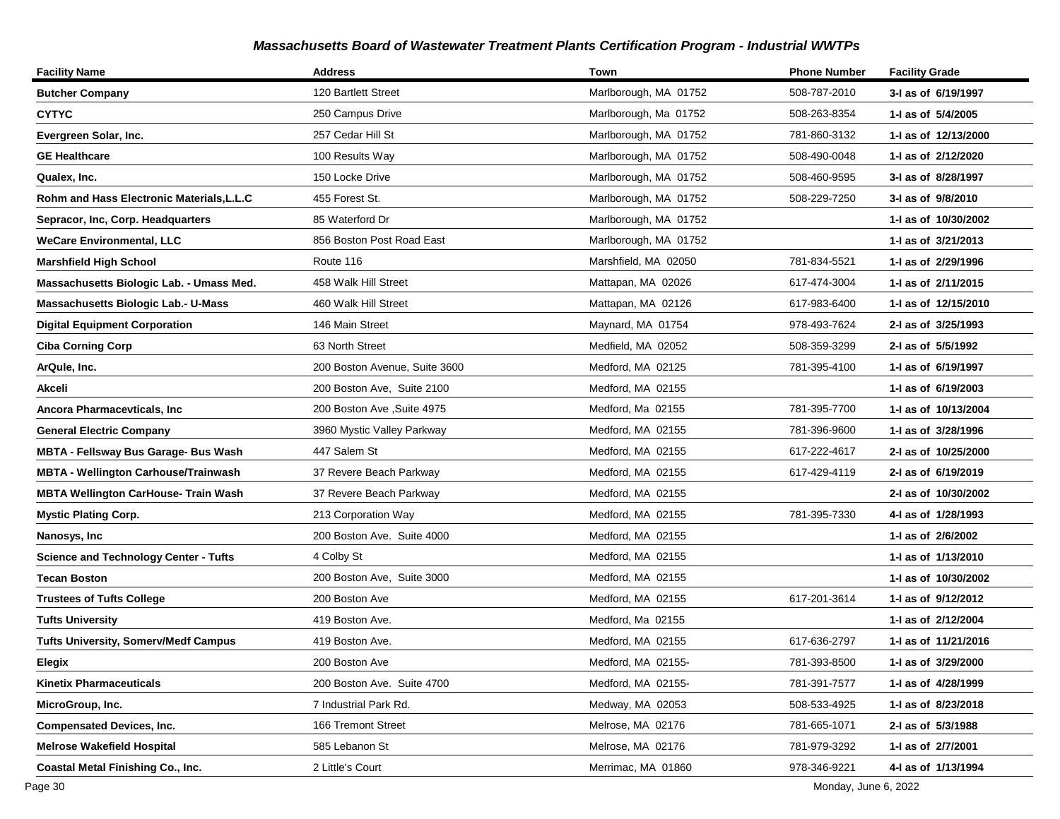# Massachusetts Board of Wastewater Treatment Plants Certification Program - Industrial WWTPs

| Facility Name | Address | Town | Phone Number | Facility Grade |
|---|---|---|---|---|
| **Butcher Company** | 120 Bartlett Street | Marlborough, MA 01752 | 508-787-2010 | **3-I as of 6/19/1997** |
| **CYTYC** | 250 Campus Drive | Marlborough, Ma 01752 | 508-263-8354 | **1-I as of 5/4/2005** |
| **Evergreen Solar, Inc.** | 257 Cedar Hill St | Marlborough, MA 01752 | 781-860-3132 | **1-I as of 12/13/2000** |
| **GE Healthcare** | 100 Results Way | Marlborough, MA 01752 | 508-490-0048 | **1-I as of 2/12/2020** |
| **Qualex, Inc.** | 150 Locke Drive | Marlborough, MA 01752 | 508-460-9595 | **3-I as of 8/28/1997** |
| **Rohm and Hass Electronic Materials,L.L.C** | 455 Forest St. | Marlborough, MA 01752 | 508-229-7250 | **3-I as of 9/8/2010** |
| **Sepracor, Inc, Corp. Headquarters** | 85 Waterford Dr | Marlborough, MA 01752 | | **1-I as of 10/30/2002** |
| **WeCare Environmental, LLC** | 856 Boston Post Road East | Marlborough, MA 01752 | | **1-I as of 3/21/2013** |
| **Marshfield High School** | Route 116 | Marshfield, MA 02050 | 781-834-5521 | **1-I as of 2/29/1996** |
| **Massachusetts Biologic Lab. - Umass Med.** | 458 Walk Hill Street | Mattapan, MA 02026 | 617-474-3004 | **1-I as of 2/11/2015** |
| **Massachusetts Biologic Lab.- U-Mass** | 460 Walk Hill Street | Mattapan, MA 02126 | 617-983-6400 | **1-I as of 12/15/2010** |
| **Digital Equipment Corporation** | 146 Main Street | Maynard, MA 01754 | 978-493-7624 | **2-I as of 3/25/1993** |
| **Ciba Corning Corp** | 63 North Street | Medfield, MA 02052 | 508-359-3299 | **2-I as of 5/5/1992** |
| **ArQule, Inc.** | 200 Boston Avenue, Suite 3600 | Medford, MA 02125 | 781-395-4100 | **1-I as of 6/19/1997** |
| **Akceli** | 200 Boston Ave, Suite 2100 | Medford, MA 02155 | | **1-I as of 6/19/2003** |
| **Ancora Pharmacevticals, Inc** | 200 Boston Ave ,Suite 4975 | Medford, Ma 02155 | 781-395-7700 | **1-I as of 10/13/2004** |
| **General Electric Company** | 3960 Mystic Valley Parkway | Medford, MA 02155 | 781-396-9600 | **1-I as of 3/28/1996** |
| **MBTA - Fellsway Bus Garage- Bus Wash** | 447 Salem St | Medford, MA 02155 | 617-222-4617 | **2-I as of 10/25/2000** |
| **MBTA - Wellington Carhouse/Trainwash** | 37 Revere Beach Parkway | Medford, MA 02155 | 617-429-4119 | **2-I as of 6/19/2019** |
| **MBTA Wellington CarHouse- Train Wash** | 37 Revere Beach Parkway | Medford, MA 02155 | | **2-I as of 10/30/2002** |
| **Mystic Plating Corp.** | 213 Corporation Way | Medford, MA 02155 | 781-395-7330 | **4-I as of 1/28/1993** |
| **Nanosys, Inc** | 200 Boston Ave. Suite 4000 | Medford, MA 02155 | | **1-I as of 2/6/2002** |
| **Science and Technology Center - Tufts** | 4 Colby St | Medford, MA 02155 | | **1-I as of 1/13/2010** |
| **Tecan Boston** | 200 Boston Ave, Suite 3000 | Medford, MA 02155 | | **1-I as of 10/30/2002** |
| **Trustees of Tufts College** | 200 Boston Ave | Medford, MA 02155 | 617-201-3614 | **1-I as of 9/12/2012** |
| **Tufts University** | 419 Boston Ave. | Medford, Ma 02155 | | **1-I as of 2/12/2004** |
| **Tufts University, Somerv/Medf Campus** | 419 Boston Ave. | Medford, MA 02155 | 617-636-2797 | **1-I as of 11/21/2016** |
| **Elegix** | 200 Boston Ave | Medford, MA 02155- | 781-393-8500 | **1-I as of 3/29/2000** |
| **Kinetix Pharmaceuticals** | 200 Boston Ave. Suite 4700 | Medford, MA 02155- | 781-391-7577 | **1-I as of 4/28/1999** |
| **MicroGroup, Inc.** | 7 Industrial Park Rd. | Medway, MA 02053 | 508-533-4925 | **1-I as of 8/23/2018** |
| **Compensated Devices, Inc.** | 166 Tremont Street | Melrose, MA 02176 | 781-665-1071 | **2-I as of 5/3/1988** |
| **Melrose Wakefield Hospital** | 585 Lebanon St | Melrose, MA 02176 | 781-979-3292 | **1-I as of 2/7/2001** |
| **Coastal Metal Finishing Co., Inc.** | 2 Little's Court | Merrimac, MA 01860 | 978-346-9221 | **4-I as of 1/13/1994** |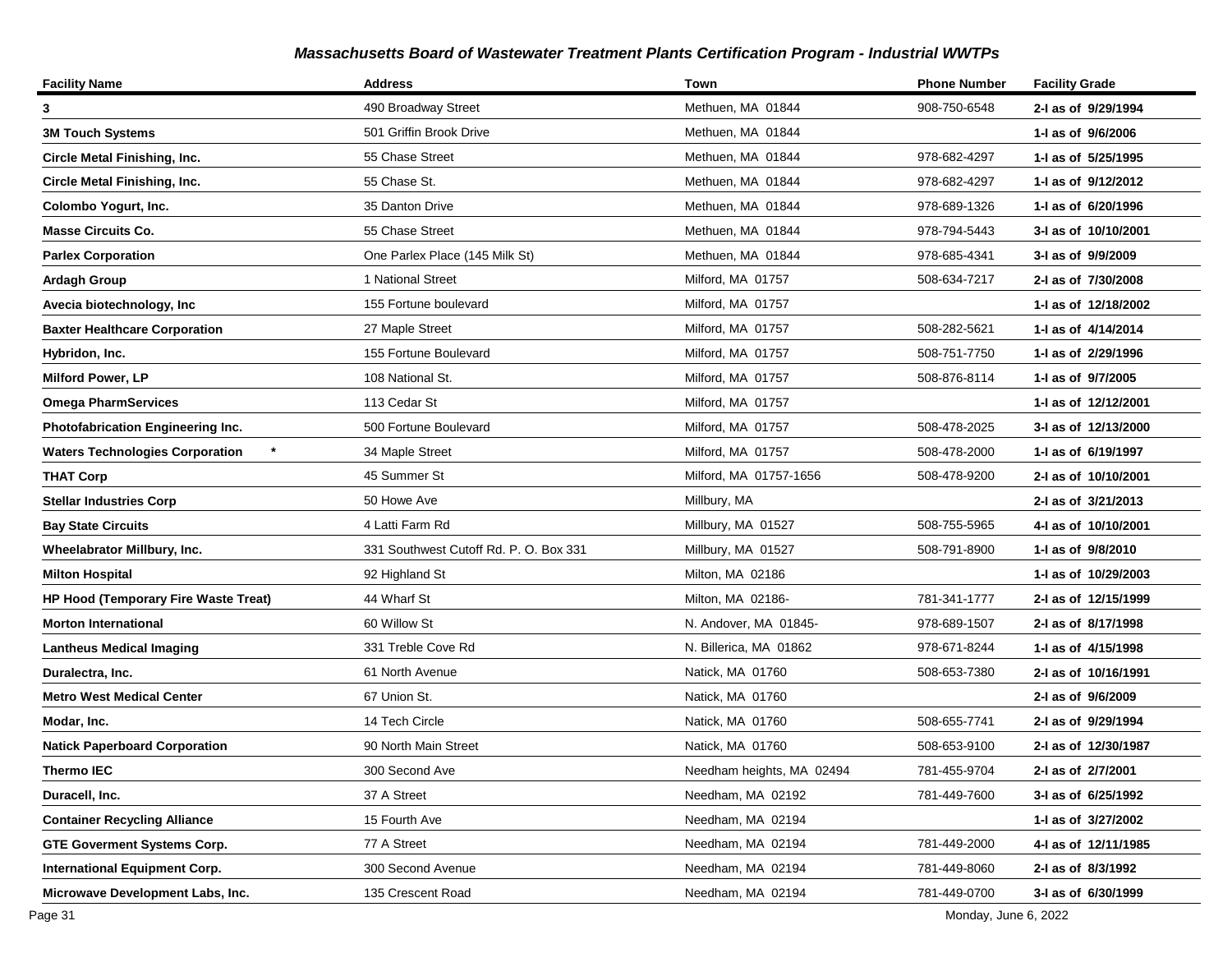### *Massachusetts Board of Wastewater Treatment Plants Certification Program - Industrial WWTPs*

| Facility Name | Address | Town | Phone Number | Facility Grade |
|---|---|---|---|---|
| **3** | 490 Broadway Street | Methuen, MA 01844 | 908-750-6548 | **2-I as of 9/29/1994** |
| **3M Touch Systems** | 501 Griffin Brook Drive | Methuen, MA 01844 | | **1-I as of 9/6/2006** |
| **Circle Metal Finishing, Inc.** | 55 Chase Street | Methuen, MA 01844 | 978-682-4297 | **1-I as of 5/25/1995** |
| **Circle Metal Finishing, Inc.** | 55 Chase St. | Methuen, MA 01844 | 978-682-4297 | **1-I as of 9/12/2012** |
| **Colombo Yogurt, Inc.** | 35 Danton Drive | Methuen, MA 01844 | 978-689-1326 | **1-I as of 6/20/1996** |
| **Masse Circuits Co.** | 55 Chase Street | Methuen, MA 01844 | 978-794-5443 | **3-I as of 10/10/2001** |
| **Parlex Corporation** | One Parlex Place (145 Milk St) | Methuen, MA 01844 | 978-685-4341 | **3-I as of 9/9/2009** |
| **Ardagh Group** | 1 National Street | Milford, MA 01757 | 508-634-7217 | **2-I as of 7/30/2008** |
| **Avecia biotechnology, Inc** | 155 Fortune boulevard | Milford, MA 01757 | | **1-I as of 12/18/2002** |
| **Baxter Healthcare Corporation** | 27 Maple Street | Milford, MA 01757 | 508-282-5621 | **1-I as of 4/14/2014** |
| **Hybridon, Inc.** | 155 Fortune Boulevard | Milford, MA 01757 | 508-751-7750 | **1-I as of 2/29/1996** |
| **Milford Power, LP** | 108 National St. | Milford, MA 01757 | 508-876-8114 | **1-I as of 9/7/2005** |
| **Omega PharmServices** | 113 Cedar St | Milford, MA 01757 | | **1-I as of 12/12/2001** |
| **Photofabrication Engineering Inc.** | 500 Fortune Boulevard | Milford, MA 01757 | 508-478-2025 | **3-I as of 12/13/2000** |
| **Waters Technologies Corporation** * | 34 Maple Street | Milford, MA 01757 | 508-478-2000 | **1-I as of 6/19/1997** |
| **THAT Corp** | 45 Summer St | Milford, MA 01757-1656 | 508-478-9200 | **2-I as of 10/10/2001** |
| **Stellar Industries Corp** | 50 Howe Ave | Millbury, MA | | **2-I as of 3/21/2013** |
| **Bay State Circuits** | 4 Latti Farm Rd | Millbury, MA 01527 | 508-755-5965 | **4-I as of 10/10/2001** |
| **Wheelabrator Millbury, Inc.** | 331 Southwest Cutoff Rd. P. O. Box 331 | Millbury, MA 01527 | 508-791-8900 | **1-I as of 9/8/2010** |
| **Milton Hospital** | 92 Highland St | Milton, MA 02186 | | **1-I as of 10/29/2003** |
| **HP Hood (Temporary Fire Waste Treat)** | 44 Wharf St | Milton, MA 02186- | 781-341-1777 | **2-I as of 12/15/1999** |
| **Morton International** | 60 Willow St | N. Andover, MA 01845- | 978-689-1507 | **2-I as of 8/17/1998** |
| **Lantheus Medical Imaging** | 331 Treble Cove Rd | N. Billerica, MA 01862 | 978-671-8244 | **1-I as of 4/15/1998** |
| **Duralectra, Inc.** | 61 North Avenue | Natick, MA 01760 | 508-653-7380 | **2-I as of 10/16/1991** |
| **Metro West Medical Center** | 67 Union St. | Natick, MA 01760 | | **2-I as of 9/6/2009** |
| **Modar, Inc.** | 14 Tech Circle | Natick, MA 01760 | 508-655-7741 | **2-I as of 9/29/1994** |
| **Natick Paperboard Corporation** | 90 North Main Street | Natick, MA 01760 | 508-653-9100 | **2-I as of 12/30/1987** |
| **Thermo IEC** | 300 Second Ave | Needham heights, MA 02494 | 781-455-9704 | **2-I as of 2/7/2001** |
| **Duracell, Inc.** | 37 A Street | Needham, MA 02192 | 781-449-7600 | **3-I as of 6/25/1992** |
| **Container Recycling Alliance** | 15 Fourth Ave | Needham, MA 02194 | | **1-I as of 3/27/2002** |
| **GTE Goverment Systems Corp.** | 77 A Street | Needham, MA 02194 | 781-449-2000 | **4-I as of 12/11/1985** |
| **International Equipment Corp.** | 300 Second Avenue | Needham, MA 02194 | 781-449-8060 | **2-I as of 8/3/1992** |
| **Microwave Development Labs, Inc.** | 135 Crescent Road | Needham, MA 02194 | 781-449-0700 | **3-I as of 6/30/1999** |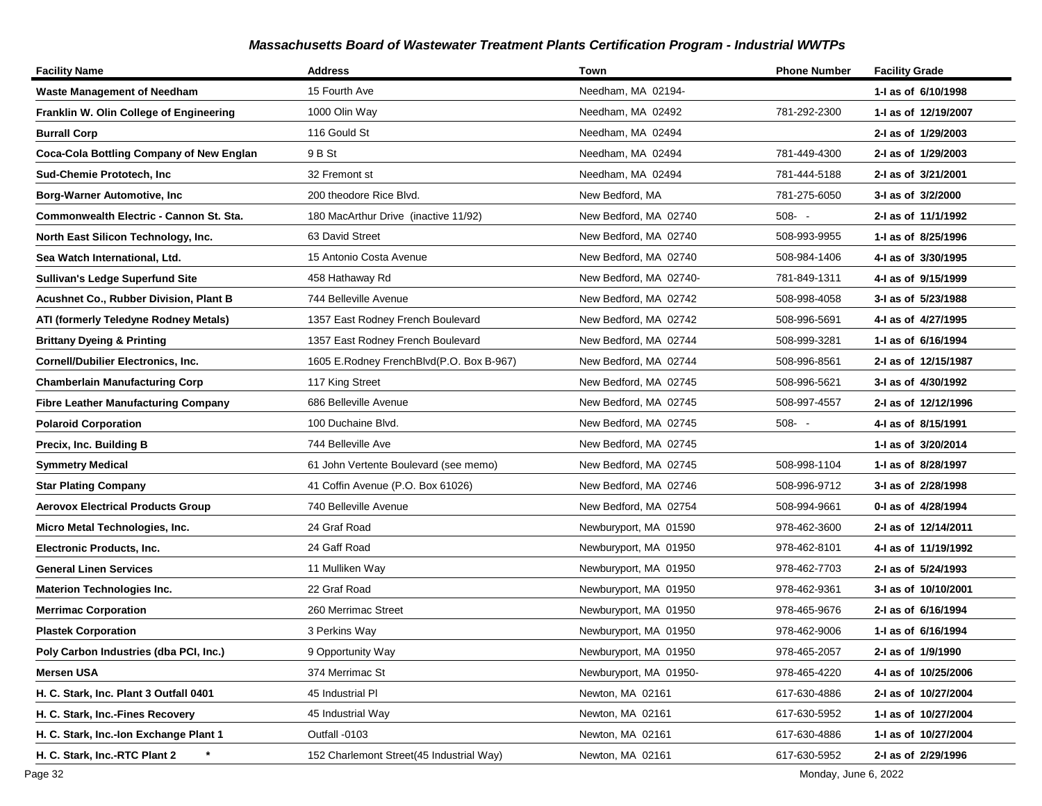## *Massachusetts Board of Wastewater Treatment Plants Certification Program - Industrial WWTPs*

| Facility Name | Address | Town | Phone Number | Facility Grade |
|---|---|---|---|---|
| **Waste Management of Needham** | 15 Fourth Ave | Needham, MA 02194- | | **1-I as of 6/10/1998** |
| **Franklin W. Olin College of Engineering** | 1000 Olin Way | Needham, MA 02492 | 781-292-2300 | **1-I as of 12/19/2007** |
| **Burrall Corp** | 116 Gould St | Needham, MA 02494 | | **2-I as of 1/29/2003** |
| **Coca-Cola Bottling Company of New Englan** | 9 B St | Needham, MA 02494 | 781-449-4300 | **2-I as of 1/29/2003** |
| **Sud-Chemie Prototech, Inc** | 32 Fremont st | Needham, MA 02494 | 781-444-5188 | **2-I as of 3/21/2001** |
| **Borg-Warner Automotive, Inc** | 200 theodore Rice Blvd. | New Bedford, MA | 781-275-6050 | **3-I as of 3/2/2000** |
| **Commonwealth Electric - Cannon St. Sta.** | 180 MacArthur Drive (inactive 11/92) | New Bedford, MA 02740 | 508- - | **2-I as of 11/1/1992** |
| **North East Silicon Technology, Inc.** | 63 David Street | New Bedford, MA 02740 | 508-993-9955 | **1-I as of 8/25/1996** |
| **Sea Watch International, Ltd.** | 15 Antonio Costa Avenue | New Bedford, MA 02740 | 508-984-1406 | **4-I as of 3/30/1995** |
| **Sullivan's Ledge Superfund Site** | 458 Hathaway Rd | New Bedford, MA 02740- | 781-849-1311 | **4-I as of 9/15/1999** |
| **Acushnet Co., Rubber Division, Plant B** | 744 Belleville Avenue | New Bedford, MA 02742 | 508-998-4058 | **3-I as of 5/23/1988** |
| **ATI (formerly Teledyne Rodney Metals)** | 1357 East Rodney French Boulevard | New Bedford, MA 02742 | 508-996-5691 | **4-I as of 4/27/1995** |
| **Brittany Dyeing & Printing** | 1357 East Rodney French Boulevard | New Bedford, MA 02744 | 508-999-3281 | **1-I as of 6/16/1994** |
| **Cornell/Dubilier Electronics, Inc.** | 1605 E.Rodney FrenchBlvd(P.O. Box B-967) | New Bedford, MA 02744 | 508-996-8561 | **2-I as of 12/15/1987** |
| **Chamberlain Manufacturing Corp** | 117 King Street | New Bedford, MA 02745 | 508-996-5621 | **3-I as of 4/30/1992** |
| **Fibre Leather Manufacturing Company** | 686 Belleville Avenue | New Bedford, MA 02745 | 508-997-4557 | **2-I as of 12/12/1996** |
| **Polaroid Corporation** | 100 Duchaine Blvd. | New Bedford, MA 02745 | 508- - | **4-I as of 8/15/1991** |
| **Precix, Inc. Building B** | 744 Belleville Ave | New Bedford, MA 02745 | | **1-I as of 3/20/2014** |
| **Symmetry Medical** | 61 John Vertente Boulevard (see memo) | New Bedford, MA 02745 | 508-998-1104 | **1-I as of 8/28/1997** |
| **Star Plating Company** | 41 Coffin Avenue (P.O. Box 61026) | New Bedford, MA 02746 | 508-996-9712 | **3-I as of 2/28/1998** |
| **Aerovox Electrical Products Group** | 740 Belleville Avenue | New Bedford, MA 02754 | 508-994-9661 | **0-I as of 4/28/1994** |
| **Micro Metal Technologies, Inc.** | 24 Graf Road | Newburyport, MA 01590 | 978-462-3600 | **2-I as of 12/14/2011** |
| **Electronic Products, Inc.** | 24 Gaff Road | Newburyport, MA 01950 | 978-462-8101 | **4-I as of 11/19/1992** |
| **General Linen Services** | 11 Mulliken Way | Newburyport, MA 01950 | 978-462-7703 | **2-I as of 5/24/1993** |
| **Materion Technologies Inc.** | 22 Graf Road | Newburyport, MA 01950 | 978-462-9361 | **3-I as of 10/10/2001** |
| **Merrimac Corporation** | 260 Merrimac Street | Newburyport, MA 01950 | 978-465-9676 | **2-I as of 6/16/1994** |
| **Plastek Corporation** | 3 Perkins Way | Newburyport, MA 01950 | 978-462-9006 | **1-I as of 6/16/1994** |
| **Poly Carbon Industries (dba PCI, Inc.)** | 9 Opportunity Way | Newburyport, MA 01950 | 978-465-2057 | **2-I as of 1/9/1990** |
| **Mersen USA** | 374 Merrimac St | Newburyport, MA 01950- | 978-465-4220 | **4-I as of 10/25/2006** |
| **H. C. Stark, Inc. Plant 3 Outfall 0401** | 45 Industrial Pl | Newton, MA 02161 | 617-630-4886 | **2-I as of 10/27/2004** |
| **H. C. Stark, Inc.-Fines Recovery** | 45 Industrial Way | Newton, MA 02161 | 617-630-5952 | **1-I as of 10/27/2004** |
| **H. C. Stark, Inc.-Ion Exchange Plant 1** | Outfall -0103 | Newton, MA 02161 | 617-630-4886 | **1-I as of 10/27/2004** |
| **H. C. Stark, Inc.-RTC Plant 2 \*** | 152 Charlemont Street(45 Industrial Way) | Newton, MA 02161 | 617-630-5952 | **2-I as of 2/29/1996** |

Monday, June 6, 2022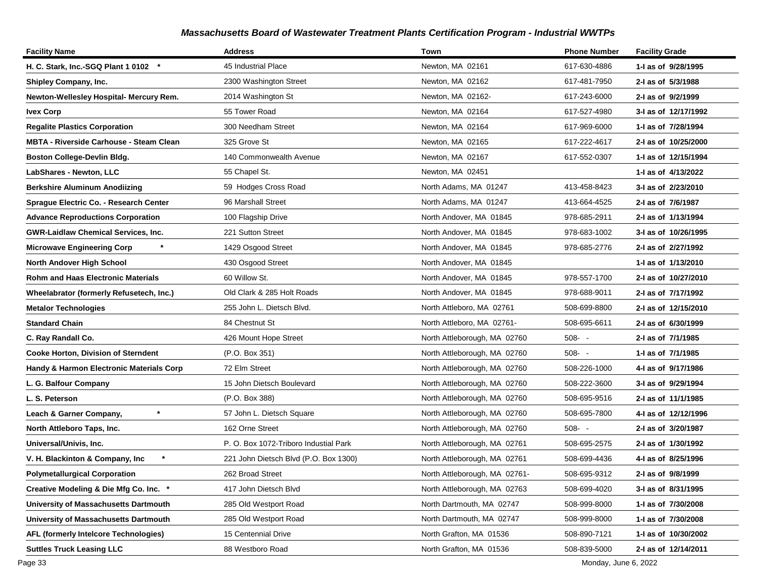## *Massachusetts Board of Wastewater Treatment Plants Certification Program - Industrial WWTPs*

| Facility Name | Address | Town | Phone Number | Facility Grade |
|---|---|---|---|---|
| **H. C. Stark, Inc.-SGQ Plant 1 0102 \*** | 45 Industrial Place | Newton, MA 02161 | 617-630-4886 | **1-I as of 9/28/1995** |
| **Shipley Company, Inc.** | 2300 Washington Street | Newton, MA 02162 | 617-481-7950 | **2-I as of 5/3/1988** |
| **Newton-Wellesley Hospital- Mercury Rem.** | 2014 Washington St | Newton, MA 02162- | 617-243-6000 | **2-I as of 9/2/1999** |
| **Ivex Corp** | 55 Tower Road | Newton, MA 02164 | 617-527-4980 | **3-I as of 12/17/1992** |
| **Regalite Plastics Corporation** | 300 Needham Street | Newton, MA 02164 | 617-969-6000 | **1-I as of 7/28/1994** |
| **MBTA - Riverside Carhouse - Steam Clean** | 325 Grove St | Newton, MA 02165 | 617-222-4617 | **2-I as of 10/25/2000** |
| **Boston College-Devlin Bldg.** | 140 Commonwealth Avenue | Newton, MA 02167 | 617-552-0307 | **1-I as of 12/15/1994** |
| **LabShares - Newton, LLC** | 55 Chapel St. | Newton, MA 02451 | | **1-I as of 4/13/2022** |
| **Berkshire Aluminum Anodiizing** | 59 Hodges Cross Road | North Adams, MA 01247 | 413-458-8423 | **3-I as of 2/23/2010** |
| **Sprague Electric Co. - Research Center** | 96 Marshall Street | North Adams, MA 01247 | 413-664-4525 | **2-I as of 7/6/1987** |
| **Advance Reproductions Corporation** | 100 Flagship Drive | North Andover, MA 01845 | 978-685-2911 | **2-I as of 1/13/1994** |
| **GWR-Laidlaw Chemical Services, Inc.** | 221 Sutton Street | North Andover, MA 01845 | 978-683-1002 | **3-I as of 10/26/1995** |
| **Microwave Engineering Corp \*** | 1429 Osgood Street | North Andover, MA 01845 | 978-685-2776 | **2-I as of 2/27/1992** |
| **North Andover High School** | 430 Osgood Street | North Andover, MA 01845 | | **1-I as of 1/13/2010** |
| **Rohm and Haas Electronic Materials** | 60 Willow St. | North Andover, MA 01845 | 978-557-1700 | **2-I as of 10/27/2010** |
| **Wheelabrator (formerly Refusetech, Inc.)** | Old Clark & 285 Holt Roads | North Andover, MA 01845 | 978-688-9011 | **2-I as of 7/17/1992** |
| **Metalor Technologies** | 255 John L. Dietsch Blvd. | North Attleboro, MA 02761 | 508-699-8800 | **2-I as of 12/15/2010** |
| **Standard Chain** | 84 Chestnut St | North Attleboro, MA 02761- | 508-695-6611 | **2-I as of 6/30/1999** |
| **C. Ray Randall Co.** | 426 Mount Hope Street | North Attleborough, MA 02760 | 508- - | **2-I as of 7/1/1985** |
| **Cooke Horton, Division of Sterndent** | (P.O. Box 351) | North Attleborough, MA 02760 | 508- - | **1-I as of 7/1/1985** |
| **Handy & Harmon Electronic Materials Corp** | 72 Elm Street | North Attleborough, MA 02760 | 508-226-1000 | **4-I as of 9/17/1986** |
| **L. G. Balfour Company** | 15 John Dietsch Boulevard | North Attleborough, MA 02760 | 508-222-3600 | **3-I as of 9/29/1994** |
| **L. S. Peterson** | (P.O. Box 388) | North Attleborough, MA 02760 | 508-695-9516 | **2-I as of 11/1/1985** |
| **Leach & Garner Company, \*** | 57 John L. Dietsch Square | North Attleborough, MA 02760 | 508-695-7800 | **4-I as of 12/12/1996** |
| **North Attleboro Taps, Inc.** | 162 Orne Street | North Attleborough, MA 02760 | 508- - | **2-I as of 3/20/1987** |
| **Universal/Univis, Inc.** | P. O. Box 1072-Triboro Industial Park | North Attleborough, MA 02761 | 508-695-2575 | **2-I as of 1/30/1992** |
| **V. H. Blackinton & Company, Inc \*** | 221 John Dietsch Blvd (P.O. Box 1300) | North Attleborough, MA 02761 | 508-699-4436 | **4-I as of 8/25/1996** |
| **Polymetallurgical Corporation** | 262 Broad Street | North Attleborough, MA 02761- | 508-695-9312 | **2-I as of 9/8/1999** |
| **Creative Modeling & Die Mfg Co. Inc. \*** | 417 John Dietsch Blvd | North Attleborough, MA 02763 | 508-699-4020 | **3-I as of 8/31/1995** |
| **University of Massachusetts Dartmouth** | 285 Old Westport Road | North Dartmouth, MA 02747 | 508-999-8000 | **1-I as of 7/30/2008** |
| **University of Massachusetts Dartmouth** | 285 Old Westport Road | North Dartmouth, MA 02747 | 508-999-8000 | **1-I as of 7/30/2008** |
| **AFL (formerly Intelcore Technologies)** | 15 Centennial Drive | North Grafton, MA 01536 | 508-890-7121 | **1-I as of 10/30/2002** |
| **Suttles Truck Leasing LLC** | 88 Westboro Road | North Grafton, MA 01536 | 508-839-5000 | **2-I as of 12/14/2011** |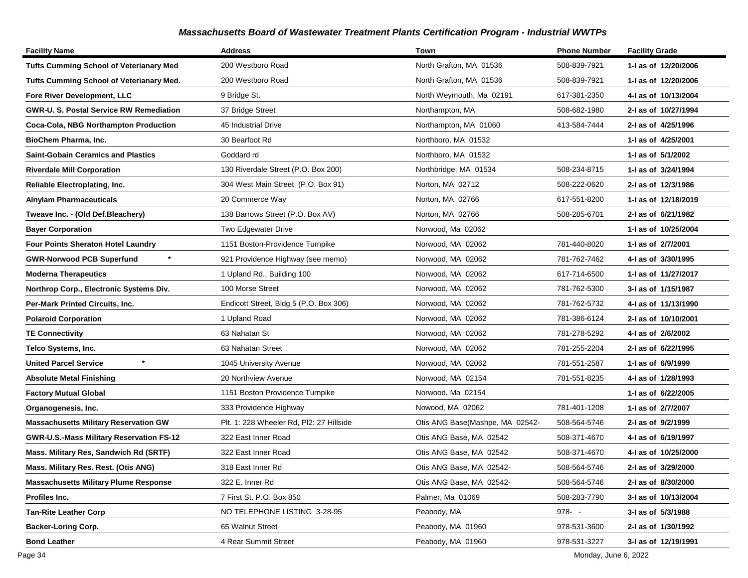## *Massachusetts Board of Wastewater Treatment Plants Certification Program - Industrial WWTPs*

| Facility Name | Address | Town | Phone Number | Facility Grade |
|---|---|---|---|---|
| **Tufts Cumming School of Veterianary Med** | 200 Westboro Road | North Grafton, MA 01536 | 508-839-7921 | **1-I as of 12/20/2006** |
| **Tufts Cumming School of Veterianary Med.** | 200 Westboro Road | North Grafton, MA 01536 | 508-839-7921 | **1-I as of 12/20/2006** |
| **Fore River Development, LLC** | 9 Bridge St. | North Weymouth, Ma 02191 | 617-381-2350 | **4-I as of 10/13/2004** |
| **GWR-U. S. Postal Service RW Remediation** | 37 Bridge Street | Northampton, MA | 508-682-1980 | **2-I as of 10/27/1994** |
| **Coca-Cola, NBG Northampton Production** | 45 Industrial Drive | Northampton, MA 01060 | 413-584-7444 | **2-I as of 4/25/1996** |
| **BioChem Pharma, Inc.** | 30 Bearfoot Rd | Northboro, MA 01532 | | **1-I as of 4/25/2001** |
| **Saint-Gobain Ceramics and Plastics** | Goddard rd | Northboro, MA 01532 | | **1-I as of 5/1/2002** |
| **Riverdale Mill Corporation** | 130 Riverdale Street (P.O. Box 200) | Northbridge, MA 01534 | 508-234-8715 | **1-I as of 3/24/1994** |
| **Reliable Electroplating, Inc.** | 304 West Main Street (P.O. Box 91) | Norton, MA 02712 | 508-222-0620 | **2-I as of 12/3/1986** |
| **Alnylam Pharmaceuticals** | 20 Commerce Way | Norton, MA 02766 | 617-551-8200 | **1-I as of 12/18/2019** |
| **Tweave Inc. - (Old Def.Bleachery)** | 138 Barrows Street (P.O. Box AV) | Norton, MA 02766 | 508-285-6701 | **2-I as of 6/21/1982** |
| **Bayer Corporation** | Two Edgewater Drive | Norwood, Ma 02062 | | **1-I as of 10/25/2004** |
| **Four Points Sheraton Hotel Laundry** | 1151 Boston-Providence Turnpike | Norwood, MA 02062 | 781-440-8020 | **1-I as of 2/7/2001** |
| **GWR-Norwood PCB Superfund \*** | 921 Providence Highway (see memo) | Norwood, MA 02062 | 781-762-7462 | **4-I as of 3/30/1995** |
| **Moderna Therapeutics** | 1 Upland Rd., Building 100 | Norwood, MA 02062 | 617-714-6500 | **1-I as of 11/27/2017** |
| **Northrop Corp., Electronic Systems Div.** | 100 Morse Street | Norwood, MA 02062 | 781-762-5300 | **3-I as of 1/15/1987** |
| **Per-Mark Printed Circuits, Inc.** | Endicott Street, Bldg 5 (P.O. Box 306) | Norwood, MA 02062 | 781-762-5732 | **4-I as of 11/13/1990** |
| **Polaroid Corporation** | 1 Upland Road | Norwood, MA 02062 | 781-386-6124 | **2-I as of 10/10/2001** |
| **TE Connectivity** | 63 Nahatan St | Norwood, MA 02062 | 781-278-5292 | **4-I as of 2/6/2002** |
| **Telco Systems, Inc.** | 63 Nahatan Street | Norwood, MA 02062 | 781-255-2204 | **2-I as of 6/22/1995** |
| **United Parcel Service \*** | 1045 University Avenue | Norwood, MA 02062 | 781-551-2587 | **1-I as of 6/9/1999** |
| **Absolute Metal Finishing** | 20 Northview Avenue | Norwood, MA 02154 | 781-551-8235 | **4-I as of 1/28/1993** |
| **Factory Mutual Global** | 1151 Boston Providence Turnpike | Norwood, Ma 02154 | | **1-I as of 6/22/2005** |
| **Organogenesis, Inc.** | 333 Providence Highway | Nowood, MA 02062 | 781-401-1208 | **1-I as of 2/7/2007** |
| **Massachusetts Military Reservation GW** | Plt. 1: 228 Wheeler Rd, Pl2: 27 Hillside | Otis ANG Base(Mashpe, MA 02542- | 508-564-5746 | **2-I as of 9/2/1999** |
| **GWR-U.S.-Mass Military Reservation FS-12** | 322 East Inner Road | Otis ANG Base, MA 02542 | 508-371-4670 | **4-I as of 6/19/1997** |
| **Mass. Military Res, Sandwich Rd (SRTF)** | 322 East Inner Road | Otis ANG Base, MA 02542 | 508-371-4670 | **4-I as of 10/25/2000** |
| **Mass. Military Res. Rest. (Otis ANG)** | 318 East Inner Rd | Otis ANG Base, MA 02542- | 508-564-5746 | **2-I as of 3/29/2000** |
| **Massachusetts Military Plume Response** | 322 E. Inner Rd | Otis ANG Base, MA 02542- | 508-564-5746 | **2-I as of 8/30/2000** |
| **Profiles Inc.** | 7 First St. P.O. Box 850 | Palmer, Ma 01069 | 508-283-7790 | **3-I as of 10/13/2004** |
| **Tan-Rite Leather Corp** | NO TELEPHONE LISTING 3-28-95 | Peabody, MA | 978- - | **3-I as of 5/3/1988** |
| **Backer-Loring Corp.** | 65 Walnut Street | Peabody, MA 01960 | 978-531-3600 | **2-I as of 1/30/1992** |
| **Bond Leather** | 4 Rear Summit Street | Peabody, MA 01960 | 978-531-3227 | **3-I as of 12/19/1991** |

Monday, June 6, 2022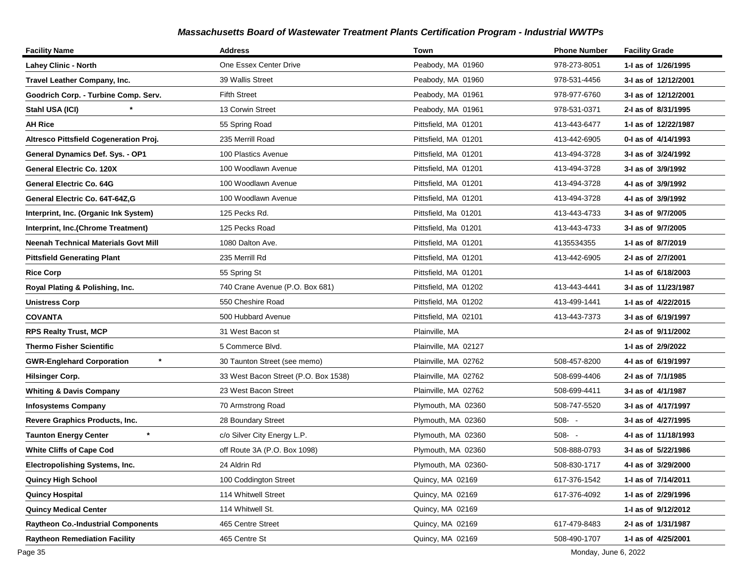## Massachusetts Board of Wastewater Treatment Plants Certification Program - Industrial WWTPs

| Facility Name | Address | Town | Phone Number | Facility Grade |
|---|---|---|---|---|
| **Lahey Clinic - North** | One Essex Center Drive | Peabody, MA 01960 | 978-273-8051 | **1-I as of 1/26/1995** |
| **Travel Leather Company, Inc.** | 39 Wallis Street | Peabody, MA 01960 | 978-531-4456 | **3-I as of 12/12/2001** |
| **Goodrich Corp. - Turbine Comp. Serv.** | Fifth Street | Peabody, MA 01961 | 978-977-6760 | **3-I as of 12/12/2001** |
| **Stahl USA (ICI) \*** | 13 Corwin Street | Peabody, MA 01961 | 978-531-0371 | **2-I as of 8/31/1995** |
| **AH Rice** | 55 Spring Road | Pittsfield, MA 01201 | 413-443-6477 | **1-I as of 12/22/1987** |
| **Altresco Pittsfield Cogeneration Proj.** | 235 Merrill Road | Pittsfield, MA 01201 | 413-442-6905 | **0-I as of 4/14/1993** |
| **General Dynamics Def. Sys. - OP1** | 100 Plastics Avenue | Pittsfield, MA 01201 | 413-494-3728 | **3-I as of 3/24/1992** |
| **General Electric Co. 120X** | 100 Woodlawn Avenue | Pittsfield, MA 01201 | 413-494-3728 | **3-I as of 3/9/1992** |
| **General Electric Co. 64G** | 100 Woodlawn Avenue | Pittsfield, MA 01201 | 413-494-3728 | **4-I as of 3/9/1992** |
| **General Electric Co. 64T-64Z,G** | 100 Woodlawn Avenue | Pittsfield, MA 01201 | 413-494-3728 | **4-I as of 3/9/1992** |
| **Interprint, Inc. (Organic Ink System)** | 125 Pecks Rd. | Pittsfield, Ma 01201 | 413-443-4733 | **3-I as of 9/7/2005** |
| **Interprint, Inc.(Chrome Treatment)** | 125 Pecks Road | Pittsfield, Ma 01201 | 413-443-4733 | **3-I as of 9/7/2005** |
| **Neenah Technical Materials Govt Mill** | 1080 Dalton Ave. | Pittsfield, MA 01201 | 4135534355 | **1-I as of 8/7/2019** |
| **Pittsfield Generating Plant** | 235 Merrill Rd | Pittsfield, MA 01201 | 413-442-6905 | **2-I as of 2/7/2001** |
| **Rice Corp** | 55 Spring St | Pittsfield, MA 01201 | | **1-I as of 6/18/2003** |
| **Royal Plating & Polishing, Inc.** | 740 Crane Avenue (P.O. Box 681) | Pittsfield, MA 01202 | 413-443-4441 | **3-I as of 11/23/1987** |
| **Unistress Corp** | 550 Cheshire Road | Pittsfield, MA 01202 | 413-499-1441 | **1-I as of 4/22/2015** |
| **COVANTA** | 500 Hubbard Avenue | Pittsfield, MA 02101 | 413-443-7373 | **3-I as of 6/19/1997** |
| **RPS Realty Trust, MCP** | 31 West Bacon st | Plainville, MA | | **2-I as of 9/11/2002** |
| **Thermo Fisher Scientific** | 5 Commerce Blvd. | Plainville, MA 02127 | | **1-I as of 2/9/2022** |
| **GWR-Englehard Corporation \*** | 30 Taunton Street (see memo) | Plainville, MA 02762 | 508-457-8200 | **4-I as of 6/19/1997** |
| **Hilsinger Corp.** | 33 West Bacon Street (P.O. Box 1538) | Plainville, MA 02762 | 508-699-4406 | **2-I as of 7/1/1985** |
| **Whiting & Davis Company** | 23 West Bacon Street | Plainville, MA 02762 | 508-699-4411 | **3-I as of 4/1/1987** |
| **Infosystems Company** | 70 Armstrong Road | Plymouth, MA 02360 | 508-747-5520 | **3-I as of 4/17/1997** |
| **Revere Graphics Products, Inc.** | 28 Boundary Street | Plymouth, MA 02360 | 508- - | **3-I as of 4/27/1995** |
| **Taunton Energy Center \*** | c/o Silver City Energy L.P. | Plymouth, MA 02360 | 508- - | **4-I as of 11/18/1993** |
| **White Cliffs of Cape Cod** | off Route 3A (P.O. Box 1098) | Plymouth, MA 02360 | 508-888-0793 | **3-I as of 5/22/1986** |
| **Electropolishing Systems, Inc.** | 24 Aldrin Rd | Plymouth, MA 02360- | 508-830-1717 | **4-I as of 3/29/2000** |
| **Quincy High School** | 100 Coddington Street | Quincy, MA 02169 | 617-376-1542 | **1-I as of 7/14/2011** |
| **Quincy Hospital** | 114 Whitwell Street | Quincy, MA 02169 | 617-376-4092 | **1-I as of 2/29/1996** |
| **Quincy Medical Center** | 114 Whitwell St. | Quincy, MA 02169 | | **1-I as of 9/12/2012** |
| **Raytheon Co.-Industrial Components** | 465 Centre Street | Quincy, MA 02169 | 617-479-8483 | **2-I as of 1/31/1987** |
| **Raytheon Remediation Facility** | 465 Centre St | Quincy, MA 02169 | 508-490-1707 | **1-I as of 4/25/2001** |

Monday, June 6, 2022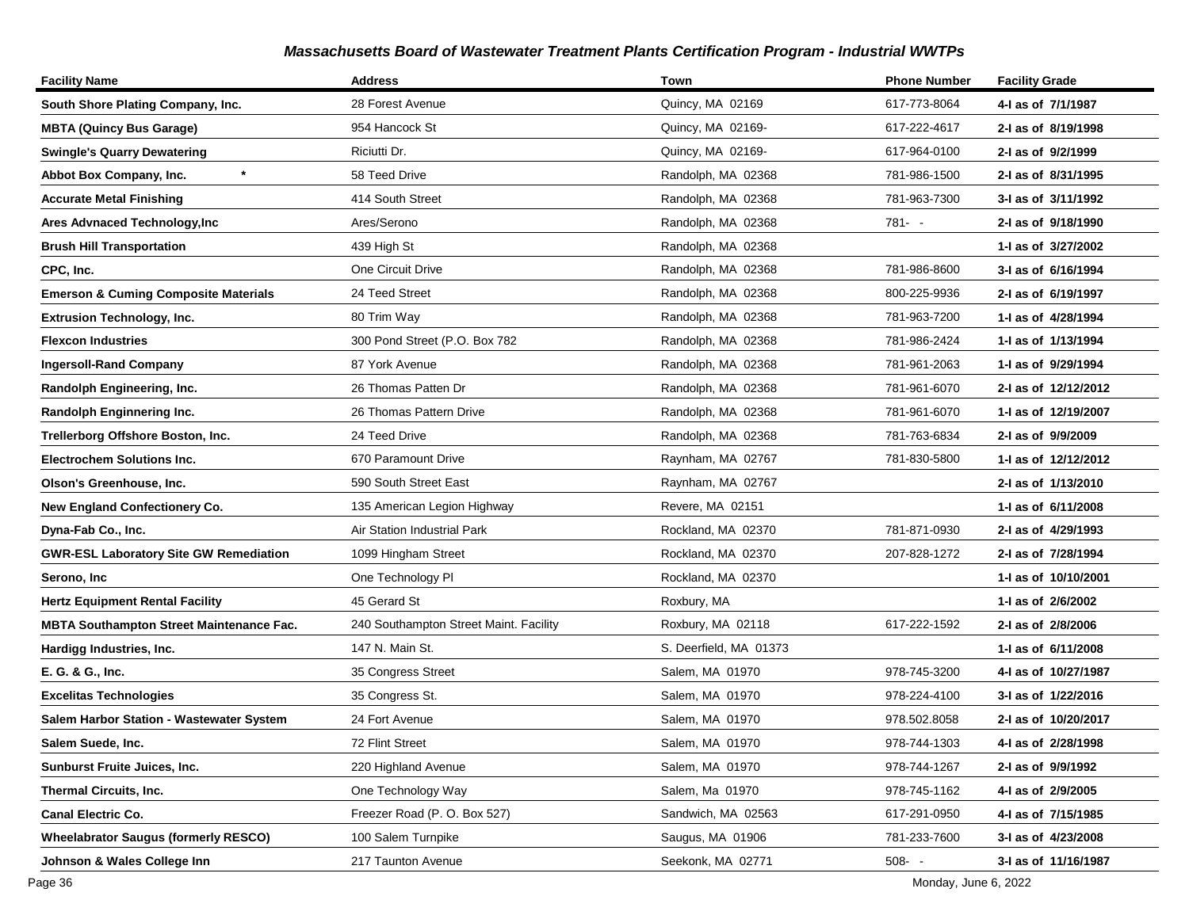## *Massachusetts Board of Wastewater Treatment Plants Certification Program - Industrial WWTPs*

| Facility Name | Address | Town | Phone Number | Facility Grade |
|---|---|---|---|---|
| **South Shore Plating Company, Inc.** | 28 Forest Avenue | Quincy, MA 02169 | 617-773-8064 | **4-I as of 7/1/1987** |
| **MBTA (Quincy Bus Garage)** | 954 Hancock St | Quincy, MA 02169- | 617-222-4617 | **2-I as of 8/19/1998** |
| **Swingle's Quarry Dewatering** | Riciutti Dr. | Quincy, MA 02169- | 617-964-0100 | **2-I as of 9/2/1999** |
| **Abbot Box Company, Inc. \*** | 58 Teed Drive | Randolph, MA 02368 | 781-986-1500 | **2-I as of 8/31/1995** |
| **Accurate Metal Finishing** | 414 South Street | Randolph, MA 02368 | 781-963-7300 | **3-I as of 3/11/1992** |
| **Ares Advnaced Technology,Inc** | Ares/Serono | Randolph, MA 02368 | 781- - | **2-I as of 9/18/1990** |
| **Brush Hill Transportation** | 439 High St | Randolph, MA 02368 | | **1-I as of 3/27/2002** |
| **CPC, Inc.** | One Circuit Drive | Randolph, MA 02368 | 781-986-8600 | **3-I as of 6/16/1994** |
| **Emerson & Cuming Composite Materials** | 24 Teed Street | Randolph, MA 02368 | 800-225-9936 | **2-I as of 6/19/1997** |
| **Extrusion Technology, Inc.** | 80 Trim Way | Randolph, MA 02368 | 781-963-7200 | **1-I as of 4/28/1994** |
| **Flexcon Industries** | 300 Pond Street (P.O. Box 782 | Randolph, MA 02368 | 781-986-2424 | **1-I as of 1/13/1994** |
| **Ingersoll-Rand Company** | 87 York Avenue | Randolph, MA 02368 | 781-961-2063 | **1-I as of 9/29/1994** |
| **Randolph Engineering, Inc.** | 26 Thomas Patten Dr | Randolph, MA 02368 | 781-961-6070 | **2-I as of 12/12/2012** |
| **Randolph Enginnering Inc.** | 26 Thomas Pattern Drive | Randolph, MA 02368 | 781-961-6070 | **1-I as of 12/19/2007** |
| **Trellerborg Offshore Boston, Inc.** | 24 Teed Drive | Randolph, MA 02368 | 781-763-6834 | **2-I as of 9/9/2009** |
| **Electrochem Solutions Inc.** | 670 Paramount Drive | Raynham, MA 02767 | 781-830-5800 | **1-I as of 12/12/2012** |
| **Olson's Greenhouse, Inc.** | 590 South Street East | Raynham, MA 02767 | | **2-I as of 1/13/2010** |
| **New England Confectionery Co.** | 135 American Legion Highway | Revere, MA 02151 | | **1-I as of 6/11/2008** |
| **Dyna-Fab Co., Inc.** | Air Station Industrial Park | Rockland, MA 02370 | 781-871-0930 | **2-I as of 4/29/1993** |
| **GWR-ESL Laboratory Site GW Remediation** | 1099 Hingham Street | Rockland, MA 02370 | 207-828-1272 | **2-I as of 7/28/1994** |
| **Serono, Inc** | One Technology Pl | Rockland, MA 02370 | | **1-I as of 10/10/2001** |
| **Hertz Equipment Rental Facility** | 45 Gerard St | Roxbury, MA | | **1-I as of 2/6/2002** |
| **MBTA Southampton Street Maintenance Fac.** | 240 Southampton Street Maint. Facility | Roxbury, MA 02118 | 617-222-1592 | **2-I as of 2/8/2006** |
| **Hardigg Industries, Inc.** | 147 N. Main St. | S. Deerfield, MA 01373 | | **1-I as of 6/11/2008** |
| **E. G. & G., Inc.** | 35 Congress Street | Salem, MA 01970 | 978-745-3200 | **4-I as of 10/27/1987** |
| **Excelitas Technologies** | 35 Congress St. | Salem, MA 01970 | 978-224-4100 | **3-I as of 1/22/2016** |
| **Salem Harbor Station - Wastewater System** | 24 Fort Avenue | Salem, MA 01970 | 978.502.8058 | **2-I as of 10/20/2017** |
| **Salem Suede, Inc.** | 72 Flint Street | Salem, MA 01970 | 978-744-1303 | **4-I as of 2/28/1998** |
| **Sunburst Fruite Juices, Inc.** | 220 Highland Avenue | Salem, MA 01970 | 978-744-1267 | **2-I as of 9/9/1992** |
| **Thermal Circuits, Inc.** | One Technology Way | Salem, Ma 01970 | 978-745-1162 | **4-I as of 2/9/2005** |
| **Canal Electric Co.** | Freezer Road (P. O. Box 527) | Sandwich, MA 02563 | 617-291-0950 | **4-I as of 7/15/1985** |
| **Wheelabrator Saugus (formerly RESCO)** | 100 Salem Turnpike | Saugus, MA 01906 | 781-233-7600 | **3-I as of 4/23/2008** |
| **Johnson & Wales College Inn** | 217 Taunton Avenue | Seekonk, MA 02771 | 508- - | **3-I as of 11/16/1987** |

Monday, June 6, 2022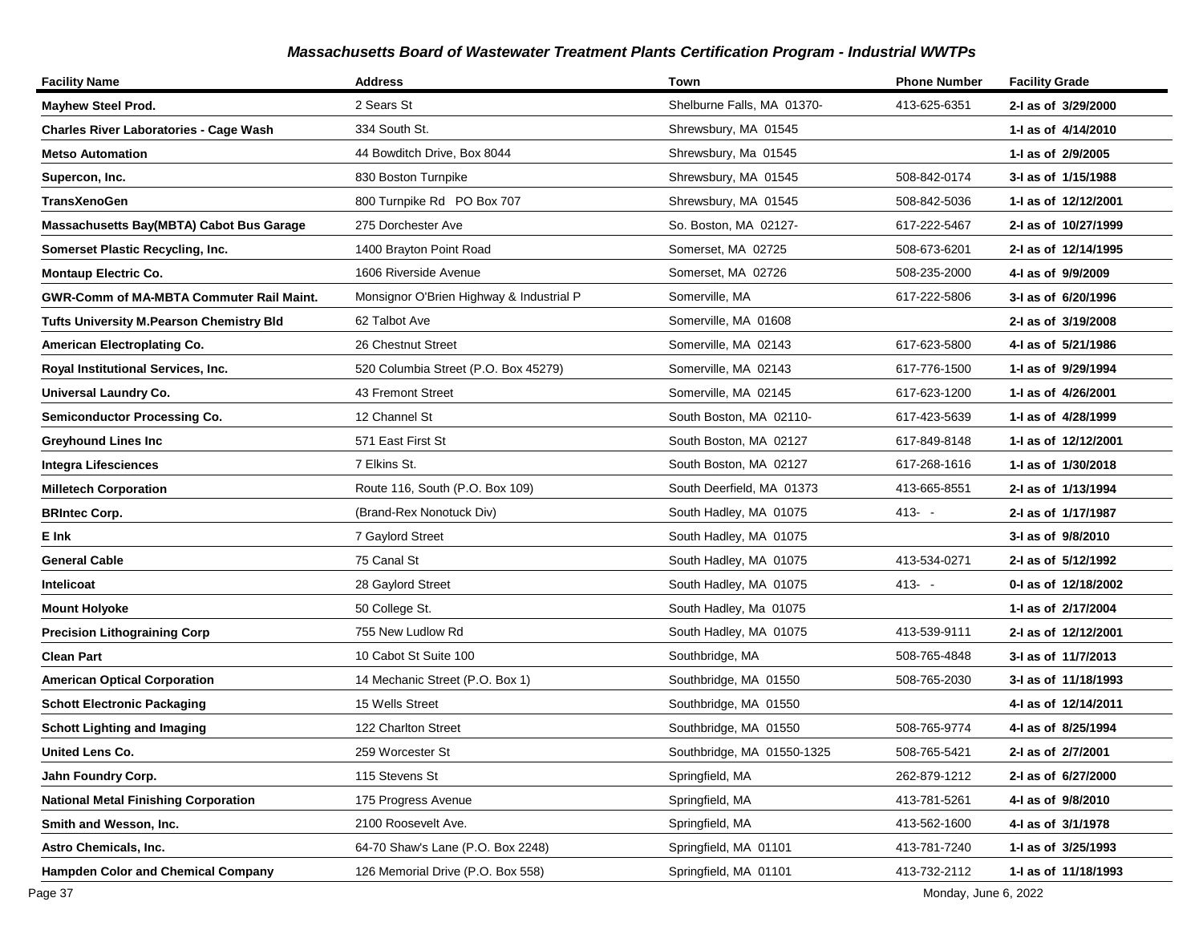## *Massachusetts Board of Wastewater Treatment Plants Certification Program - Industrial WWTPs*

| Facility Name | Address | Town | Phone Number | Facility Grade |
|---|---|---|---|---|
| **Mayhew Steel Prod.** | 2 Sears St | Shelburne Falls, MA 01370- | 413-625-6351 | **2-I as of 3/29/2000** |
| **Charles River Laboratories - Cage Wash** | 334 South St. | Shrewsbury, MA 01545 | | **1-I as of 4/14/2010** |
| **Metso Automation** | 44 Bowditch Drive, Box 8044 | Shrewsbury, Ma 01545 | | **1-I as of 2/9/2005** |
| **Supercon, Inc.** | 830 Boston Turnpike | Shrewsbury, MA 01545 | 508-842-0174 | **3-I as of 1/15/1988** |
| **TransXenoGen** | 800 Turnpike Rd PO Box 707 | Shrewsbury, MA 01545 | 508-842-5036 | **1-I as of 12/12/2001** |
| **Massachusetts Bay(MBTA) Cabot Bus Garage** | 275 Dorchester Ave | So. Boston, MA 02127- | 617-222-5467 | **2-I as of 10/27/1999** |
| **Somerset Plastic Recycling, Inc.** | 1400 Brayton Point Road | Somerset, MA 02725 | 508-673-6201 | **2-I as of 12/14/1995** |
| **Montaup Electric Co.** | 1606 Riverside Avenue | Somerset, MA 02726 | 508-235-2000 | **4-I as of 9/9/2009** |
| **GWR-Comm of MA-MBTA Commuter Rail Maint.** | Monsignor O'Brien Highway & Industrial P | Somerville, MA | 617-222-5806 | **3-I as of 6/20/1996** |
| **Tufts University M.Pearson Chemistry Bld** | 62 Talbot Ave | Somerville, MA 01608 | | **2-I as of 3/19/2008** |
| **American Electroplating Co.** | 26 Chestnut Street | Somerville, MA 02143 | 617-623-5800 | **4-I as of 5/21/1986** |
| **Royal Institutional Services, Inc.** | 520 Columbia Street (P.O. Box 45279) | Somerville, MA 02143 | 617-776-1500 | **1-I as of 9/29/1994** |
| **Universal Laundry Co.** | 43 Fremont Street | Somerville, MA 02145 | 617-623-1200 | **1-I as of 4/26/2001** |
| **Semiconductor Processing Co.** | 12 Channel St | South Boston, MA 02110- | 617-423-5639 | **1-I as of 4/28/1999** |
| **Greyhound Lines Inc** | 571 East First St | South Boston, MA 02127 | 617-849-8148 | **1-I as of 12/12/2001** |
| **Integra Lifesciences** | 7 Elkins St. | South Boston, MA 02127 | 617-268-1616 | **1-I as of 1/30/2018** |
| **Milletech Corporation** | Route 116, South (P.O. Box 109) | South Deerfield, MA 01373 | 413-665-8551 | **2-I as of 1/13/1994** |
| **BRIntec Corp.** | (Brand-Rex Nonotuck Div) | South Hadley, MA 01075 | 413- - | **2-I as of 1/17/1987** |
| **E Ink** | 7 Gaylord Street | South Hadley, MA 01075 | | **3-I as of 9/8/2010** |
| **General Cable** | 75 Canal St | South Hadley, MA 01075 | 413-534-0271 | **2-I as of 5/12/1992** |
| **Intelicoat** | 28 Gaylord Street | South Hadley, MA 01075 | 413- - | **0-I as of 12/18/2002** |
| **Mount Holyoke** | 50 College St. | South Hadley, Ma 01075 | | **1-I as of 2/17/2004** |
| **Precision Lithograining Corp** | 755 New Ludlow Rd | South Hadley, MA 01075 | 413-539-9111 | **2-I as of 12/12/2001** |
| **Clean Part** | 10 Cabot St Suite 100 | Southbridge, MA | 508-765-4848 | **3-I as of 11/7/2013** |
| **American Optical Corporation** | 14 Mechanic Street (P.O. Box 1) | Southbridge, MA 01550 | 508-765-2030 | **3-I as of 11/18/1993** |
| **Schott Electronic Packaging** | 15 Wells Street | Southbridge, MA 01550 | | **4-I as of 12/14/2011** |
| **Schott Lighting and Imaging** | 122 Charlton Street | Southbridge, MA 01550 | 508-765-9774 | **4-I as of 8/25/1994** |
| **United Lens Co.** | 259 Worcester St | Southbridge, MA 01550-1325 | 508-765-5421 | **2-I as of 2/7/2001** |
| **Jahn Foundry Corp.** | 115 Stevens St | Springfield, MA | 262-879-1212 | **2-I as of 6/27/2000** |
| **National Metal Finishing Corporation** | 175 Progress Avenue | Springfield, MA | 413-781-5261 | **4-I as of 9/8/2010** |
| **Smith and Wesson, Inc.** | 2100 Roosevelt Ave. | Springfield, MA | 413-562-1600 | **4-I as of 3/1/1978** |
| **Astro Chemicals, Inc.** | 64-70 Shaw's Lane (P.O. Box 2248) | Springfield, MA 01101 | 413-781-7240 | **1-I as of 3/25/1993** |
| **Hampden Color and Chemical Company** | 126 Memorial Drive (P.O. Box 558) | Springfield, MA 01101 | 413-732-2112 | **1-I as of 11/18/1993** |

Monday, June 6, 2022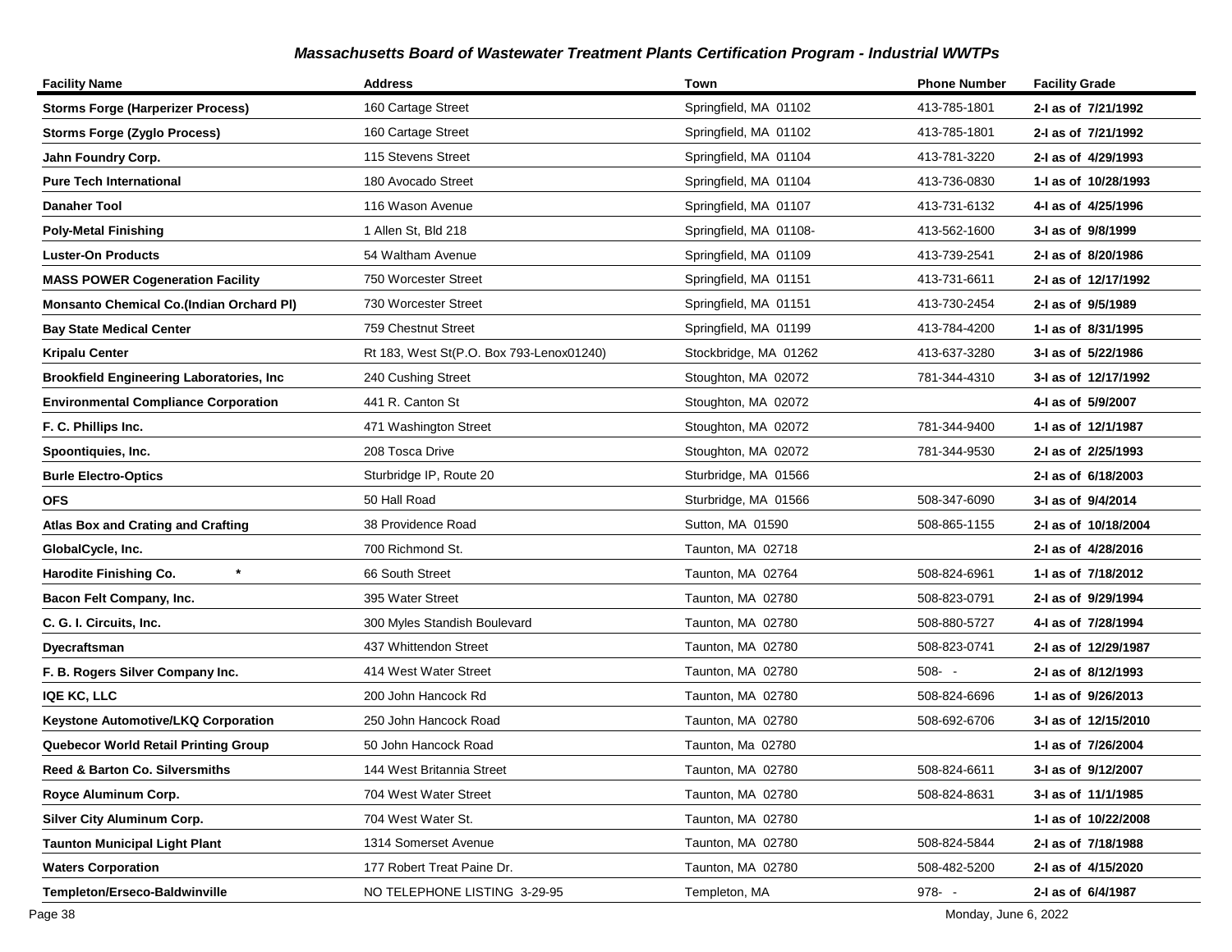## Massachusetts Board of Wastewater Treatment Plants Certification Program - Industrial WWTPs

| Facility Name | Address | Town | Phone Number | Facility Grade |
|---|---|---|---|---|
| **Storms Forge (Harperizer Process)** | 160 Cartage Street | Springfield, MA 01102 | 413-785-1801 | **2-I as of 7/21/1992** |
| **Storms Forge (Zyglo Process)** | 160 Cartage Street | Springfield, MA 01102 | 413-785-1801 | **2-I as of 7/21/1992** |
| **Jahn Foundry Corp.** | 115 Stevens Street | Springfield, MA 01104 | 413-781-3220 | **2-I as of 4/29/1993** |
| **Pure Tech International** | 180 Avocado Street | Springfield, MA 01104 | 413-736-0830 | **1-I as of 10/28/1993** |
| **Danaher Tool** | 116 Wason Avenue | Springfield, MA 01107 | 413-731-6132 | **4-I as of 4/25/1996** |
| **Poly-Metal Finishing** | 1 Allen St, Bld 218 | Springfield, MA 01108- | 413-562-1600 | **3-I as of 9/8/1999** |
| **Luster-On Products** | 54 Waltham Avenue | Springfield, MA 01109 | 413-739-2541 | **2-I as of 8/20/1986** |
| **MASS POWER Cogeneration Facility** | 750 Worcester Street | Springfield, MA 01151 | 413-731-6611 | **2-I as of 12/17/1992** |
| **Monsanto Chemical Co.(Indian Orchard Pl)** | 730 Worcester Street | Springfield, MA 01151 | 413-730-2454 | **2-I as of 9/5/1989** |
| **Bay State Medical Center** | 759 Chestnut Street | Springfield, MA 01199 | 413-784-4200 | **1-I as of 8/31/1995** |
| **Kripalu Center** | Rt 183, West St(P.O. Box 793-Lenox01240) | Stockbridge, MA 01262 | 413-637-3280 | **3-I as of 5/22/1986** |
| **Brookfield Engineering Laboratories, Inc** | 240 Cushing Street | Stoughton, MA 02072 | 781-344-4310 | **3-I as of 12/17/1992** |
| **Environmental Compliance Corporation** | 441 R. Canton St | Stoughton, MA 02072 | | **4-I as of 5/9/2007** |
| **F. C. Phillips Inc.** | 471 Washington Street | Stoughton, MA 02072 | 781-344-9400 | **1-I as of 12/1/1987** |
| **Spoontiquies, Inc.** | 208 Tosca Drive | Stoughton, MA 02072 | 781-344-9530 | **2-I as of 2/25/1993** |
| **Burle Electro-Optics** | Sturbridge IP, Route 20 | Sturbridge, MA 01566 | | **2-I as of 6/18/2003** |
| **OFS** | 50 Hall Road | Sturbridge, MA 01566 | 508-347-6090 | **3-I as of 9/4/2014** |
| **Atlas Box and Crating and Crafting** | 38 Providence Road | Sutton, MA 01590 | 508-865-1155 | **2-I as of 10/18/2004** |
| **GlobalCycle, Inc.** | 700 Richmond St. | Taunton, MA 02718 | | **2-I as of 4/28/2016** |
| **Harodite Finishing Co. \*** | 66 South Street | Taunton, MA 02764 | 508-824-6961 | **1-I as of 7/18/2012** |
| **Bacon Felt Company, Inc.** | 395 Water Street | Taunton, MA 02780 | 508-823-0791 | **2-I as of 9/29/1994** |
| **C. G. I. Circuits, Inc.** | 300 Myles Standish Boulevard | Taunton, MA 02780 | 508-880-5727 | **4-I as of 7/28/1994** |
| **Dyecraftsman** | 437 Whittendon Street | Taunton, MA 02780 | 508-823-0741 | **2-I as of 12/29/1987** |
| **F. B. Rogers Silver Company Inc.** | 414 West Water Street | Taunton, MA 02780 | 508- - | **2-I as of 8/12/1993** |
| **IQE KC, LLC** | 200 John Hancock Rd | Taunton, MA 02780 | 508-824-6696 | **1-I as of 9/26/2013** |
| **Keystone Automotive/LKQ Corporation** | 250 John Hancock Road | Taunton, MA 02780 | 508-692-6706 | **3-I as of 12/15/2010** |
| **Quebecor World Retail Printing Group** | 50 John Hancock Road | Taunton, Ma 02780 | | **1-I as of 7/26/2004** |
| **Reed & Barton Co. Silversmiths** | 144 West Britannia Street | Taunton, MA 02780 | 508-824-6611 | **3-I as of 9/12/2007** |
| **Royce Aluminum Corp.** | 704 West Water Street | Taunton, MA 02780 | 508-824-8631 | **3-I as of 11/1/1985** |
| **Silver City Aluminum Corp.** | 704 West Water St. | Taunton, MA 02780 | | **1-I as of 10/22/2008** |
| **Taunton Municipal Light Plant** | 1314 Somerset Avenue | Taunton, MA 02780 | 508-824-5844 | **2-I as of 7/18/1988** |
| **Waters Corporation** | 177 Robert Treat Paine Dr. | Taunton, MA 02780 | 508-482-5200 | **2-I as of 4/15/2020** |
| **Templeton/Erseco-Baldwinville** | NO TELEPHONE LISTING 3-29-95 | Templeton, MA | 978- - | **2-I as of 6/4/1987** |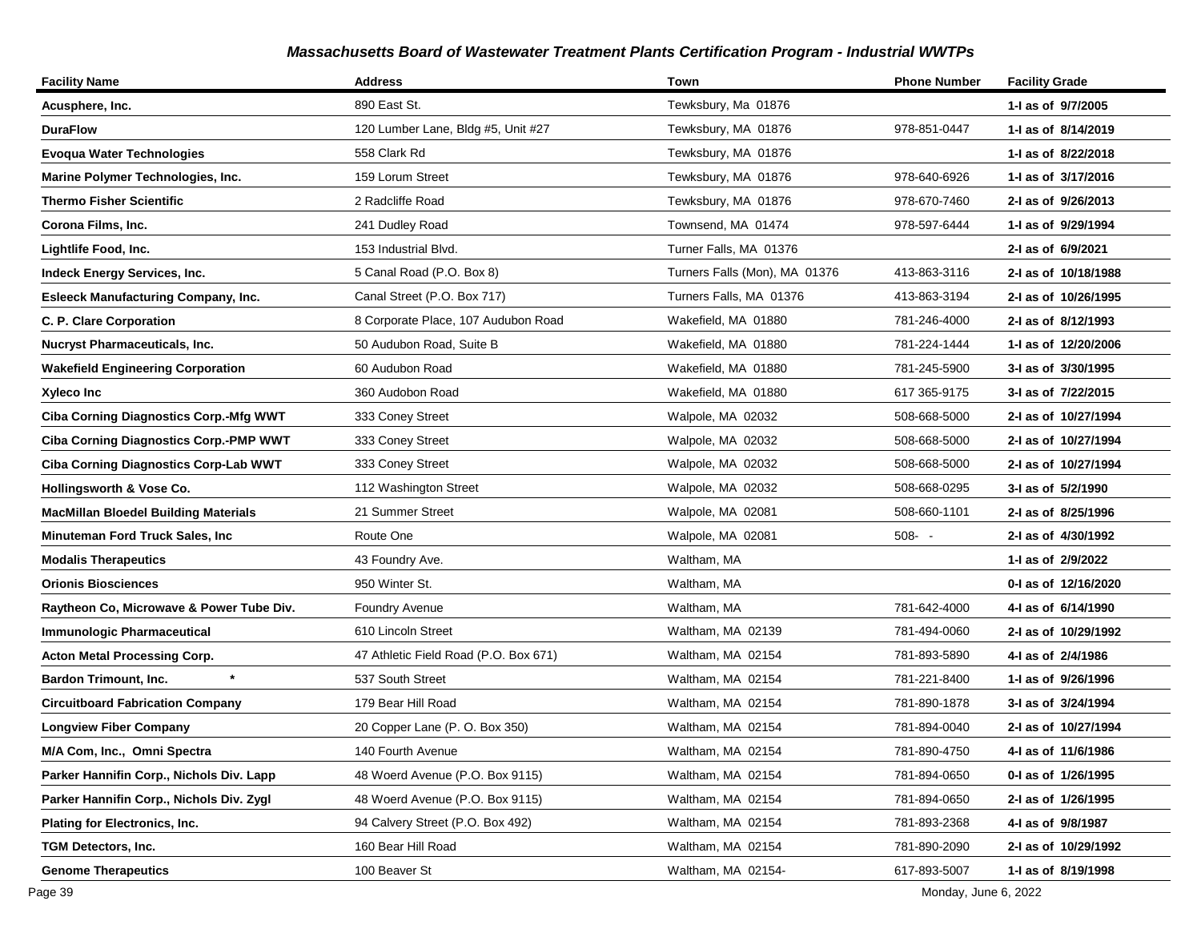## *Massachusetts Board of Wastewater Treatment Plants Certification Program - Industrial WWTPs*

| Facility Name | Address | Town | Phone Number | Facility Grade |
|---|---|---|---|---|
| **Acusphere, Inc.** | 890 East St. | Tewksbury, Ma 01876 | | **1-I as of 9/7/2005** |
| **DuraFlow** | 120 Lumber Lane, Bldg #5, Unit #27 | Tewksbury, MA 01876 | 978-851-0447 | **1-I as of 8/14/2019** |
| **Evoqua Water Technologies** | 558 Clark Rd | Tewksbury, MA 01876 | | **1-I as of 8/22/2018** |
| **Marine Polymer Technologies, Inc.** | 159 Lorum Street | Tewksbury, MA 01876 | 978-640-6926 | **1-I as of 3/17/2016** |
| **Thermo Fisher Scientific** | 2 Radcliffe Road | Tewksbury, MA 01876 | 978-670-7460 | **2-I as of 9/26/2013** |
| **Corona Films, Inc.** | 241 Dudley Road | Townsend, MA 01474 | 978-597-6444 | **1-I as of 9/29/1994** |
| **Lightlife Food, Inc.** | 153 Industrial Blvd. | Turner Falls, MA 01376 | | **2-I as of 6/9/2021** |
| **Indeck Energy Services, Inc.** | 5 Canal Road (P.O. Box 8) | Turners Falls (Mon), MA 01376 | 413-863-3116 | **2-I as of 10/18/1988** |
| **Esleeck Manufacturing Company, Inc.** | Canal Street (P.O. Box 717) | Turners Falls, MA 01376 | 413-863-3194 | **2-I as of 10/26/1995** |
| **C. P. Clare Corporation** | 8 Corporate Place, 107 Audubon Road | Wakefield, MA 01880 | 781-246-4000 | **2-I as of 8/12/1993** |
| **Nucryst Pharmaceuticals, Inc.** | 50 Audubon Road, Suite B | Wakefield, MA 01880 | 781-224-1444 | **1-I as of 12/20/2006** |
| **Wakefield Engineering Corporation** | 60 Audubon Road | Wakefield, MA 01880 | 781-245-5900 | **3-I as of 3/30/1995** |
| **Xyleco Inc** | 360 Audobon Road | Wakefield, MA 01880 | 617 365-9175 | **3-I as of 7/22/2015** |
| **Ciba Corning Diagnostics Corp.-Mfg WWT** | 333 Coney Street | Walpole, MA 02032 | 508-668-5000 | **2-I as of 10/27/1994** |
| **Ciba Corning Diagnostics Corp.-PMP WWT** | 333 Coney Street | Walpole, MA 02032 | 508-668-5000 | **2-I as of 10/27/1994** |
| **Ciba Corning Diagnostics Corp-Lab WWT** | 333 Coney Street | Walpole, MA 02032 | 508-668-5000 | **2-I as of 10/27/1994** |
| **Hollingsworth & Vose Co.** | 112 Washington Street | Walpole, MA 02032 | 508-668-0295 | **3-I as of 5/2/1990** |
| **MacMillan Bloedel Building Materials** | 21 Summer Street | Walpole, MA 02081 | 508-660-1101 | **2-I as of 8/25/1996** |
| **Minuteman Ford Truck Sales, Inc** | Route One | Walpole, MA 02081 | 508- - | **2-I as of 4/30/1992** |
| **Modalis Therapeutics** | 43 Foundry Ave. | Waltham, MA | | **1-I as of 2/9/2022** |
| **Orionis Biosciences** | 950 Winter St. | Waltham, MA | | **0-I as of 12/16/2020** |
| **Raytheon Co, Microwave & Power Tube Div.** | Foundry Avenue | Waltham, MA | 781-642-4000 | **4-I as of 6/14/1990** |
| **Immunologic Pharmaceutical** | 610 Lincoln Street | Waltham, MA 02139 | 781-494-0060 | **2-I as of 10/29/1992** |
| **Acton Metal Processing Corp.** | 47 Athletic Field Road (P.O. Box 671) | Waltham, MA 02154 | 781-893-5890 | **4-I as of 2/4/1986** |
| **Bardon Trimount, Inc. \*** | 537 South Street | Waltham, MA 02154 | 781-221-8400 | **1-I as of 9/26/1996** |
| **Circuitboard Fabrication Company** | 179 Bear Hill Road | Waltham, MA 02154 | 781-890-1878 | **3-I as of 3/24/1994** |
| **Longview Fiber Company** | 20 Copper Lane (P. O. Box 350) | Waltham, MA 02154 | 781-894-0040 | **2-I as of 10/27/1994** |
| **M/A Com, Inc., Omni Spectra** | 140 Fourth Avenue | Waltham, MA 02154 | 781-890-4750 | **4-I as of 11/6/1986** |
| **Parker Hannifin Corp., Nichols Div. Lapp** | 48 Woerd Avenue (P.O. Box 9115) | Waltham, MA 02154 | 781-894-0650 | **0-I as of 1/26/1995** |
| **Parker Hannifin Corp., Nichols Div. Zygl** | 48 Woerd Avenue (P.O. Box 9115) | Waltham, MA 02154 | 781-894-0650 | **2-I as of 1/26/1995** |
| **Plating for Electronics, Inc.** | 94 Calvery Street (P.O. Box 492) | Waltham, MA 02154 | 781-893-2368 | **4-I as of 9/8/1987** |
| **TGM Detectors, Inc.** | 160 Bear Hill Road | Waltham, MA 02154 | 781-890-2090 | **2-I as of 10/29/1992** |
| **Genome Therapeutics** | 100 Beaver St | Waltham, MA 02154- | 617-893-5007 | **1-I as of 8/19/1998** |

Monday, June 6, 2022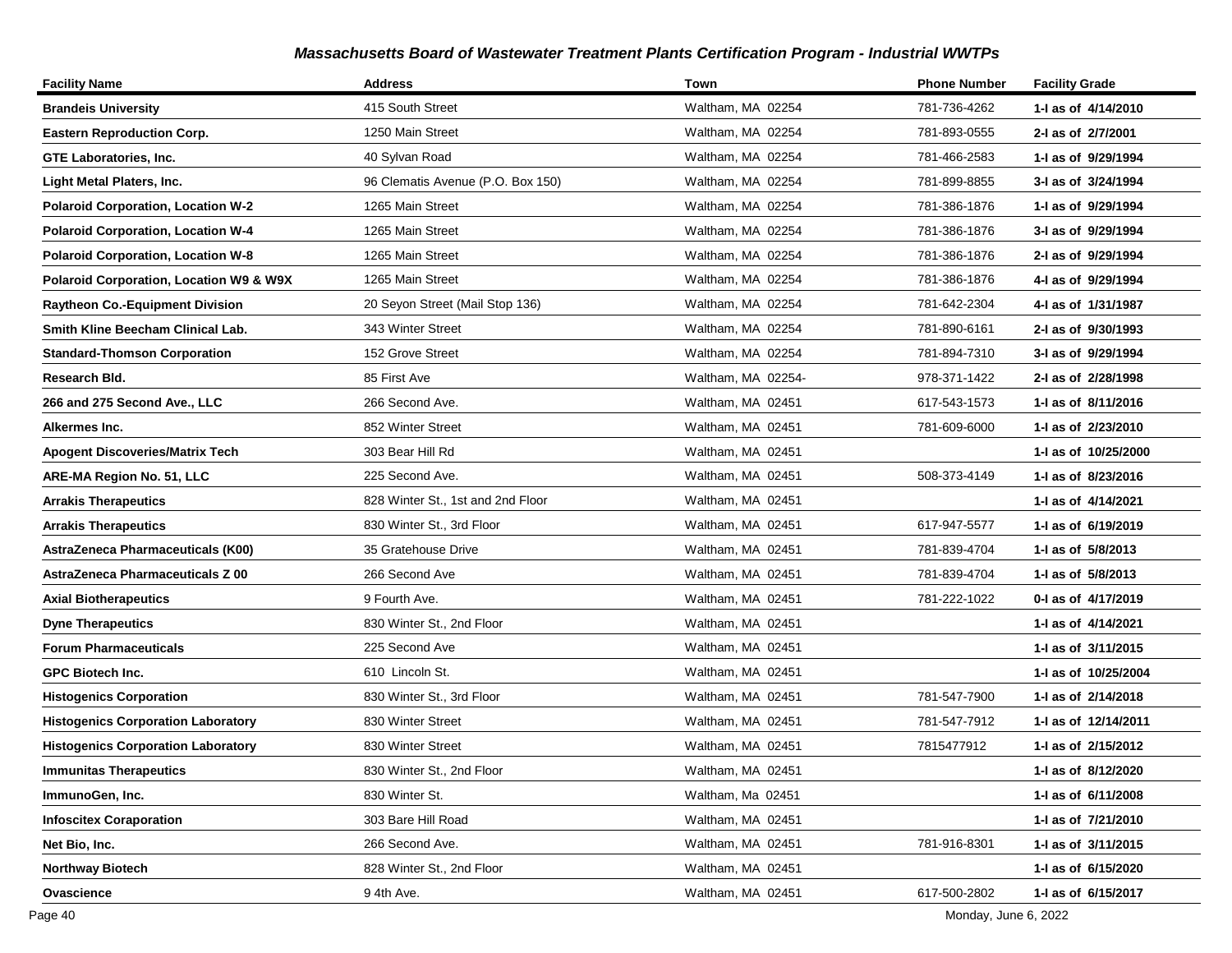# Massachusetts Board of Wastewater Treatment Plants Certification Program - Industrial WWTPs

| Facility Name | Address | Town | Phone Number | Facility Grade |
|---|---|---|---|---|
| **Brandeis University** | 415 South Street | Waltham, MA 02254 | 781-736-4262 | **1-I as of 4/14/2010** |
| **Eastern Reproduction Corp.** | 1250 Main Street | Waltham, MA 02254 | 781-893-0555 | **2-I as of 2/7/2001** |
| **GTE Laboratories, Inc.** | 40 Sylvan Road | Waltham, MA 02254 | 781-466-2583 | **1-I as of 9/29/1994** |
| **Light Metal Platers, Inc.** | 96 Clematis Avenue (P.O. Box 150) | Waltham, MA 02254 | 781-899-8855 | **3-I as of 3/24/1994** |
| **Polaroid Corporation, Location W-2** | 1265 Main Street | Waltham, MA 02254 | 781-386-1876 | **1-I as of 9/29/1994** |
| **Polaroid Corporation, Location W-4** | 1265 Main Street | Waltham, MA 02254 | 781-386-1876 | **3-I as of 9/29/1994** |
| **Polaroid Corporation, Location W-8** | 1265 Main Street | Waltham, MA 02254 | 781-386-1876 | **2-I as of 9/29/1994** |
| **Polaroid Corporation, Location W9 & W9X** | 1265 Main Street | Waltham, MA 02254 | 781-386-1876 | **4-I as of 9/29/1994** |
| **Raytheon Co.-Equipment Division** | 20 Seyon Street (Mail Stop 136) | Waltham, MA 02254 | 781-642-2304 | **4-I as of 1/31/1987** |
| **Smith Kline Beecham Clinical Lab.** | 343 Winter Street | Waltham, MA 02254 | 781-890-6161 | **2-I as of 9/30/1993** |
| **Standard-Thomson Corporation** | 152 Grove Street | Waltham, MA 02254 | 781-894-7310 | **3-I as of 9/29/1994** |
| **Research Bld.** | 85 First Ave | Waltham, MA 02254- | 978-371-1422 | **2-I as of 2/28/1998** |
| **266 and 275 Second Ave., LLC** | 266 Second Ave. | Waltham, MA 02451 | 617-543-1573 | **1-I as of 8/11/2016** |
| **Alkermes Inc.** | 852 Winter Street | Waltham, MA 02451 | 781-609-6000 | **1-I as of 2/23/2010** |
| **Apogent Discoveries/Matrix Tech** | 303 Bear Hill Rd | Waltham, MA 02451 | | **1-I as of 10/25/2000** |
| **ARE-MA Region No. 51, LLC** | 225 Second Ave. | Waltham, MA 02451 | 508-373-4149 | **1-I as of 8/23/2016** |
| **Arrakis Therapeutics** | 828 Winter St., 1st and 2nd Floor | Waltham, MA 02451 | | **1-I as of 4/14/2021** |
| **Arrakis Therapeutics** | 830 Winter St., 3rd Floor | Waltham, MA 02451 | 617-947-5577 | **1-I as of 6/19/2019** |
| **AstraZeneca Pharmaceuticals (K00)** | 35 Gratehouse Drive | Waltham, MA 02451 | 781-839-4704 | **1-I as of 5/8/2013** |
| **AstraZeneca Pharmaceuticals Z 00** | 266 Second Ave | Waltham, MA 02451 | 781-839-4704 | **1-I as of 5/8/2013** |
| **Axial Biotherapeutics** | 9 Fourth Ave. | Waltham, MA 02451 | 781-222-1022 | **0-I as of 4/17/2019** |
| **Dyne Therapeutics** | 830 Winter St., 2nd Floor | Waltham, MA 02451 | | **1-I as of 4/14/2021** |
| **Forum Pharmaceuticals** | 225 Second Ave | Waltham, MA 02451 | | **1-I as of 3/11/2015** |
| **GPC Biotech Inc.** | 610 Lincoln St. | Waltham, MA 02451 | | **1-I as of 10/25/2004** |
| **Histogenics Corporation** | 830 Winter St., 3rd Floor | Waltham, MA 02451 | 781-547-7900 | **1-I as of 2/14/2018** |
| **Histogenics Corporation Laboratory** | 830 Winter Street | Waltham, MA 02451 | 781-547-7912 | **1-I as of 12/14/2011** |
| **Histogenics Corporation Laboratory** | 830 Winter Street | Waltham, MA 02451 | 7815477912 | **1-I as of 2/15/2012** |
| **Immunitas Therapeutics** | 830 Winter St., 2nd Floor | Waltham, MA 02451 | | **1-I as of 8/12/2020** |
| **ImmunoGen, Inc.** | 830 Winter St. | Waltham, Ma 02451 | | **1-I as of 6/11/2008** |
| **Infoscitex Coraporation** | 303 Bare Hill Road | Waltham, MA 02451 | | **1-I as of 7/21/2010** |
| **Net Bio, Inc.** | 266 Second Ave. | Waltham, MA 02451 | 781-916-8301 | **1-I as of 3/11/2015** |
| **Northway Biotech** | 828 Winter St., 2nd Floor | Waltham, MA 02451 | | **1-I as of 6/15/2020** |
| **Ovascience** | 9 4th Ave. | Waltham, MA 02451 | 617-500-2802 | **1-I as of 6/15/2017** |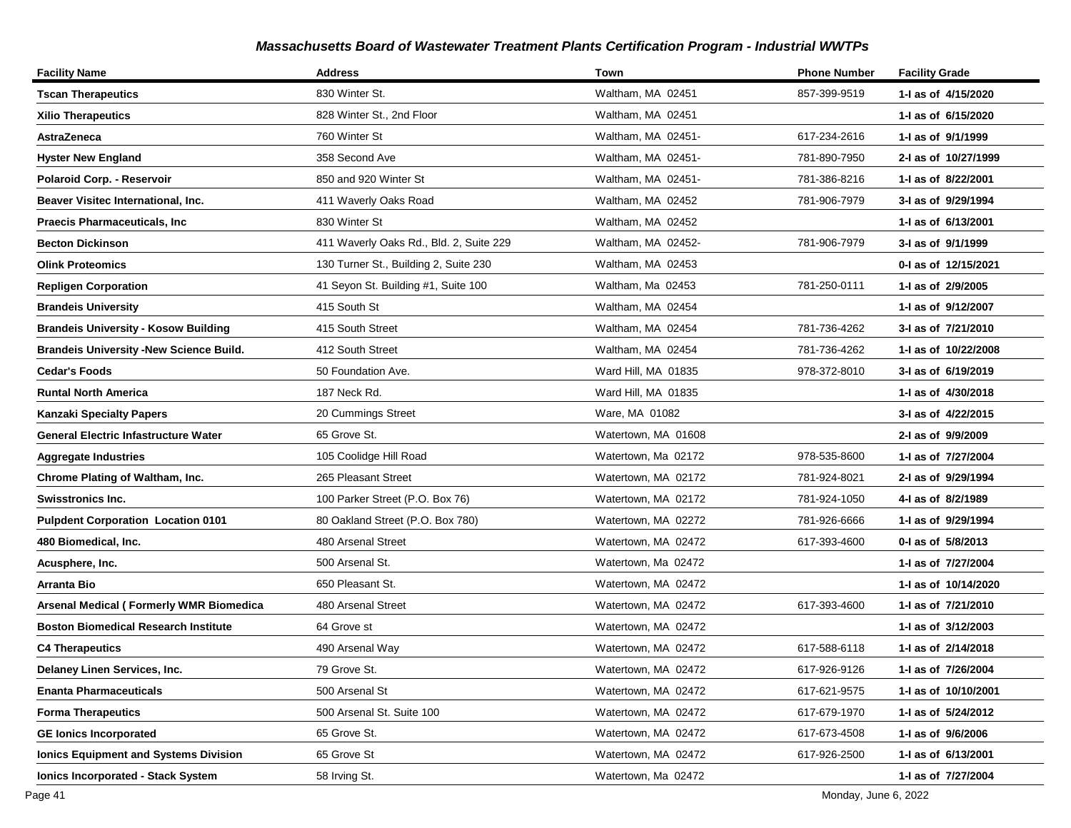## Massachusetts Board of Wastewater Treatment Plants Certification Program - Industrial WWTPs

| Facility Name | Address | Town | Phone Number | Facility Grade |
|---|---|---|---|---|
| **Tscan Therapeutics** | 830 Winter St. | Waltham, MA 02451 | 857-399-9519 | **1-I as of 4/15/2020** |
| **Xilio Therapeutics** | 828 Winter St., 2nd Floor | Waltham, MA 02451 | | **1-I as of 6/15/2020** |
| **AstraZeneca** | 760 Winter St | Waltham, MA 02451- | 617-234-2616 | **1-I as of 9/1/1999** |
| **Hyster New England** | 358 Second Ave | Waltham, MA 02451- | 781-890-7950 | **2-I as of 10/27/1999** |
| **Polaroid Corp. - Reservoir** | 850 and 920 Winter St | Waltham, MA 02451- | 781-386-8216 | **1-I as of 8/22/2001** |
| **Beaver Visitec International, Inc.** | 411 Waverly Oaks Road | Waltham, MA 02452 | 781-906-7979 | **3-I as of 9/29/1994** |
| **Praecis Pharmaceuticals, Inc** | 830 Winter St | Waltham, MA 02452 | | **1-I as of 6/13/2001** |
| **Becton Dickinson** | 411 Waverly Oaks Rd., Bld. 2, Suite 229 | Waltham, MA 02452- | 781-906-7979 | **3-I as of 9/1/1999** |
| **Olink Proteomics** | 130 Turner St., Building 2, Suite 230 | Waltham, MA 02453 | | **0-I as of 12/15/2021** |
| **Repligen Corporation** | 41 Seyon St. Building #1, Suite 100 | Waltham, Ma 02453 | 781-250-0111 | **1-I as of 2/9/2005** |
| **Brandeis University** | 415 South St | Waltham, MA 02454 | | **1-I as of 9/12/2007** |
| **Brandeis University - Kosow Building** | 415 South Street | Waltham, MA 02454 | 781-736-4262 | **3-I as of 7/21/2010** |
| **Brandeis University -New Science Build.** | 412 South Street | Waltham, MA 02454 | 781-736-4262 | **1-I as of 10/22/2008** |
| **Cedar's Foods** | 50 Foundation Ave. | Ward Hill, MA 01835 | 978-372-8010 | **3-I as of 6/19/2019** |
| **Runtal North America** | 187 Neck Rd. | Ward Hill, MA 01835 | | **1-I as of 4/30/2018** |
| **Kanzaki Specialty Papers** | 20 Cummings Street | Ware, MA 01082 | | **3-I as of 4/22/2015** |
| **General Electric Infastructure Water** | 65 Grove St. | Watertown, MA 01608 | | **2-I as of 9/9/2009** |
| **Aggregate Industries** | 105 Coolidge Hill Road | Watertown, Ma 02172 | 978-535-8600 | **1-I as of 7/27/2004** |
| **Chrome Plating of Waltham, Inc.** | 265 Pleasant Street | Watertown, MA 02172 | 781-924-8021 | **2-I as of 9/29/1994** |
| **Swisstronics Inc.** | 100 Parker Street (P.O. Box 76) | Watertown, MA 02172 | 781-924-1050 | **4-I as of 8/2/1989** |
| **Pulpdent Corporation Location 0101** | 80 Oakland Street (P.O. Box 780) | Watertown, MA 02272 | 781-926-6666 | **1-I as of 9/29/1994** |
| **480 Biomedical, Inc.** | 480 Arsenal Street | Watertown, MA 02472 | 617-393-4600 | **0-I as of 5/8/2013** |
| **Acusphere, Inc.** | 500 Arsenal St. | Watertown, Ma 02472 | | **1-I as of 7/27/2004** |
| **Arranta Bio** | 650 Pleasant St. | Watertown, MA 02472 | | **1-I as of 10/14/2020** |
| **Arsenal Medical ( Formerly WMR Biomedica** | 480 Arsenal Street | Watertown, MA 02472 | 617-393-4600 | **1-I as of 7/21/2010** |
| **Boston Biomedical Research Institute** | 64 Grove st | Watertown, MA 02472 | | **1-I as of 3/12/2003** |
| **C4 Therapeutics** | 490 Arsenal Way | Watertown, MA 02472 | 617-588-6118 | **1-I as of 2/14/2018** |
| **Delaney Linen Services, Inc.** | 79 Grove St. | Watertown, MA 02472 | 617-926-9126 | **1-I as of 7/26/2004** |
| **Enanta Pharmaceuticals** | 500 Arsenal St | Watertown, MA 02472 | 617-621-9575 | **1-I as of 10/10/2001** |
| **Forma Therapeutics** | 500 Arsenal St. Suite 100 | Watertown, MA 02472 | 617-679-1970 | **1-I as of 5/24/2012** |
| **GE Ionics Incorporated** | 65 Grove St. | Watertown, MA 02472 | 617-673-4508 | **1-I as of 9/6/2006** |
| **Ionics Equipment and Systems Division** | 65 Grove St | Watertown, MA 02472 | 617-926-2500 | **1-I as of 6/13/2001** |
| **Ionics Incorporated - Stack System** | 58 Irving St. | Watertown, Ma 02472 | | **1-I as of 7/27/2004** |

Monday, June 6, 2022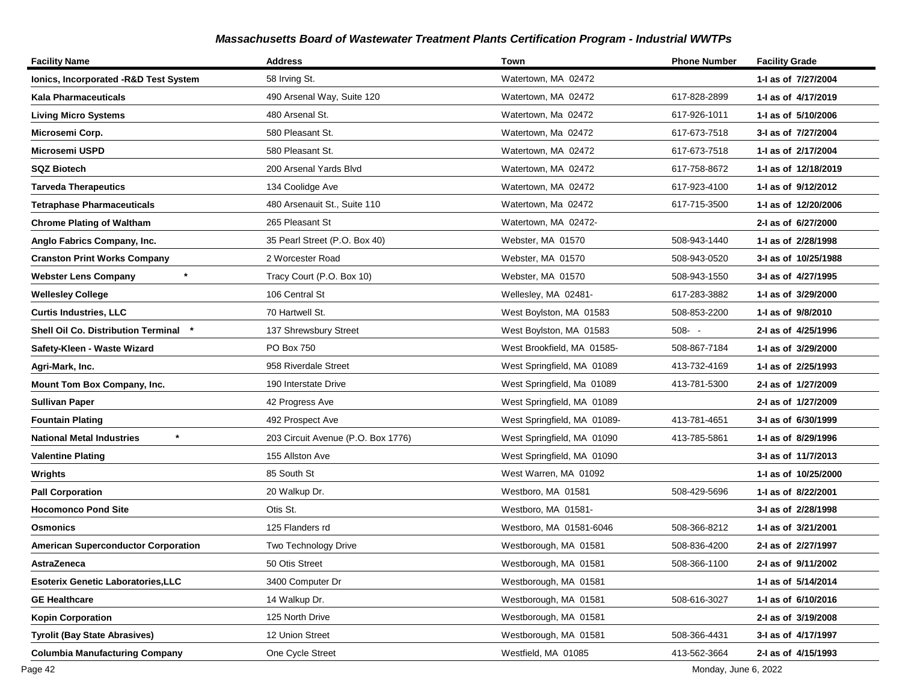# Massachusetts Board of Wastewater Treatment Plants Certification Program - Industrial WWTPs

| Facility Name | Address | Town | Phone Number | Facility Grade |
|---|---|---|---|---|
| **Ionics, Incorporated -R&D Test System** | 58 Irving St. | Watertown, MA 02472 | | **1-I as of 7/27/2004** |
| **Kala Pharmaceuticals** | 490 Arsenal Way, Suite 120 | Watertown, MA 02472 | 617-828-2899 | **1-I as of 4/17/2019** |
| **Living Micro Systems** | 480 Arsenal St. | Watertown, Ma 02472 | 617-926-1011 | **1-I as of 5/10/2006** |
| **Microsemi Corp.** | 580 Pleasant St. | Watertown, Ma 02472 | 617-673-7518 | **3-I as of 7/27/2004** |
| **Microsemi USPD** | 580 Pleasant St. | Watertown, MA 02472 | 617-673-7518 | **1-I as of 2/17/2004** |
| **SQZ Biotech** | 200 Arsenal Yards Blvd | Watertown, MA 02472 | 617-758-8672 | **1-I as of 12/18/2019** |
| **Tarveda Therapeutics** | 134 Coolidge Ave | Watertown, MA 02472 | 617-923-4100 | **1-I as of 9/12/2012** |
| **Tetraphase Pharmaceuticals** | 480 Arsenauit St., Suite 110 | Watertown, Ma 02472 | 617-715-3500 | **1-I as of 12/20/2006** |
| **Chrome Plating of Waltham** | 265 Pleasant St | Watertown, MA 02472- | | **2-I as of 6/27/2000** |
| **Anglo Fabrics Company, Inc.** | 35 Pearl Street (P.O. Box 40) | Webster, MA 01570 | 508-943-1440 | **1-I as of 2/28/1998** |
| **Cranston Print Works Company** | 2 Worcester Road | Webster, MA 01570 | 508-943-0520 | **3-I as of 10/25/1988** |
| **Webster Lens Company** * | Tracy Court (P.O. Box 10) | Webster, MA 01570 | 508-943-1550 | **3-I as of 4/27/1995** |
| **Wellesley College** | 106 Central St | Wellesley, MA 02481- | 617-283-3882 | **1-I as of 3/29/2000** |
| **Curtis Industries, LLC** | 70 Hartwell St. | West Boylston, MA 01583 | 508-853-2200 | **1-I as of 9/8/2010** |
| **Shell Oil Co. Distribution Terminal** * | 137 Shrewsbury Street | West Boylston, MA 01583 | 508- - | **2-I as of 4/25/1996** |
| **Safety-Kleen - Waste Wizard** | PO Box 750 | West Brookfield, MA 01585- | 508-867-7184 | **1-I as of 3/29/2000** |
| **Agri-Mark, Inc.** | 958 Riverdale Street | West Springfield, MA 01089 | 413-732-4169 | **1-I as of 2/25/1993** |
| **Mount Tom Box Company, Inc.** | 190 Interstate Drive | West Springfield, Ma 01089 | 413-781-5300 | **2-I as of 1/27/2009** |
| **Sullivan Paper** | 42 Progress Ave | West Springfield, MA 01089 | | **2-I as of 1/27/2009** |
| **Fountain Plating** | 492 Prospect Ave | West Springfield, MA 01089- | 413-781-4651 | **3-I as of 6/30/1999** |
| **National Metal Industries** * | 203 Circuit Avenue (P.O. Box 1776) | West Springfield, MA 01090 | 413-785-5861 | **1-I as of 8/29/1996** |
| **Valentine Plating** | 155 Allston Ave | West Springfield, MA 01090 | | **3-I as of 11/7/2013** |
| **Wrights** | 85 South St | West Warren, MA 01092 | | **1-I as of 10/25/2000** |
| **Pall Corporation** | 20 Walkup Dr. | Westboro, MA 01581 | 508-429-5696 | **1-I as of 8/22/2001** |
| **Hocomonco Pond Site** | Otis St. | Westboro, MA 01581- | | **3-I as of 2/28/1998** |
| **Osmonics** | 125 Flanders rd | Westboro, MA 01581-6046 | 508-366-8212 | **1-I as of 3/21/2001** |
| **American Superconductor Corporation** | Two Technology Drive | Westborough, MA 01581 | 508-836-4200 | **2-I as of 2/27/1997** |
| **AstraZeneca** | 50 Otis Street | Westborough, MA 01581 | 508-366-1100 | **2-I as of 9/11/2002** |
| **Esoterix Genetic Laboratories,LLC** | 3400 Computer Dr | Westborough, MA 01581 | | **1-I as of 5/14/2014** |
| **GE Healthcare** | 14 Walkup Dr. | Westborough, MA 01581 | 508-616-3027 | **1-I as of 6/10/2016** |
| **Kopin Corporation** | 125 North Drive | Westborough, MA 01581 | | **2-I as of 3/19/2008** |
| **Tyrolit (Bay State Abrasives)** | 12 Union Street | Westborough, MA 01581 | 508-366-4431 | **3-I as of 4/17/1997** |
| **Columbia Manufacturing Company** | One Cycle Street | Westfield, MA 01085 | 413-562-3664 | **2-I as of 4/15/1993** |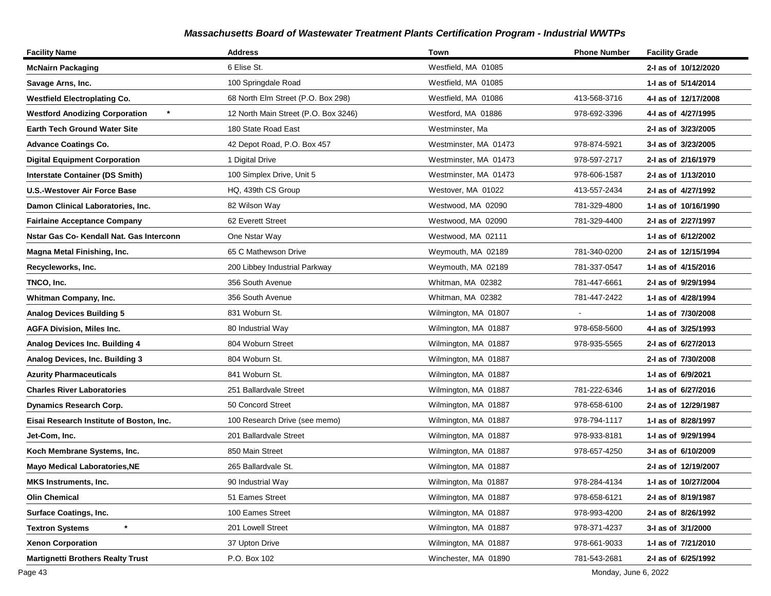| Facility Name | Address | Town | Phone Number | Facility Grade |
|---|---|---|---|---|
| **McNairn Packaging** | 6 Elise St. | Westfield, MA 01085 | | **2-I as of 10/12/2020** |
| **Savage Arns, Inc.** | 100 Springdale Road | Westfield, MA 01085 | | **1-I as of 5/14/2014** |
| **Westfield Electroplating Co.** | 68 North Elm Street (P.O. Box 298) | Westfield, MA 01086 | 413-568-3716 | **4-I as of 12/17/2008** |
| **Westford Anodizing Corporation** * | 12 North Main Street (P.O. Box 3246) | Westford, MA 01886 | 978-692-3396 | **4-I as of 4/27/1995** |
| **Earth Tech Ground Water Site** | 180 State Road East | Westminster, Ma | | **2-I as of 3/23/2005** |
| **Advance Coatings Co.** | 42 Depot Road, P.O. Box 457 | Westminster, MA 01473 | 978-874-5921 | **3-I as of 3/23/2005** |
| **Digital Equipment Corporation** | 1 Digital Drive | Westminster, MA 01473 | 978-597-2717 | **2-I as of 2/16/1979** |
| **Interstate Container (DS Smith)** | 100 Simplex Drive, Unit 5 | Westminster, MA 01473 | 978-606-1587 | **2-I as of 1/13/2010** |
| **U.S.-Westover Air Force Base** | HQ, 439th CS Group | Westover, MA 01022 | 413-557-2434 | **2-I as of 4/27/1992** |
| **Damon Clinical Laboratories, Inc.** | 82 Wilson Way | Westwood, MA 02090 | 781-329-4800 | **1-I as of 10/16/1990** |
| **Fairlaine Acceptance Company** | 62 Everett Street | Westwood, MA 02090 | 781-329-4400 | **2-I as of 2/27/1997** |
| **Nstar Gas Co- Kendall Nat. Gas Interconn** | One Nstar Way | Westwood, MA 02111 | | **1-I as of 6/12/2002** |
| **Magna Metal Finishing, Inc.** | 65 C Mathewson Drive | Weymouth, MA 02189 | 781-340-0200 | **2-I as of 12/15/1994** |
| **Recycleworks, Inc.** | 200 Libbey Industrial Parkway | Weymouth, MA 02189 | 781-337-0547 | **1-I as of 4/15/2016** |
| **TNCO, Inc.** | 356 South Avenue | Whitman, MA 02382 | 781-447-6661 | **2-I as of 9/29/1994** |
| **Whitman Company, Inc.** | 356 South Avenue | Whitman, MA 02382 | 781-447-2422 | **1-I as of 4/28/1994** |
| **Analog Devices Building 5** | 831 Woburn St. | Wilmington, MA 01807 | - | **1-I as of 7/30/2008** |
| **AGFA Division, Miles Inc.** | 80 Industrial Way | Wilmington, MA 01887 | 978-658-5600 | **4-I as of 3/25/1993** |
| **Analog Devices Inc. Building 4** | 804 Woburn Street | Wilmington, MA 01887 | 978-935-5565 | **2-I as of 6/27/2013** |
| **Analog Devices, Inc. Building 3** | 804 Woburn St. | Wilmington, MA 01887 | | **2-I as of 7/30/2008** |
| **Azurity Pharmaceuticals** | 841 Woburn St. | Wilmington, MA 01887 | | **1-I as of 6/9/2021** |
| **Charles River Laboratories** | 251 Ballardvale Street | Wilmington, MA 01887 | 781-222-6346 | **1-I as of 6/27/2016** |
| **Dynamics Research Corp.** | 50 Concord Street | Wilmington, MA 01887 | 978-658-6100 | **2-I as of 12/29/1987** |
| **Eisai Research Institute of Boston, Inc.** | 100 Research Drive (see memo) | Wilmington, MA 01887 | 978-794-1117 | **1-I as of 8/28/1997** |
| **Jet-Com, Inc.** | 201 Ballardvale Street | Wilmington, MA 01887 | 978-933-8181 | **1-I as of 9/29/1994** |
| **Koch Membrane Systems, Inc.** | 850 Main Street | Wilmington, MA 01887 | 978-657-4250 | **3-I as of 6/10/2009** |
| **Mayo Medical Laboratories,NE** | 265 Ballardvale St. | Wilmington, MA 01887 | | **2-I as of 12/19/2007** |
| **MKS Instruments, Inc.** | 90 Industrial Way | Wilmington, Ma 01887 | 978-284-4134 | **1-I as of 10/27/2004** |
| **Olin Chemical** | 51 Eames Street | Wilmington, MA 01887 | 978-658-6121 | **2-I as of 8/19/1987** |
| **Surface Coatings, Inc.** | 100 Eames Street | Wilmington, MA 01887 | 978-993-4200 | **2-I as of 8/26/1992** |
| **Textron Systems** * | 201 Lowell Street | Wilmington, MA 01887 | 978-371-4237 | **3-I as of 3/1/2000** |
| **Xenon Corporation** | 37 Upton Drive | Wilmington, MA 01887 | 978-661-9033 | **1-I as of 7/21/2010** |
| **Martignetti Brothers Realty Trust** | P.O. Box 102 | Winchester, MA 01890 | 781-543-2681 | **2-I as of 6/25/1992** |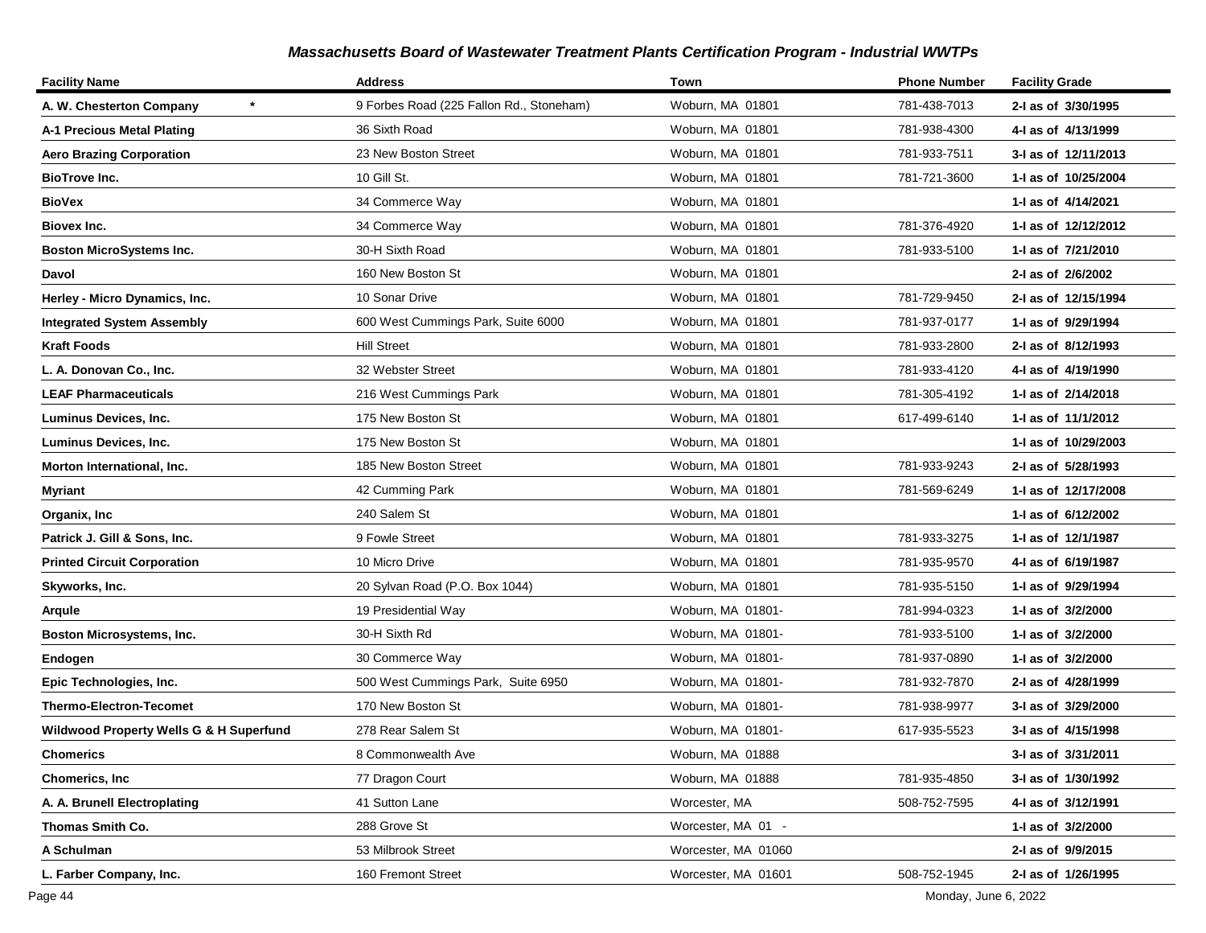## Massachusetts Board of Wastewater Treatment Plants Certification Program - Industrial WWTPs

| Facility Name | Address | Town | Phone Number | Facility Grade |
|---|---|---|---|---|
| **A. W. Chesterton Company** * | 9 Forbes Road (225 Fallon Rd., Stoneham) | Woburn, MA 01801 | 781-438-7013 | **2-I as of 3/30/1995** |
| **A-1 Precious Metal Plating** | 36 Sixth Road | Woburn, MA 01801 | 781-938-4300 | **4-I as of 4/13/1999** |
| **Aero Brazing Corporation** | 23 New Boston Street | Woburn, MA 01801 | 781-933-7511 | **3-I as of 12/11/2013** |
| **BioTrove Inc.** | 10 Gill St. | Woburn, MA 01801 | 781-721-3600 | **1-I as of 10/25/2004** |
| **BioVex** | 34 Commerce Way | Woburn, MA 01801 | | **1-I as of 4/14/2021** |
| **Biovex Inc.** | 34 Commerce Way | Woburn, MA 01801 | 781-376-4920 | **1-I as of 12/12/2012** |
| **Boston MicroSystems Inc.** | 30-H Sixth Road | Woburn, MA 01801 | 781-933-5100 | **1-I as of 7/21/2010** |
| **Davol** | 160 New Boston St | Woburn, MA 01801 | | **2-I as of 2/6/2002** |
| **Herley - Micro Dynamics, Inc.** | 10 Sonar Drive | Woburn, MA 01801 | 781-729-9450 | **2-I as of 12/15/1994** |
| **Integrated System Assembly** | 600 West Cummings Park, Suite 6000 | Woburn, MA 01801 | 781-937-0177 | **1-I as of 9/29/1994** |
| **Kraft Foods** | Hill Street | Woburn, MA 01801 | 781-933-2800 | **2-I as of 8/12/1993** |
| **L. A. Donovan Co., Inc.** | 32 Webster Street | Woburn, MA 01801 | 781-933-4120 | **4-I as of 4/19/1990** |
| **LEAF Pharmaceuticals** | 216 West Cummings Park | Woburn, MA 01801 | 781-305-4192 | **1-I as of 2/14/2018** |
| **Luminus Devices, Inc.** | 175 New Boston St | Woburn, MA 01801 | 617-499-6140 | **1-I as of 11/1/2012** |
| **Luminus Devices, Inc.** | 175 New Boston St | Woburn, MA 01801 | | **1-I as of 10/29/2003** |
| **Morton International, Inc.** | 185 New Boston Street | Woburn, MA 01801 | 781-933-9243 | **2-I as of 5/28/1993** |
| **Myriant** | 42 Cumming Park | Woburn, MA 01801 | 781-569-6249 | **1-I as of 12/17/2008** |
| **Organix, Inc** | 240 Salem St | Woburn, MA 01801 | | **1-I as of 6/12/2002** |
| **Patrick J. Gill & Sons, Inc.** | 9 Fowle Street | Woburn, MA 01801 | 781-933-3275 | **1-I as of 12/1/1987** |
| **Printed Circuit Corporation** | 10 Micro Drive | Woburn, MA 01801 | 781-935-9570 | **4-I as of 6/19/1987** |
| **Skyworks, Inc.** | 20 Sylvan Road (P.O. Box 1044) | Woburn, MA 01801 | 781-935-5150 | **1-I as of 9/29/1994** |
| **Arqule** | 19 Presidential Way | Woburn, MA 01801- | 781-994-0323 | **1-I as of 3/2/2000** |
| **Boston Microsystems, Inc.** | 30-H Sixth Rd | Woburn, MA 01801- | 781-933-5100 | **1-I as of 3/2/2000** |
| **Endogen** | 30 Commerce Way | Woburn, MA 01801- | 781-937-0890 | **1-I as of 3/2/2000** |
| **Epic Technologies, Inc.** | 500 West Cummings Park, Suite 6950 | Woburn, MA 01801- | 781-932-7870 | **2-I as of 4/28/1999** |
| **Thermo-Electron-Tecomet** | 170 New Boston St | Woburn, MA 01801- | 781-938-9977 | **3-I as of 3/29/2000** |
| **Wildwood Property Wells G & H Superfund** | 278 Rear Salem St | Woburn, MA 01801- | 617-935-5523 | **3-I as of 4/15/1998** |
| **Chomerics** | 8 Commonwealth Ave | Woburn, MA 01888 | | **3-I as of 3/31/2011** |
| **Chomerics, Inc** | 77 Dragon Court | Woburn, MA 01888 | 781-935-4850 | **3-I as of 1/30/1992** |
| **A. A. Brunell Electroplating** | 41 Sutton Lane | Worcester, MA | 508-752-7595 | **4-I as of 3/12/1991** |
| **Thomas Smith Co.** | 288 Grove St | Worcester, MA 01 - | | **1-I as of 3/2/2000** |
| **A Schulman** | 53 Milbrook Street | Worcester, MA 01060 | | **2-I as of 9/9/2015** |
| **L. Farber Company, Inc.** | 160 Fremont Street | Worcester, MA 01601 | 508-752-1945 | **2-I as of 1/26/1995** |

Monday, June 6, 2022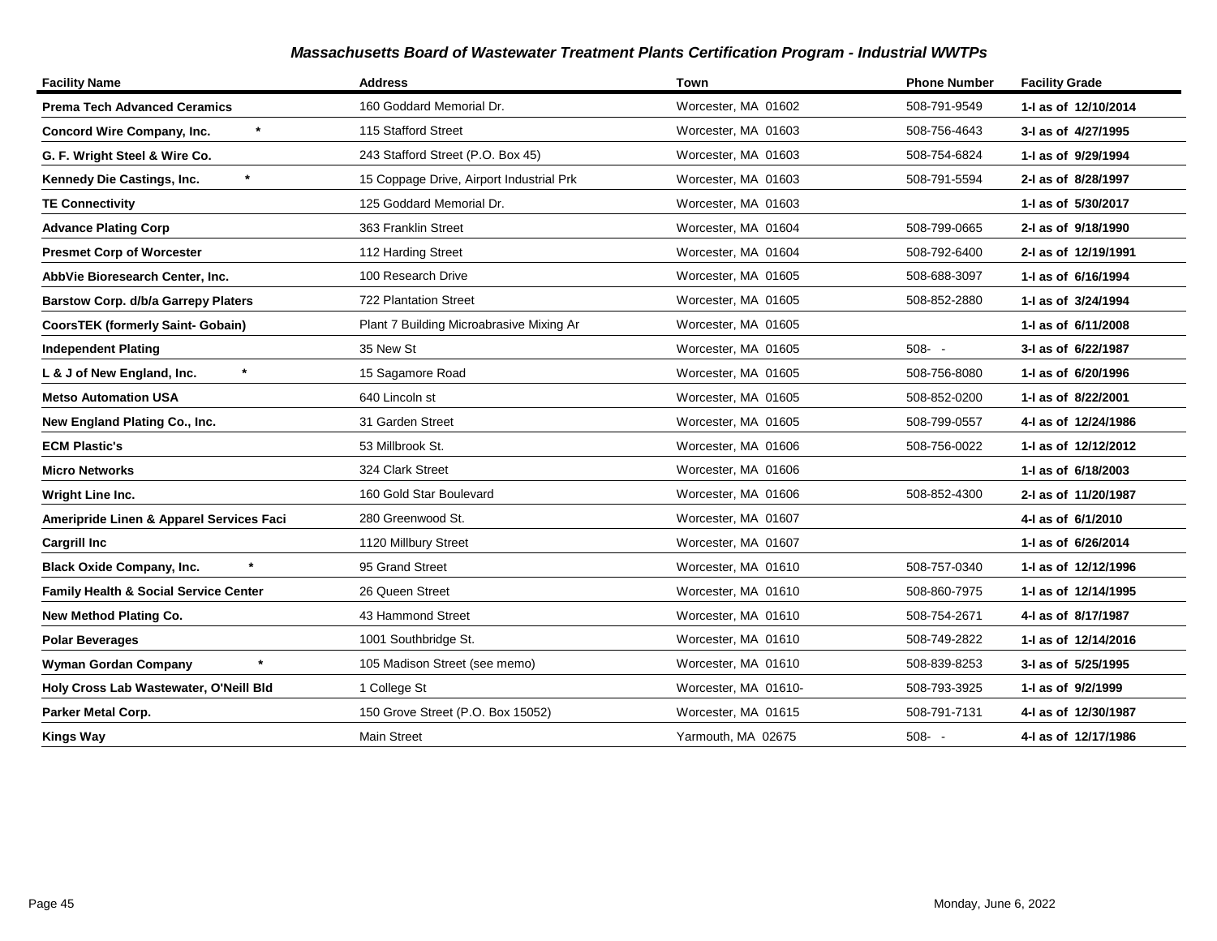## *Massachusetts Board of Wastewater Treatment Plants Certification Program - Industrial WWTPs*

| Facility Name | Address | Town | Phone Number | Facility Grade |
|---|---|---|---|---|
| **Prema Tech Advanced Ceramics** | 160 Goddard Memorial Dr. | Worcester, MA 01602 | 508-791-9549 | **1-I as of 12/10/2014** |
| **Concord Wire Company, Inc.** * | 115 Stafford Street | Worcester, MA 01603 | 508-756-4643 | **3-I as of 4/27/1995** |
| **G. F. Wright Steel & Wire Co.** | 243 Stafford Street (P.O. Box 45) | Worcester, MA 01603 | 508-754-6824 | **1-I as of 9/29/1994** |
| **Kennedy Die Castings, Inc.** * | 15 Coppage Drive, Airport Industrial Prk | Worcester, MA 01603 | 508-791-5594 | **2-I as of 8/28/1997** |
| **TE Connectivity** | 125 Goddard Memorial Dr. | Worcester, MA 01603 | | **1-I as of 5/30/2017** |
| **Advance Plating Corp** | 363 Franklin Street | Worcester, MA 01604 | 508-799-0665 | **2-I as of 9/18/1990** |
| **Presmet Corp of Worcester** | 112 Harding Street | Worcester, MA 01604 | 508-792-6400 | **2-I as of 12/19/1991** |
| **AbbVie Bioresearch Center, Inc.** | 100 Research Drive | Worcester, MA 01605 | 508-688-3097 | **1-I as of 6/16/1994** |
| **Barstow Corp. d/b/a Garrepy Platers** | 722 Plantation Street | Worcester, MA 01605 | 508-852-2880 | **1-I as of 3/24/1994** |
| **CoorsTEK (formerly Saint- Gobain)** | Plant 7 Building Microabrasive Mixing Ar | Worcester, MA 01605 | | **1-I as of 6/11/2008** |
| **Independent Plating** | 35 New St | Worcester, MA 01605 | 508- - | **3-I as of 6/22/1987** |
| **L & J of New England, Inc.** * | 15 Sagamore Road | Worcester, MA 01605 | 508-756-8080 | **1-I as of 6/20/1996** |
| **Metso Automation USA** | 640 Lincoln st | Worcester, MA 01605 | 508-852-0200 | **1-I as of 8/22/2001** |
| **New England Plating Co., Inc.** | 31 Garden Street | Worcester, MA 01605 | 508-799-0557 | **4-I as of 12/24/1986** |
| **ECM Plastic's** | 53 Millbrook St. | Worcester, MA 01606 | 508-756-0022 | **1-I as of 12/12/2012** |
| **Micro Networks** | 324 Clark Street | Worcester, MA 01606 | | **1-I as of 6/18/2003** |
| **Wright Line Inc.** | 160 Gold Star Boulevard | Worcester, MA 01606 | 508-852-4300 | **2-I as of 11/20/1987** |
| **Ameripride Linen & Apparel Services Faci** | 280 Greenwood St. | Worcester, MA 01607 | | **4-I as of 6/1/2010** |
| **Cargrill Inc** | 1120 Millbury Street | Worcester, MA 01607 | | **1-I as of 6/26/2014** |
| **Black Oxide Company, Inc.** * | 95 Grand Street | Worcester, MA 01610 | 508-757-0340 | **1-I as of 12/12/1996** |
| **Family Health & Social Service Center** | 26 Queen Street | Worcester, MA 01610 | 508-860-7975 | **1-I as of 12/14/1995** |
| **New Method Plating Co.** | 43 Hammond Street | Worcester, MA 01610 | 508-754-2671 | **4-I as of 8/17/1987** |
| **Polar Beverages** | 1001 Southbridge St. | Worcester, MA 01610 | 508-749-2822 | **1-I as of 12/14/2016** |
| **Wyman Gordan Company** * | 105 Madison Street (see memo) | Worcester, MA 01610 | 508-839-8253 | **3-I as of 5/25/1995** |
| **Holy Cross Lab Wastewater, O'Neill Bld** | 1 College St | Worcester, MA 01610- | 508-793-3925 | **1-I as of 9/2/1999** |
| **Parker Metal Corp.** | 150 Grove Street (P.O. Box 15052) | Worcester, MA 01615 | 508-791-7131 | **4-I as of 12/30/1987** |
| **Kings Way** | Main Street | Yarmouth, MA 02675 | 508- - | **4-I as of 12/17/1986** |